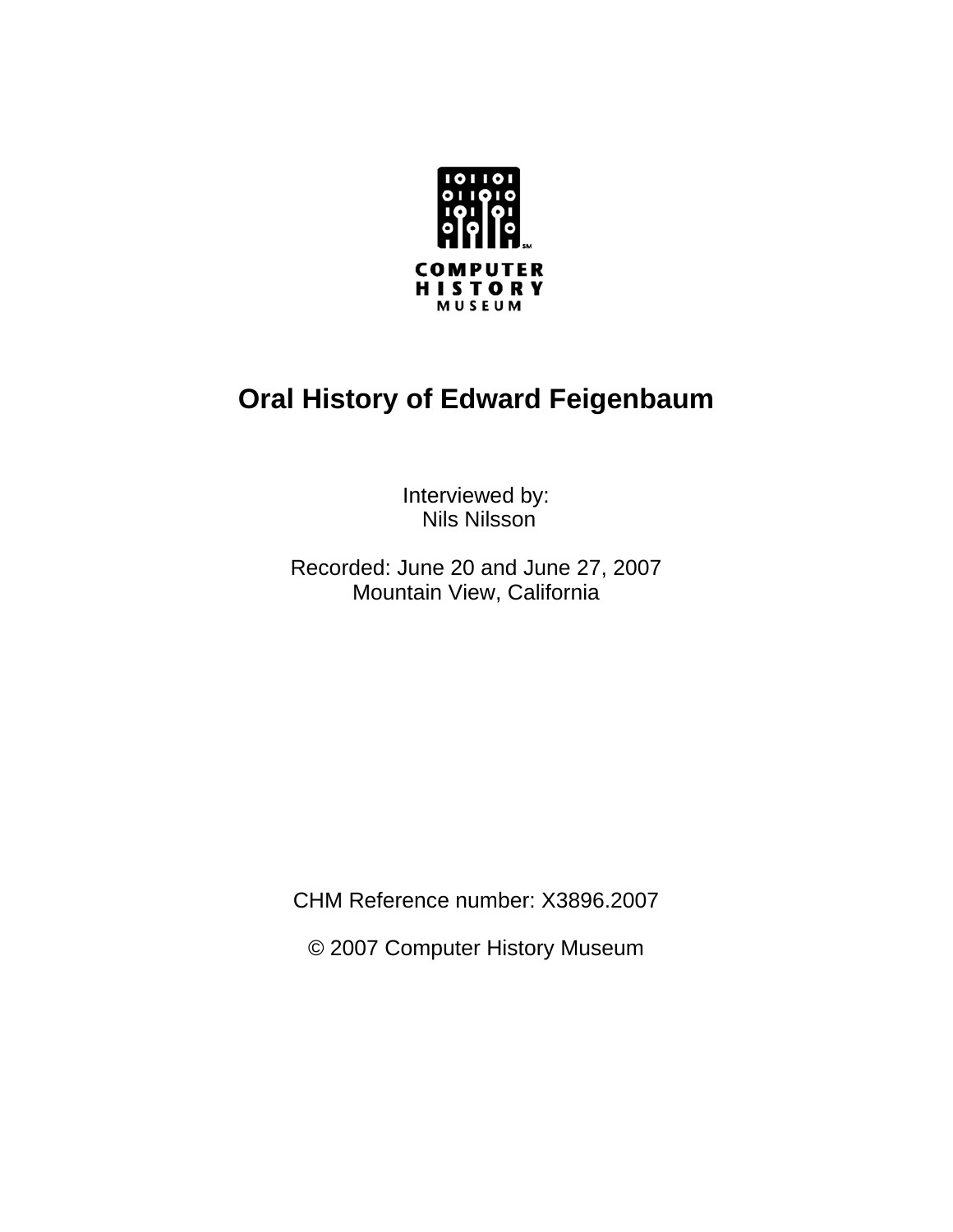COMPUTER HISTORY MUSEUM

# Oral History of Edward Feigenbaum

Interviewed by:
Nils Nilsson

Recorded: June 20 and June 27, 2007
Mountain View, California

CHM Reference number: X3896.2007

© 2007 Computer History Museum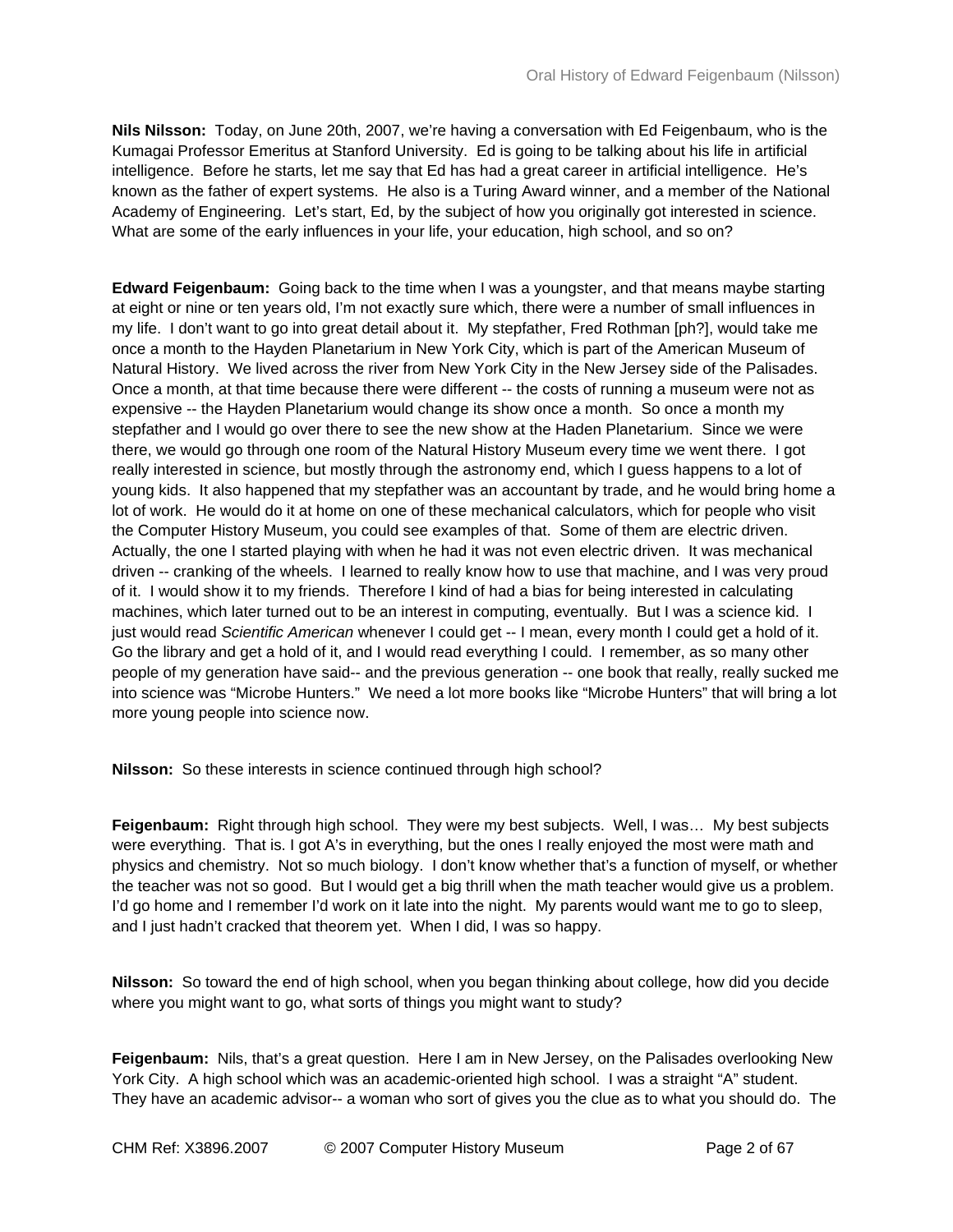**Nils Nilsson:** Today, on June 20th, 2007, we're having a conversation with Ed Feigenbaum, who is the Kumagai Professor Emeritus at Stanford University. Ed is going to be talking about his life in artificial intelligence. Before he starts, let me say that Ed has had a great career in artificial intelligence. He's known as the father of expert systems. He also is a Turing Award winner, and a member of the National Academy of Engineering. Let's start, Ed, by the subject of how you originally got interested in science. What are some of the early influences in your life, your education, high school, and so on?

**Edward Feigenbaum:** Going back to the time when I was a youngster, and that means maybe starting at eight or nine or ten years old, I'm not exactly sure which, there were a number of small influences in my life. I don't want to go into great detail about it. My stepfather, Fred Rothman [ph?], would take me once a month to the Hayden Planetarium in New York City, which is part of the American Museum of Natural History. We lived across the river from New York City in the New Jersey side of the Palisades. Once a month, at that time because there were different -- the costs of running a museum were not as expensive -- the Hayden Planetarium would change its show once a month. So once a month my stepfather and I would go over there to see the new show at the Haden Planetarium. Since we were there, we would go through one room of the Natural History Museum every time we went there. I got really interested in science, but mostly through the astronomy end, which I guess happens to a lot of young kids. It also happened that my stepfather was an accountant by trade, and he would bring home a lot of work. He would do it at home on one of these mechanical calculators, which for people who visit the Computer History Museum, you could see examples of that. Some of them are electric driven. Actually, the one I started playing with when he had it was not even electric driven. It was mechanical driven -- cranking of the wheels. I learned to really know how to use that machine, and I was very proud of it. I would show it to my friends. Therefore I kind of had a bias for being interested in calculating machines, which later turned out to be an interest in computing, eventually. But I was a science kid. I just would read *Scientific American* whenever I could get -- I mean, every month I could get a hold of it. Go the library and get a hold of it, and I would read everything I could. I remember, as so many other people of my generation have said-- and the previous generation -- one book that really, really sucked me into science was "Microbe Hunters." We need a lot more books like "Microbe Hunters" that will bring a lot more young people into science now.

**Nilsson:** So these interests in science continued through high school?

**Feigenbaum:** Right through high school. They were my best subjects. Well, I was… My best subjects were everything. That is. I got A's in everything, but the ones I really enjoyed the most were math and physics and chemistry. Not so much biology. I don't know whether that's a function of myself, or whether the teacher was not so good. But I would get a big thrill when the math teacher would give us a problem. I'd go home and I remember I'd work on it late into the night. My parents would want me to go to sleep, and I just hadn't cracked that theorem yet. When I did, I was so happy.

**Nilsson:** So toward the end of high school, when you began thinking about college, how did you decide where you might want to go, what sorts of things you might want to study?

**Feigenbaum:** Nils, that's a great question. Here I am in New Jersey, on the Palisades overlooking New York City. A high school which was an academic-oriented high school. I was a straight "A" student. They have an academic advisor-- a woman who sort of gives you the clue as to what you should do. The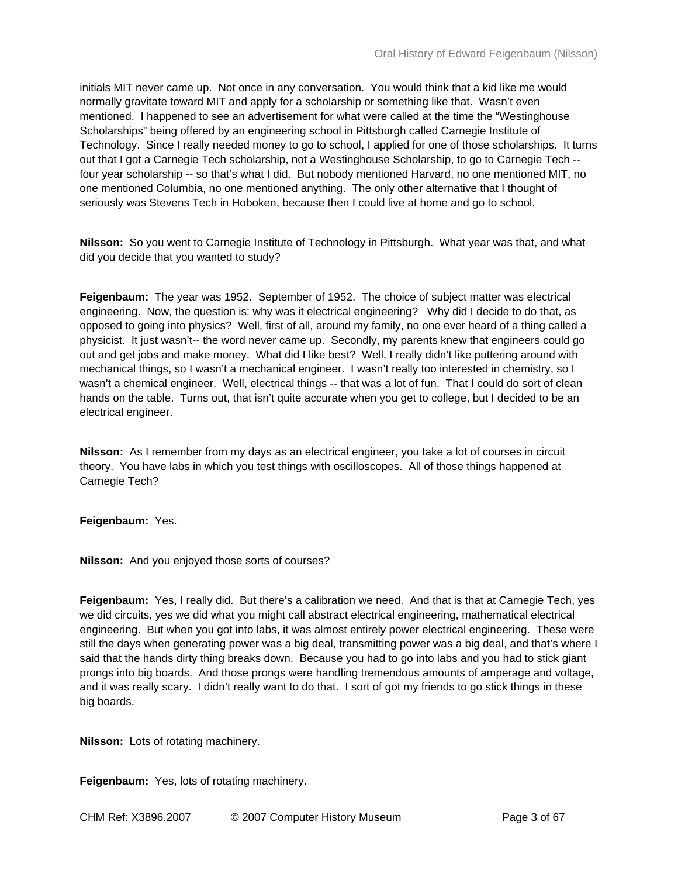initials MIT never came up. Not once in any conversation. You would think that a kid like me would normally gravitate toward MIT and apply for a scholarship or something like that. Wasn't even mentioned. I happened to see an advertisement for what were called at the time the "Westinghouse Scholarships" being offered by an engineering school in Pittsburgh called Carnegie Institute of Technology. Since I really needed money to go to school, I applied for one of those scholarships. It turns out that I got a Carnegie Tech scholarship, not a Westinghouse Scholarship, to go to Carnegie Tech -- four year scholarship -- so that's what I did. But nobody mentioned Harvard, no one mentioned MIT, no one mentioned Columbia, no one mentioned anything. The only other alternative that I thought of seriously was Stevens Tech in Hoboken, because then I could live at home and go to school.

**Nilsson:** So you went to Carnegie Institute of Technology in Pittsburgh. What year was that, and what did you decide that you wanted to study?

**Feigenbaum:** The year was 1952. September of 1952. The choice of subject matter was electrical engineering. Now, the question is: why was it electrical engineering? Why did I decide to do that, as opposed to going into physics? Well, first of all, around my family, no one ever heard of a thing called a physicist. It just wasn't-- the word never came up. Secondly, my parents knew that engineers could go out and get jobs and make money. What did I like best? Well, I really didn't like puttering around with mechanical things, so I wasn't a mechanical engineer. I wasn't really too interested in chemistry, so I wasn't a chemical engineer. Well, electrical things -- that was a lot of fun. That I could do sort of clean hands on the table. Turns out, that isn't quite accurate when you get to college, but I decided to be an electrical engineer.

**Nilsson:** As I remember from my days as an electrical engineer, you take a lot of courses in circuit theory. You have labs in which you test things with oscilloscopes. All of those things happened at Carnegie Tech?

**Feigenbaum:** Yes.

**Nilsson:** And you enjoyed those sorts of courses?

**Feigenbaum:** Yes, I really did. But there's a calibration we need. And that is that at Carnegie Tech, yes we did circuits, yes we did what you might call abstract electrical engineering, mathematical electrical engineering. But when you got into labs, it was almost entirely power electrical engineering. These were still the days when generating power was a big deal, transmitting power was a big deal, and that's where I said that the hands dirty thing breaks down. Because you had to go into labs and you had to stick giant prongs into big boards. And those prongs were handling tremendous amounts of amperage and voltage, and it was really scary. I didn't really want to do that. I sort of got my friends to go stick things in these big boards.

**Nilsson:** Lots of rotating machinery.

**Feigenbaum:** Yes, lots of rotating machinery.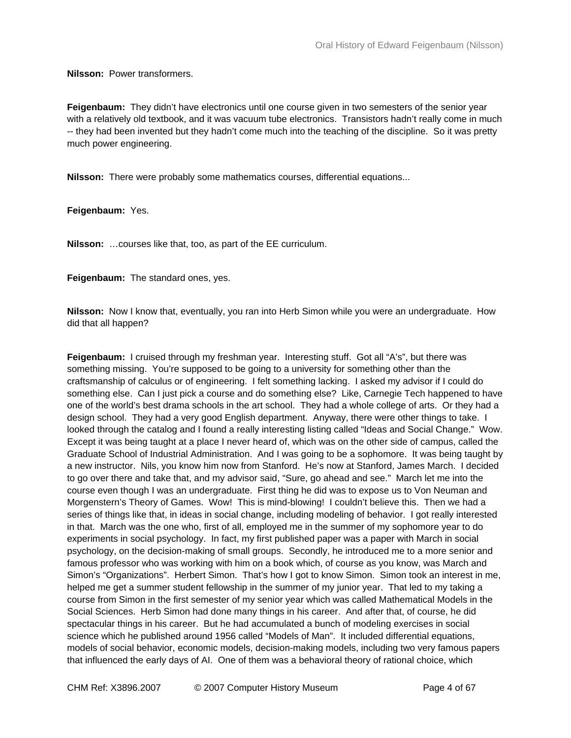**Nilsson:** Power transformers.

**Feigenbaum:** They didn't have electronics until one course given in two semesters of the senior year with a relatively old textbook, and it was vacuum tube electronics. Transistors hadn't really come in much -- they had been invented but they hadn't come much into the teaching of the discipline. So it was pretty much power engineering.

**Nilsson:** There were probably some mathematics courses, differential equations...

**Feigenbaum:** Yes.

**Nilsson:** …courses like that, too, as part of the EE curriculum.

**Feigenbaum:** The standard ones, yes.

**Nilsson:** Now I know that, eventually, you ran into Herb Simon while you were an undergraduate. How did that all happen?

**Feigenbaum:** I cruised through my freshman year. Interesting stuff. Got all "A's", but there was something missing. You're supposed to be going to a university for something other than the craftsmanship of calculus or of engineering. I felt something lacking. I asked my advisor if I could do something else. Can I just pick a course and do something else? Like, Carnegie Tech happened to have one of the world's best drama schools in the art school. They had a whole college of arts. Or they had a design school. They had a very good English department. Anyway, there were other things to take. I looked through the catalog and I found a really interesting listing called "Ideas and Social Change." Wow. Except it was being taught at a place I never heard of, which was on the other side of campus, called the Graduate School of Industrial Administration. And I was going to be a sophomore. It was being taught by a new instructor. Nils, you know him now from Stanford. He's now at Stanford, James March. I decided to go over there and take that, and my advisor said, "Sure, go ahead and see." March let me into the course even though I was an undergraduate. First thing he did was to expose us to Von Neuman and Morgenstern's Theory of Games. Wow! This is mind-blowing! I couldn't believe this. Then we had a series of things like that, in ideas in social change, including modeling of behavior. I got really interested in that. March was the one who, first of all, employed me in the summer of my sophomore year to do experiments in social psychology. In fact, my first published paper was a paper with March in social psychology, on the decision-making of small groups. Secondly, he introduced me to a more senior and famous professor who was working with him on a book which, of course as you know, was March and Simon's "Organizations". Herbert Simon. That's how I got to know Simon. Simon took an interest in me, helped me get a summer student fellowship in the summer of my junior year. That led to my taking a course from Simon in the first semester of my senior year which was called Mathematical Models in the Social Sciences. Herb Simon had done many things in his career. And after that, of course, he did spectacular things in his career. But he had accumulated a bunch of modeling exercises in social science which he published around 1956 called "Models of Man". It included differential equations, models of social behavior, economic models, decision-making models, including two very famous papers that influenced the early days of AI. One of them was a behavioral theory of rational choice, which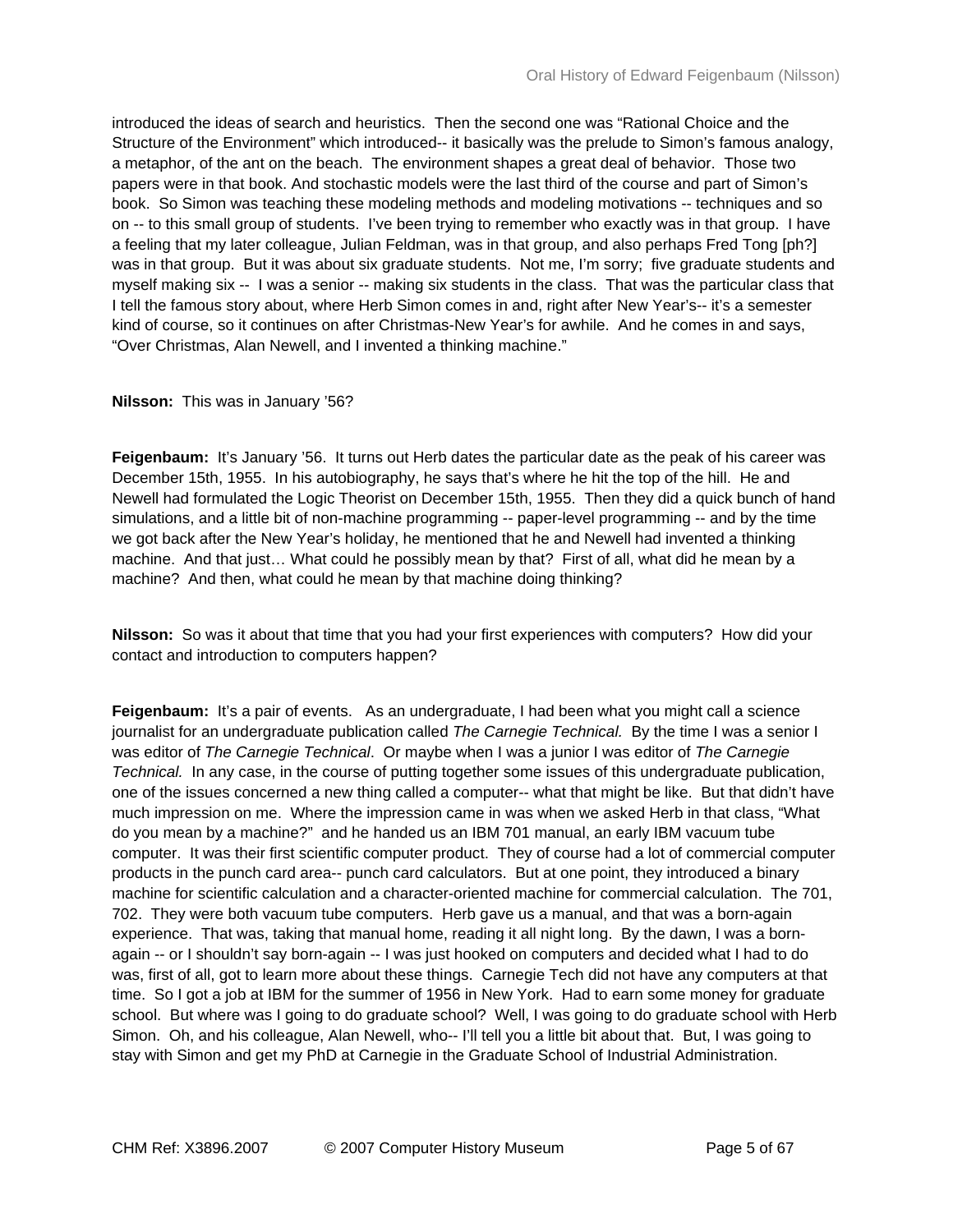introduced the ideas of search and heuristics. Then the second one was "Rational Choice and the Structure of the Environment" which introduced-- it basically was the prelude to Simon's famous analogy, a metaphor, of the ant on the beach. The environment shapes a great deal of behavior. Those two papers were in that book. And stochastic models were the last third of the course and part of Simon's book. So Simon was teaching these modeling methods and modeling motivations -- techniques and so on -- to this small group of students. I've been trying to remember who exactly was in that group. I have a feeling that my later colleague, Julian Feldman, was in that group, and also perhaps Fred Tong [ph?] was in that group. But it was about six graduate students. Not me, I'm sorry; five graduate students and myself making six -- I was a senior -- making six students in the class. That was the particular class that I tell the famous story about, where Herb Simon comes in and, right after New Year's-- it's a semester kind of course, so it continues on after Christmas-New Year's for awhile. And he comes in and says, "Over Christmas, Alan Newell, and I invented a thinking machine."

**Nilsson:** This was in January '56?

**Feigenbaum:** It's January '56. It turns out Herb dates the particular date as the peak of his career was December 15th, 1955. In his autobiography, he says that's where he hit the top of the hill. He and Newell had formulated the Logic Theorist on December 15th, 1955. Then they did a quick bunch of hand simulations, and a little bit of non-machine programming -- paper-level programming -- and by the time we got back after the New Year's holiday, he mentioned that he and Newell had invented a thinking machine. And that just… What could he possibly mean by that? First of all, what did he mean by a machine? And then, what could he mean by that machine doing thinking?

**Nilsson:** So was it about that time that you had your first experiences with computers? How did your contact and introduction to computers happen?

**Feigenbaum:** It's a pair of events. As an undergraduate, I had been what you might call a science journalist for an undergraduate publication called *The Carnegie Technical.* By the time I was a senior I was editor of *The Carnegie Technical*. Or maybe when I was a junior I was editor of *The Carnegie Technical.* In any case, in the course of putting together some issues of this undergraduate publication, one of the issues concerned a new thing called a computer-- what that might be like. But that didn't have much impression on me. Where the impression came in was when we asked Herb in that class, "What do you mean by a machine?" and he handed us an IBM 701 manual, an early IBM vacuum tube computer. It was their first scientific computer product. They of course had a lot of commercial computer products in the punch card area-- punch card calculators. But at one point, they introduced a binary machine for scientific calculation and a character-oriented machine for commercial calculation. The 701, 702. They were both vacuum tube computers. Herb gave us a manual, and that was a born-again experience. That was, taking that manual home, reading it all night long. By the dawn, I was a born-again -- or I shouldn't say born-again -- I was just hooked on computers and decided what I had to do was, first of all, got to learn more about these things. Carnegie Tech did not have any computers at that time. So I got a job at IBM for the summer of 1956 in New York. Had to earn some money for graduate school. But where was I going to do graduate school? Well, I was going to do graduate school with Herb Simon. Oh, and his colleague, Alan Newell, who-- I'll tell you a little bit about that. But, I was going to stay with Simon and get my PhD at Carnegie in the Graduate School of Industrial Administration.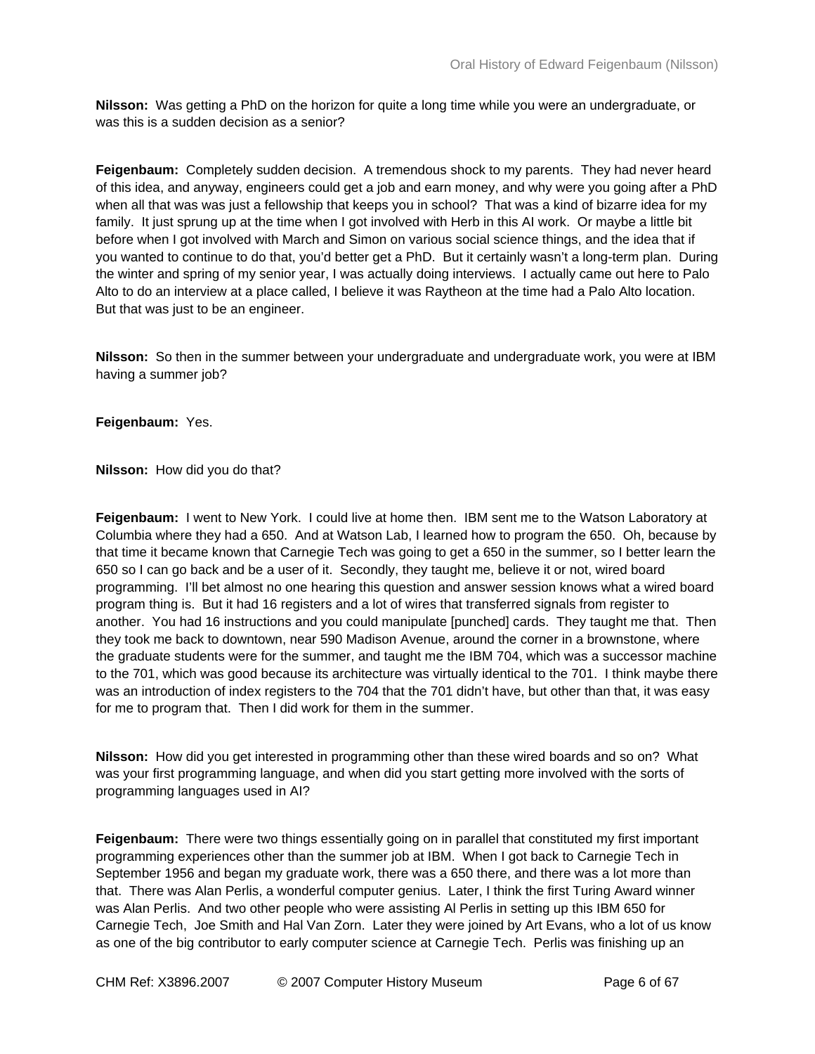**Nilsson:** Was getting a PhD on the horizon for quite a long time while you were an undergraduate, or was this is a sudden decision as a senior?

**Feigenbaum:** Completely sudden decision. A tremendous shock to my parents. They had never heard of this idea, and anyway, engineers could get a job and earn money, and why were you going after a PhD when all that was was just a fellowship that keeps you in school? That was a kind of bizarre idea for my family. It just sprung up at the time when I got involved with Herb in this AI work. Or maybe a little bit before when I got involved with March and Simon on various social science things, and the idea that if you wanted to continue to do that, you'd better get a PhD. But it certainly wasn't a long-term plan. During the winter and spring of my senior year, I was actually doing interviews. I actually came out here to Palo Alto to do an interview at a place called, I believe it was Raytheon at the time had a Palo Alto location. But that was just to be an engineer.

**Nilsson:** So then in the summer between your undergraduate and undergraduate work, you were at IBM having a summer job?

**Feigenbaum:** Yes.

**Nilsson:** How did you do that?

**Feigenbaum:** I went to New York. I could live at home then. IBM sent me to the Watson Laboratory at Columbia where they had a 650. And at Watson Lab, I learned how to program the 650. Oh, because by that time it became known that Carnegie Tech was going to get a 650 in the summer, so I better learn the 650 so I can go back and be a user of it. Secondly, they taught me, believe it or not, wired board programming. I'll bet almost no one hearing this question and answer session knows what a wired board program thing is. But it had 16 registers and a lot of wires that transferred signals from register to another. You had 16 instructions and you could manipulate [punched] cards. They taught me that. Then they took me back to downtown, near 590 Madison Avenue, around the corner in a brownstone, where the graduate students were for the summer, and taught me the IBM 704, which was a successor machine to the 701, which was good because its architecture was virtually identical to the 701. I think maybe there was an introduction of index registers to the 704 that the 701 didn't have, but other than that, it was easy for me to program that. Then I did work for them in the summer.

**Nilsson:** How did you get interested in programming other than these wired boards and so on? What was your first programming language, and when did you start getting more involved with the sorts of programming languages used in AI?

**Feigenbaum:** There were two things essentially going on in parallel that constituted my first important programming experiences other than the summer job at IBM. When I got back to Carnegie Tech in September 1956 and began my graduate work, there was a 650 there, and there was a lot more than that. There was Alan Perlis, a wonderful computer genius. Later, I think the first Turing Award winner was Alan Perlis. And two other people who were assisting Al Perlis in setting up this IBM 650 for Carnegie Tech, Joe Smith and Hal Van Zorn. Later they were joined by Art Evans, who a lot of us know as one of the big contributor to early computer science at Carnegie Tech. Perlis was finishing up an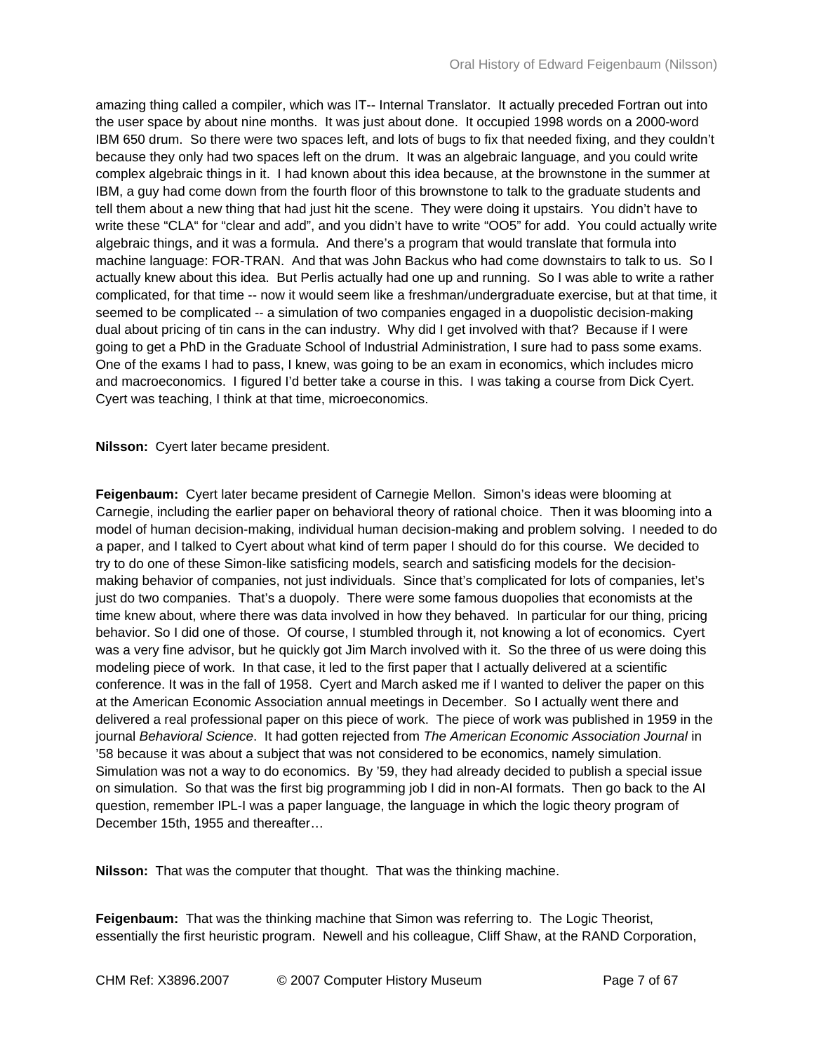amazing thing called a compiler, which was IT-- Internal Translator. It actually preceded Fortran out into the user space by about nine months. It was just about done. It occupied 1998 words on a 2000-word IBM 650 drum. So there were two spaces left, and lots of bugs to fix that needed fixing, and they couldn't because they only had two spaces left on the drum. It was an algebraic language, and you could write complex algebraic things in it. I had known about this idea because, at the brownstone in the summer at IBM, a guy had come down from the fourth floor of this brownstone to talk to the graduate students and tell them about a new thing that had just hit the scene. They were doing it upstairs. You didn't have to write these "CLA" for "clear and add", and you didn't have to write "OO5" for add. You could actually write algebraic things, and it was a formula. And there's a program that would translate that formula into machine language: FOR-TRAN. And that was John Backus who had come downstairs to talk to us. So I actually knew about this idea. But Perlis actually had one up and running. So I was able to write a rather complicated, for that time -- now it would seem like a freshman/undergraduate exercise, but at that time, it seemed to be complicated -- a simulation of two companies engaged in a duopolistic decision-making dual about pricing of tin cans in the can industry. Why did I get involved with that? Because if I were going to get a PhD in the Graduate School of Industrial Administration, I sure had to pass some exams. One of the exams I had to pass, I knew, was going to be an exam in economics, which includes micro and macroeconomics. I figured I'd better take a course in this. I was taking a course from Dick Cyert. Cyert was teaching, I think at that time, microeconomics.

**Nilsson:** Cyert later became president.

**Feigenbaum:** Cyert later became president of Carnegie Mellon. Simon's ideas were blooming at Carnegie, including the earlier paper on behavioral theory of rational choice. Then it was blooming into a model of human decision-making, individual human decision-making and problem solving. I needed to do a paper, and I talked to Cyert about what kind of term paper I should do for this course. We decided to try to do one of these Simon-like satisficing models, search and satisficing models for the decision-making behavior of companies, not just individuals. Since that's complicated for lots of companies, let's just do two companies. That's a duopoly. There were some famous duopolies that economists at the time knew about, where there was data involved in how they behaved. In particular for our thing, pricing behavior. So I did one of those. Of course, I stumbled through it, not knowing a lot of economics. Cyert was a very fine advisor, but he quickly got Jim March involved with it. So the three of us were doing this modeling piece of work. In that case, it led to the first paper that I actually delivered at a scientific conference. It was in the fall of 1958. Cyert and March asked me if I wanted to deliver the paper on this at the American Economic Association annual meetings in December. So I actually went there and delivered a real professional paper on this piece of work. The piece of work was published in 1959 in the journal *Behavioral Science*. It had gotten rejected from *The American Economic Association Journal* in '58 because it was about a subject that was not considered to be economics, namely simulation. Simulation was not a way to do economics. By '59, they had already decided to publish a special issue on simulation. So that was the first big programming job I did in non-AI formats. Then go back to the AI question, remember IPL-I was a paper language, the language in which the logic theory program of December 15th, 1955 and thereafter…

**Nilsson:** That was the computer that thought. That was the thinking machine.

**Feigenbaum:** That was the thinking machine that Simon was referring to. The Logic Theorist, essentially the first heuristic program. Newell and his colleague, Cliff Shaw, at the RAND Corporation,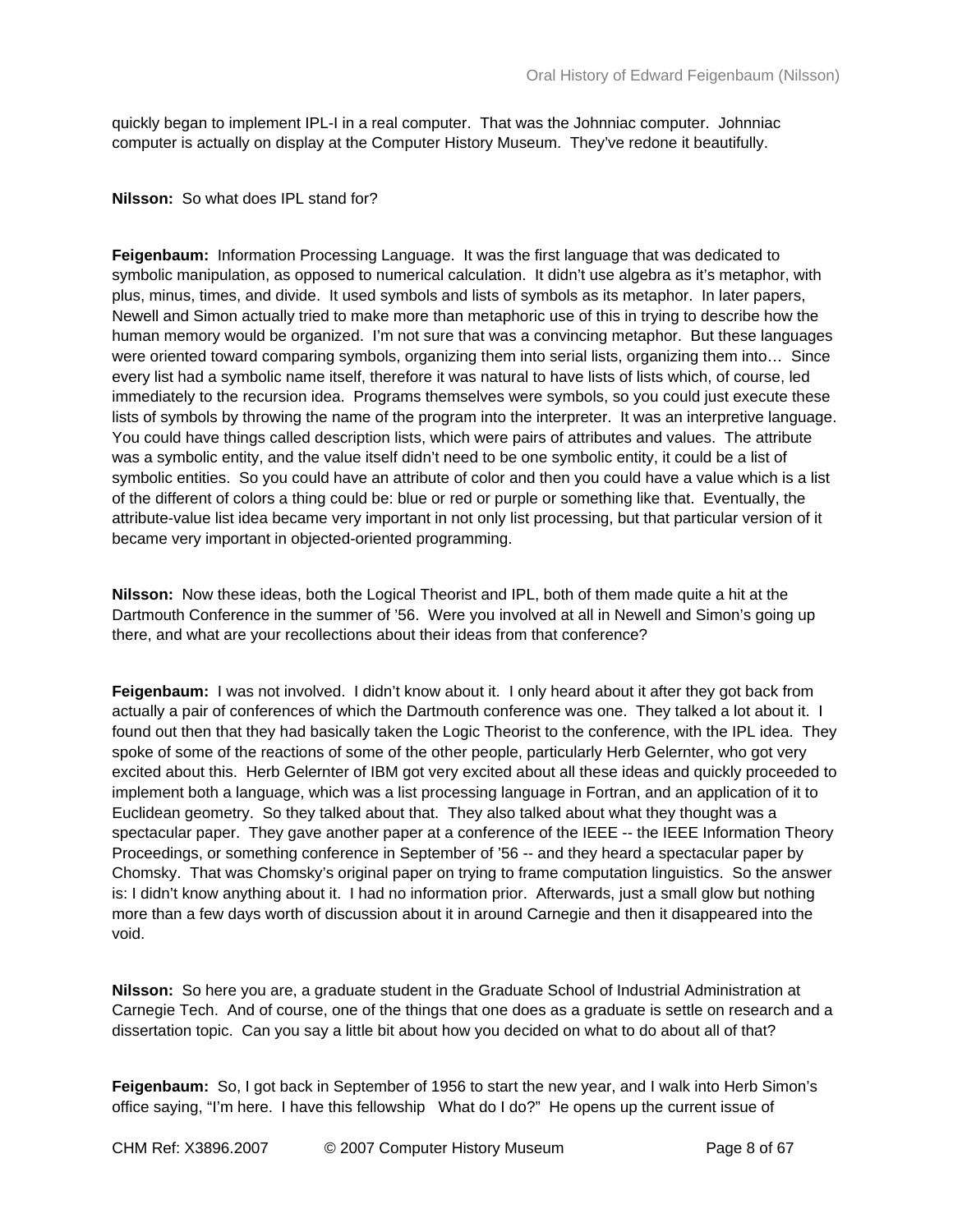quickly began to implement IPL-I in a real computer. That was the Johnniac computer. Johnniac computer is actually on display at the Computer History Museum. They've redone it beautifully.

**Nilsson:** So what does IPL stand for?

**Feigenbaum:** Information Processing Language. It was the first language that was dedicated to symbolic manipulation, as opposed to numerical calculation. It didn't use algebra as it's metaphor, with plus, minus, times, and divide. It used symbols and lists of symbols as its metaphor. In later papers, Newell and Simon actually tried to make more than metaphoric use of this in trying to describe how the human memory would be organized. I'm not sure that was a convincing metaphor. But these languages were oriented toward comparing symbols, organizing them into serial lists, organizing them into… Since every list had a symbolic name itself, therefore it was natural to have lists of lists which, of course, led immediately to the recursion idea. Programs themselves were symbols, so you could just execute these lists of symbols by throwing the name of the program into the interpreter. It was an interpretive language. You could have things called description lists, which were pairs of attributes and values. The attribute was a symbolic entity, and the value itself didn't need to be one symbolic entity, it could be a list of symbolic entities. So you could have an attribute of color and then you could have a value which is a list of the different of colors a thing could be: blue or red or purple or something like that. Eventually, the attribute-value list idea became very important in not only list processing, but that particular version of it became very important in objected-oriented programming.

**Nilsson:** Now these ideas, both the Logical Theorist and IPL, both of them made quite a hit at the Dartmouth Conference in the summer of '56. Were you involved at all in Newell and Simon's going up there, and what are your recollections about their ideas from that conference?

**Feigenbaum:** I was not involved. I didn't know about it. I only heard about it after they got back from actually a pair of conferences of which the Dartmouth conference was one. They talked a lot about it. I found out then that they had basically taken the Logic Theorist to the conference, with the IPL idea. They spoke of some of the reactions of some of the other people, particularly Herb Gelernter, who got very excited about this. Herb Gelernter of IBM got very excited about all these ideas and quickly proceeded to implement both a language, which was a list processing language in Fortran, and an application of it to Euclidean geometry. So they talked about that. They also talked about what they thought was a spectacular paper. They gave another paper at a conference of the IEEE -- the IEEE Information Theory Proceedings, or something conference in September of '56 -- and they heard a spectacular paper by Chomsky. That was Chomsky's original paper on trying to frame computation linguistics. So the answer is: I didn't know anything about it. I had no information prior. Afterwards, just a small glow but nothing more than a few days worth of discussion about it in around Carnegie and then it disappeared into the void.

**Nilsson:** So here you are, a graduate student in the Graduate School of Industrial Administration at Carnegie Tech. And of course, one of the things that one does as a graduate is settle on research and a dissertation topic. Can you say a little bit about how you decided on what to do about all of that?

**Feigenbaum:** So, I got back in September of 1956 to start the new year, and I walk into Herb Simon's office saying, "I'm here. I have this fellowship What do I do?" He opens up the current issue of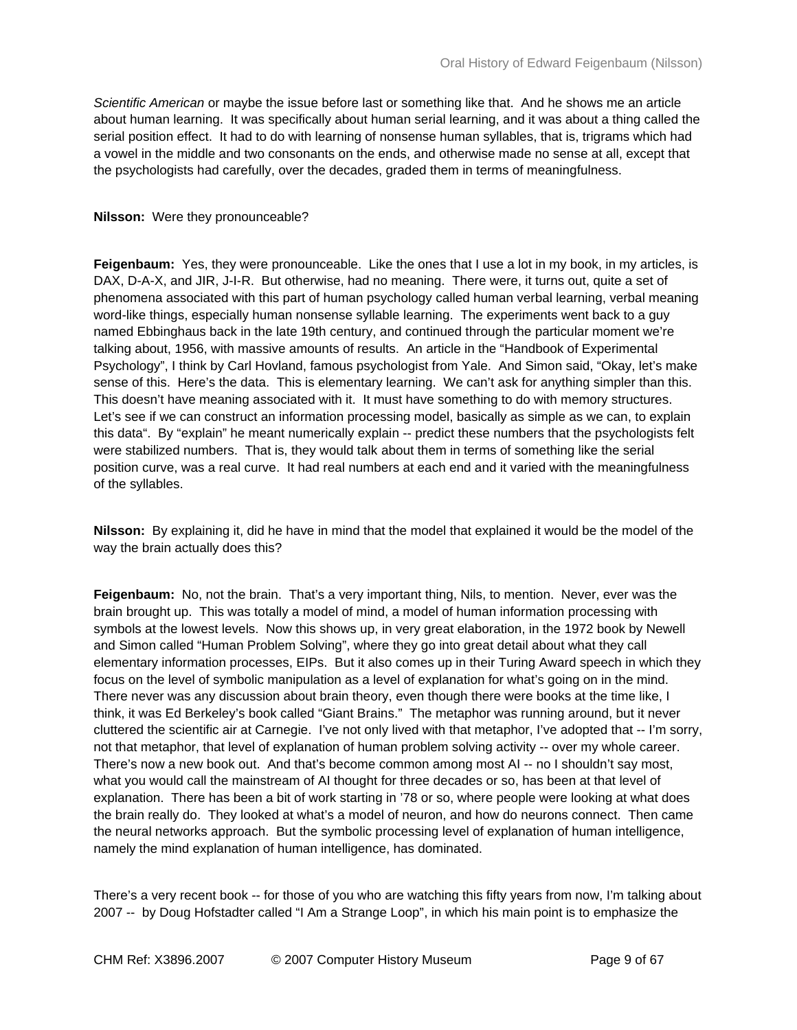*Scientific American* or maybe the issue before last or something like that. And he shows me an article about human learning. It was specifically about human serial learning, and it was about a thing called the serial position effect. It had to do with learning of nonsense human syllables, that is, trigrams which had a vowel in the middle and two consonants on the ends, and otherwise made no sense at all, except that the psychologists had carefully, over the decades, graded them in terms of meaningfulness.

**Nilsson:** Were they pronounceable?

**Feigenbaum:** Yes, they were pronounceable. Like the ones that I use a lot in my book, in my articles, is DAX, D-A-X, and JIR, J-I-R. But otherwise, had no meaning. There were, it turns out, quite a set of phenomena associated with this part of human psychology called human verbal learning, verbal meaning word-like things, especially human nonsense syllable learning. The experiments went back to a guy named Ebbinghaus back in the late 19th century, and continued through the particular moment we're talking about, 1956, with massive amounts of results. An article in the "Handbook of Experimental Psychology", I think by Carl Hovland, famous psychologist from Yale. And Simon said, "Okay, let's make sense of this. Here's the data. This is elementary learning. We can't ask for anything simpler than this. This doesn't have meaning associated with it. It must have something to do with memory structures. Let's see if we can construct an information processing model, basically as simple as we can, to explain this data". By "explain" he meant numerically explain -- predict these numbers that the psychologists felt were stabilized numbers. That is, they would talk about them in terms of something like the serial position curve, was a real curve. It had real numbers at each end and it varied with the meaningfulness of the syllables.

**Nilsson:** By explaining it, did he have in mind that the model that explained it would be the model of the way the brain actually does this?

**Feigenbaum:** No, not the brain. That's a very important thing, Nils, to mention. Never, ever was the brain brought up. This was totally a model of mind, a model of human information processing with symbols at the lowest levels. Now this shows up, in very great elaboration, in the 1972 book by Newell and Simon called "Human Problem Solving", where they go into great detail about what they call elementary information processes, EIPs. But it also comes up in their Turing Award speech in which they focus on the level of symbolic manipulation as a level of explanation for what's going on in the mind. There never was any discussion about brain theory, even though there were books at the time like, I think, it was Ed Berkeley's book called "Giant Brains." The metaphor was running around, but it never cluttered the scientific air at Carnegie. I've not only lived with that metaphor, I've adopted that -- I'm sorry, not that metaphor, that level of explanation of human problem solving activity -- over my whole career. There's now a new book out. And that's become common among most AI -- no I shouldn't say most, what you would call the mainstream of AI thought for three decades or so, has been at that level of explanation. There has been a bit of work starting in '78 or so, where people were looking at what does the brain really do. They looked at what's a model of neuron, and how do neurons connect. Then came the neural networks approach. But the symbolic processing level of explanation of human intelligence, namely the mind explanation of human intelligence, has dominated.

There's a very recent book -- for those of you who are watching this fifty years from now, I'm talking about 2007 -- by Doug Hofstadter called "I Am a Strange Loop", in which his main point is to emphasize the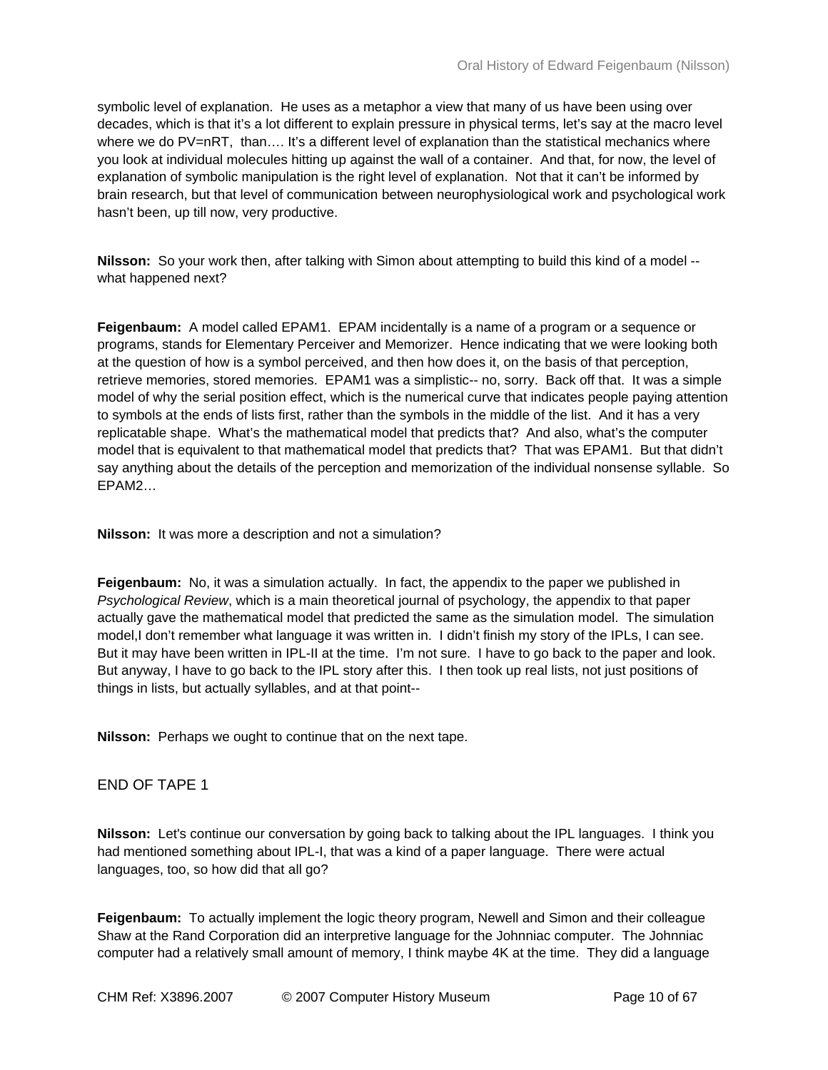symbolic level of explanation. He uses as a metaphor a view that many of us have been using over decades, which is that it's a lot different to explain pressure in physical terms, let's say at the macro level where we do $PV=nRT$, than…. It's a different level of explanation than the statistical mechanics where you look at individual molecules hitting up against the wall of a container. And that, for now, the level of explanation of symbolic manipulation is the right level of explanation. Not that it can't be informed by brain research, but that level of communication between neurophysiological work and psychological work hasn't been, up till now, very productive.

**Nilsson:** So your work then, after talking with Simon about attempting to build this kind of a model -- what happened next?

**Feigenbaum:** A model called EPAM1. EPAM incidentally is a name of a program or a sequence or programs, stands for Elementary Perceiver and Memorizer. Hence indicating that we were looking both at the question of how is a symbol perceived, and then how does it, on the basis of that perception, retrieve memories, stored memories. EPAM1 was a simplistic-- no, sorry. Back off that. It was a simple model of why the serial position effect, which is the numerical curve that indicates people paying attention to symbols at the ends of lists first, rather than the symbols in the middle of the list. And it has a very replicatable shape. What's the mathematical model that predicts that? And also, what's the computer model that is equivalent to that mathematical model that predicts that? That was EPAM1. But that didn't say anything about the details of the perception and memorization of the individual nonsense syllable. So EPAM2…

**Nilsson:** It was more a description and not a simulation?

**Feigenbaum:** No, it was a simulation actually. In fact, the appendix to the paper we published in *Psychological Review*, which is a main theoretical journal of psychology, the appendix to that paper actually gave the mathematical model that predicted the same as the simulation model. The simulation model,I don't remember what language it was written in. I didn't finish my story of the IPLs, I can see. But it may have been written in IPL-II at the time. I'm not sure. I have to go back to the paper and look. But anyway, I have to go back to the IPL story after this. I then took up real lists, not just positions of things in lists, but actually syllables, and at that point--

**Nilsson:** Perhaps we ought to continue that on the next tape.

END OF TAPE 1

**Nilsson:** Let's continue our conversation by going back to talking about the IPL languages. I think you had mentioned something about IPL-I, that was a kind of a paper language. There were actual languages, too, so how did that all go?

**Feigenbaum:** To actually implement the logic theory program, Newell and Simon and their colleague Shaw at the Rand Corporation did an interpretive language for the Johnniac computer. The Johnniac computer had a relatively small amount of memory, I think maybe 4K at the time. They did a language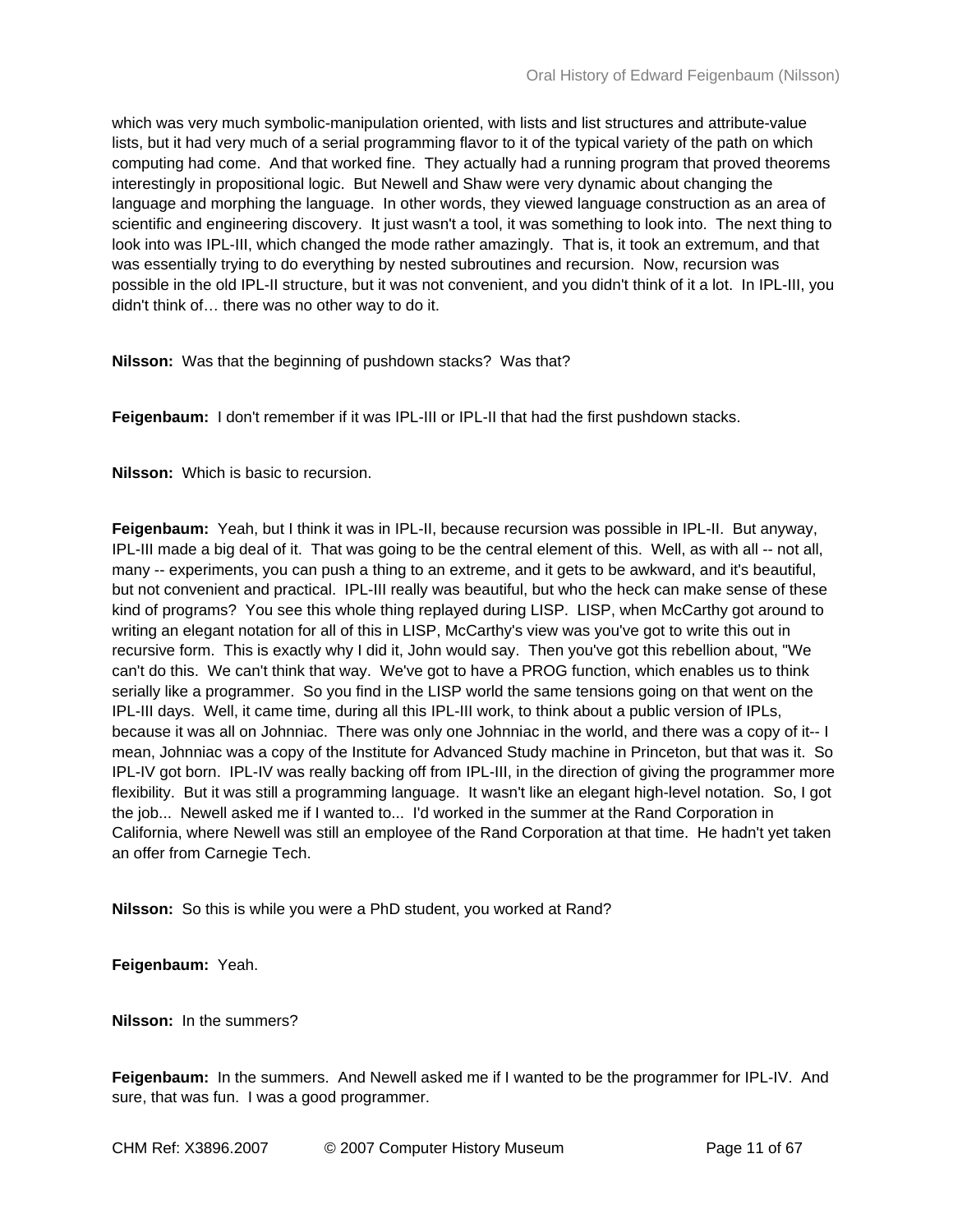which was very much symbolic-manipulation oriented, with lists and list structures and attribute-value lists, but it had very much of a serial programming flavor to it of the typical variety of the path on which computing had come. And that worked fine. They actually had a running program that proved theorems interestingly in propositional logic. But Newell and Shaw were very dynamic about changing the language and morphing the language. In other words, they viewed language construction as an area of scientific and engineering discovery. It just wasn't a tool, it was something to look into. The next thing to look into was IPL-III, which changed the mode rather amazingly. That is, it took an extremum, and that was essentially trying to do everything by nested subroutines and recursion. Now, recursion was possible in the old IPL-II structure, but it was not convenient, and you didn't think of it a lot. In IPL-III, you didn't think of… there was no other way to do it.

**Nilsson:** Was that the beginning of pushdown stacks? Was that?

**Feigenbaum:** I don't remember if it was IPL-III or IPL-II that had the first pushdown stacks.

**Nilsson:** Which is basic to recursion.

**Feigenbaum:** Yeah, but I think it was in IPL-II, because recursion was possible in IPL-II. But anyway, IPL-III made a big deal of it. That was going to be the central element of this. Well, as with all -- not all, many -- experiments, you can push a thing to an extreme, and it gets to be awkward, and it's beautiful, but not convenient and practical. IPL-III really was beautiful, but who the heck can make sense of these kind of programs? You see this whole thing replayed during LISP. LISP, when McCarthy got around to writing an elegant notation for all of this in LISP, McCarthy's view was you've got to write this out in recursive form. This is exactly why I did it, John would say. Then you've got this rebellion about, "We can't do this. We can't think that way. We've got to have a PROG function, which enables us to think serially like a programmer. So you find in the LISP world the same tensions going on that went on the IPL-III days. Well, it came time, during all this IPL-III work, to think about a public version of IPLs, because it was all on Johnniac. There was only one Johnniac in the world, and there was a copy of it-- I mean, Johnniac was a copy of the Institute for Advanced Study machine in Princeton, but that was it. So IPL-IV got born. IPL-IV was really backing off from IPL-III, in the direction of giving the programmer more flexibility. But it was still a programming language. It wasn't like an elegant high-level notation. So, I got the job... Newell asked me if I wanted to... I'd worked in the summer at the Rand Corporation in California, where Newell was still an employee of the Rand Corporation at that time. He hadn't yet taken an offer from Carnegie Tech.

**Nilsson:** So this is while you were a PhD student, you worked at Rand?

**Feigenbaum:** Yeah.

**Nilsson:** In the summers?

**Feigenbaum:** In the summers. And Newell asked me if I wanted to be the programmer for IPL-IV. And sure, that was fun. I was a good programmer.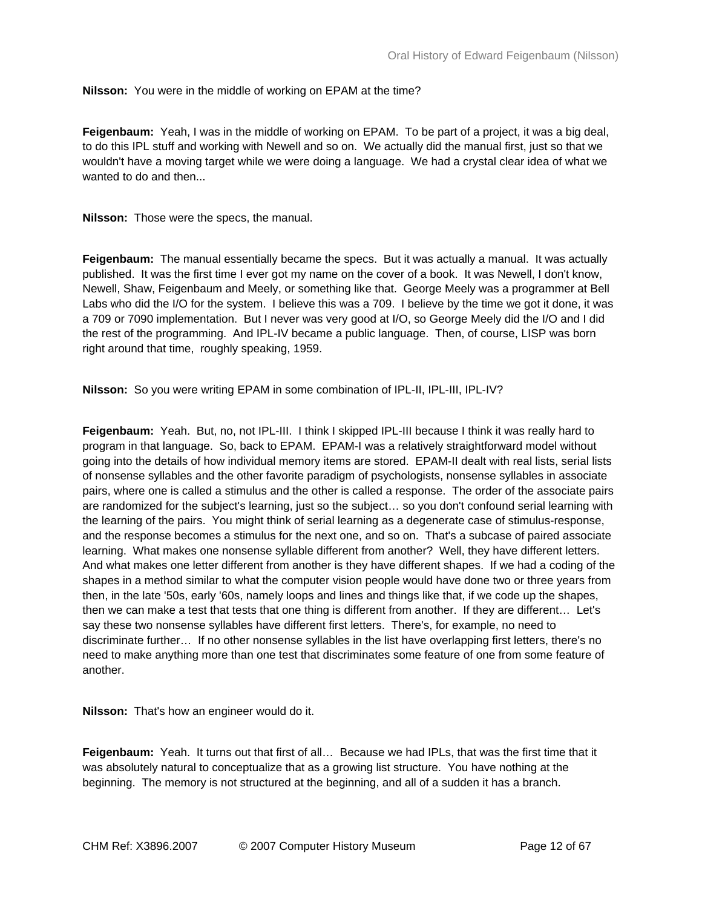**Nilsson:** You were in the middle of working on EPAM at the time?

**Feigenbaum:** Yeah, I was in the middle of working on EPAM. To be part of a project, it was a big deal, to do this IPL stuff and working with Newell and so on. We actually did the manual first, just so that we wouldn't have a moving target while we were doing a language. We had a crystal clear idea of what we wanted to do and then...

**Nilsson:** Those were the specs, the manual.

**Feigenbaum:** The manual essentially became the specs. But it was actually a manual. It was actually published. It was the first time I ever got my name on the cover of a book. It was Newell, I don't know, Newell, Shaw, Feigenbaum and Meely, or something like that. George Meely was a programmer at Bell Labs who did the I/O for the system. I believe this was a 709. I believe by the time we got it done, it was a 709 or 7090 implementation. But I never was very good at I/O, so George Meely did the I/O and I did the rest of the programming. And IPL-IV became a public language. Then, of course, LISP was born right around that time, roughly speaking, 1959.

**Nilsson:** So you were writing EPAM in some combination of IPL-II, IPL-III, IPL-IV?

**Feigenbaum:** Yeah. But, no, not IPL-III. I think I skipped IPL-III because I think it was really hard to program in that language. So, back to EPAM. EPAM-I was a relatively straightforward model without going into the details of how individual memory items are stored. EPAM-II dealt with real lists, serial lists of nonsense syllables and the other favorite paradigm of psychologists, nonsense syllables in associate pairs, where one is called a stimulus and the other is called a response. The order of the associate pairs are randomized for the subject's learning, just so the subject… so you don't confound serial learning with the learning of the pairs. You might think of serial learning as a degenerate case of stimulus-response, and the response becomes a stimulus for the next one, and so on. That's a subcase of paired associate learning. What makes one nonsense syllable different from another? Well, they have different letters. And what makes one letter different from another is they have different shapes. If we had a coding of the shapes in a method similar to what the computer vision people would have done two or three years from then, in the late '50s, early '60s, namely loops and lines and things like that, if we code up the shapes, then we can make a test that tests that one thing is different from another. If they are different… Let's say these two nonsense syllables have different first letters. There's, for example, no need to discriminate further… If no other nonsense syllables in the list have overlapping first letters, there's no need to make anything more than one test that discriminates some feature of one from some feature of another.

**Nilsson:** That's how an engineer would do it.

**Feigenbaum:** Yeah. It turns out that first of all… Because we had IPLs, that was the first time that it was absolutely natural to conceptualize that as a growing list structure. You have nothing at the beginning. The memory is not structured at the beginning, and all of a sudden it has a branch.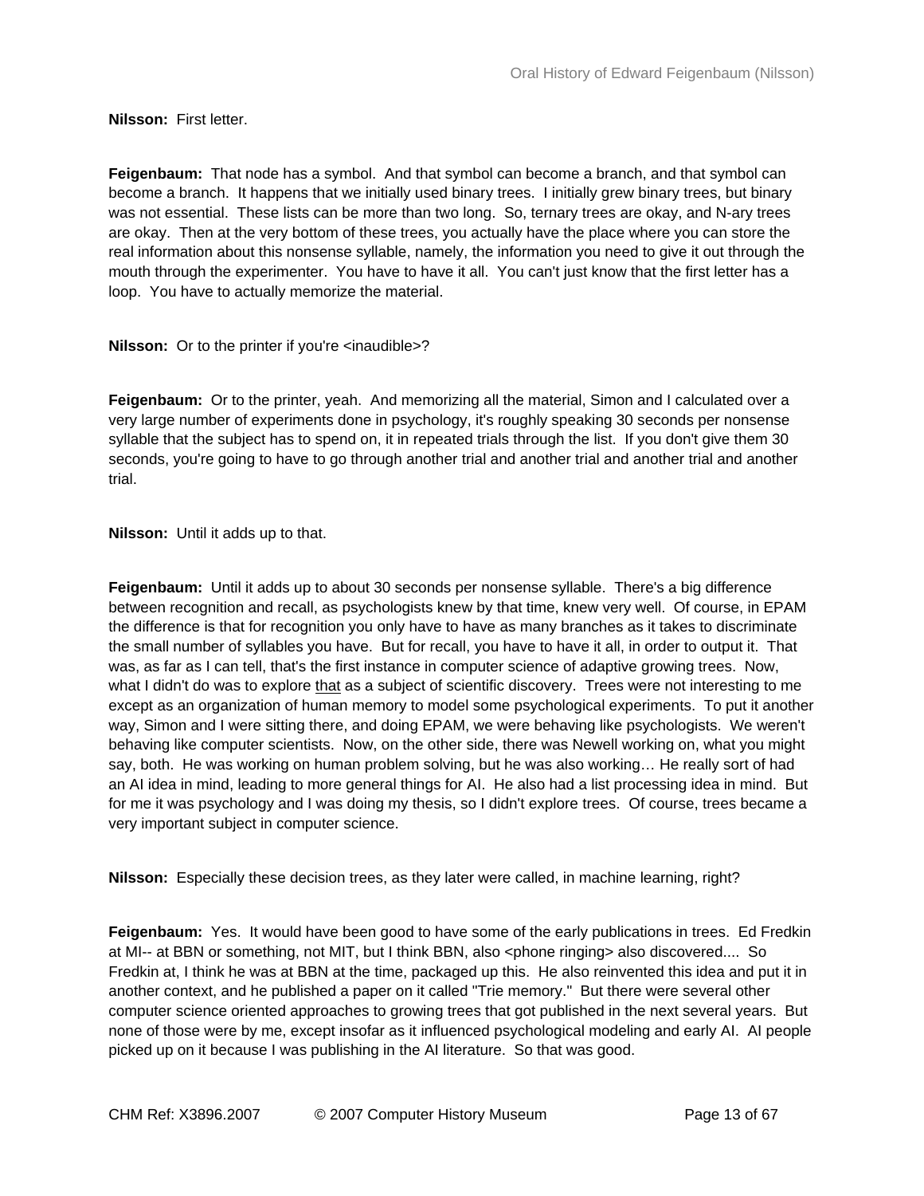**Nilsson:** First letter.

**Feigenbaum:** That node has a symbol. And that symbol can become a branch, and that symbol can become a branch. It happens that we initially used binary trees. I initially grew binary trees, but binary was not essential. These lists can be more than two long. So, ternary trees are okay, and N-ary trees are okay. Then at the very bottom of these trees, you actually have the place where you can store the real information about this nonsense syllable, namely, the information you need to give it out through the mouth through the experimenter. You have to have it all. You can't just know that the first letter has a loop. You have to actually memorize the material.

**Nilsson:** Or to the printer if you're <inaudible>?

**Feigenbaum:** Or to the printer, yeah. And memorizing all the material, Simon and I calculated over a very large number of experiments done in psychology, it's roughly speaking 30 seconds per nonsense syllable that the subject has to spend on, it in repeated trials through the list. If you don't give them 30 seconds, you're going to have to go through another trial and another trial and another trial and another trial.

**Nilsson:** Until it adds up to that.

**Feigenbaum:** Until it adds up to about 30 seconds per nonsense syllable. There's a big difference between recognition and recall, as psychologists knew by that time, knew very well. Of course, in EPAM the difference is that for recognition you only have to have as many branches as it takes to discriminate the small number of syllables you have. But for recall, you have to have it all, in order to output it. That was, as far as I can tell, that's the first instance in computer science of adaptive growing trees. Now, what I didn't do was to explore <u>that</u> as a subject of scientific discovery. Trees were not interesting to me except as an organization of human memory to model some psychological experiments. To put it another way, Simon and I were sitting there, and doing EPAM, we were behaving like psychologists. We weren't behaving like computer scientists. Now, on the other side, there was Newell working on, what you might say, both. He was working on human problem solving, but he was also working… He really sort of had an AI idea in mind, leading to more general things for AI. He also had a list processing idea in mind. But for me it was psychology and I was doing my thesis, so I didn't explore trees. Of course, trees became a very important subject in computer science.

**Nilsson:** Especially these decision trees, as they later were called, in machine learning, right?

**Feigenbaum:** Yes. It would have been good to have some of the early publications in trees. Ed Fredkin at MI-- at BBN or something, not MIT, but I think BBN, also <phone ringing> also discovered.... So Fredkin at, I think he was at BBN at the time, packaged up this. He also reinvented this idea and put it in another context, and he published a paper on it called "Trie memory." But there were several other computer science oriented approaches to growing trees that got published in the next several years. But none of those were by me, except insofar as it influenced psychological modeling and early AI. AI people picked up on it because I was publishing in the AI literature. So that was good.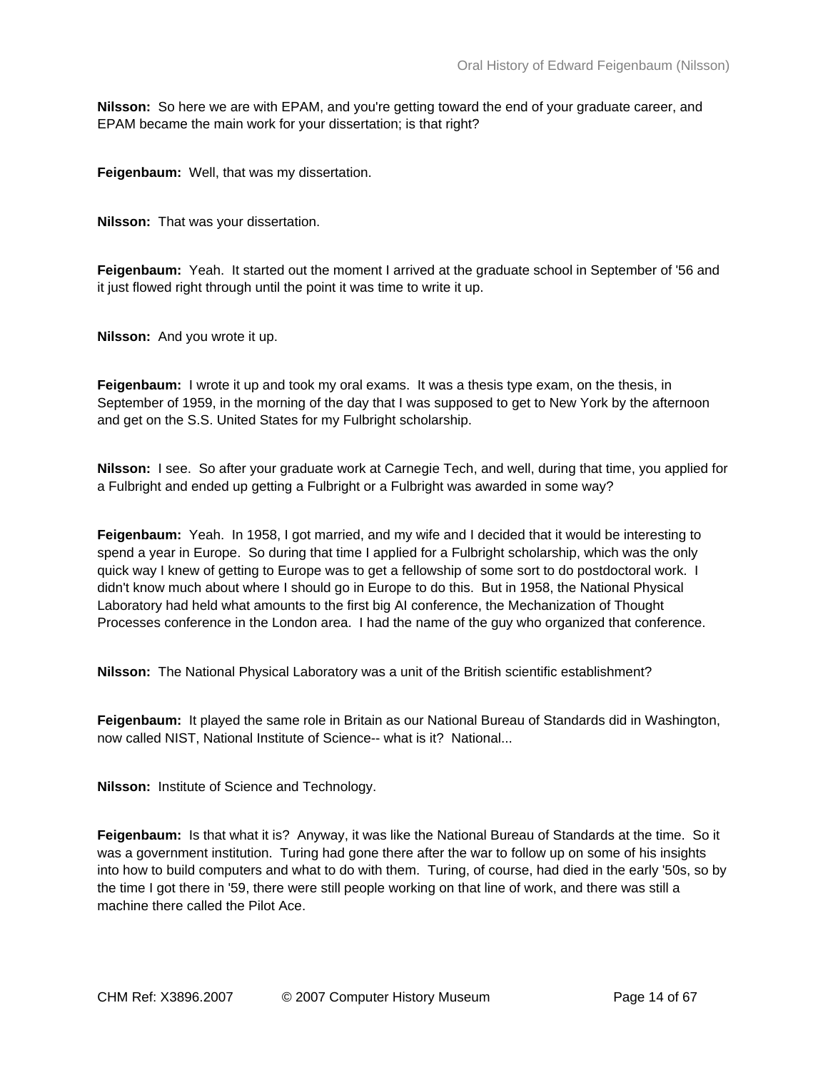**Nilsson:** So here we are with EPAM, and you're getting toward the end of your graduate career, and EPAM became the main work for your dissertation; is that right?

**Feigenbaum:** Well, that was my dissertation.

**Nilsson:** That was your dissertation.

**Feigenbaum:** Yeah. It started out the moment I arrived at the graduate school in September of '56 and it just flowed right through until the point it was time to write it up.

**Nilsson:** And you wrote it up.

**Feigenbaum:** I wrote it up and took my oral exams. It was a thesis type exam, on the thesis, in September of 1959, in the morning of the day that I was supposed to get to New York by the afternoon and get on the S.S. United States for my Fulbright scholarship.

**Nilsson:** I see. So after your graduate work at Carnegie Tech, and well, during that time, you applied for a Fulbright and ended up getting a Fulbright or a Fulbright was awarded in some way?

**Feigenbaum:** Yeah. In 1958, I got married, and my wife and I decided that it would be interesting to spend a year in Europe. So during that time I applied for a Fulbright scholarship, which was the only quick way I knew of getting to Europe was to get a fellowship of some sort to do postdoctoral work. I didn't know much about where I should go in Europe to do this. But in 1958, the National Physical Laboratory had held what amounts to the first big AI conference, the Mechanization of Thought Processes conference in the London area. I had the name of the guy who organized that conference.

**Nilsson:** The National Physical Laboratory was a unit of the British scientific establishment?

**Feigenbaum:** It played the same role in Britain as our National Bureau of Standards did in Washington, now called NIST, National Institute of Science-- what is it? National...

**Nilsson:** Institute of Science and Technology.

**Feigenbaum:** Is that what it is? Anyway, it was like the National Bureau of Standards at the time. So it was a government institution. Turing had gone there after the war to follow up on some of his insights into how to build computers and what to do with them. Turing, of course, had died in the early '50s, so by the time I got there in '59, there were still people working on that line of work, and there was still a machine there called the Pilot Ace.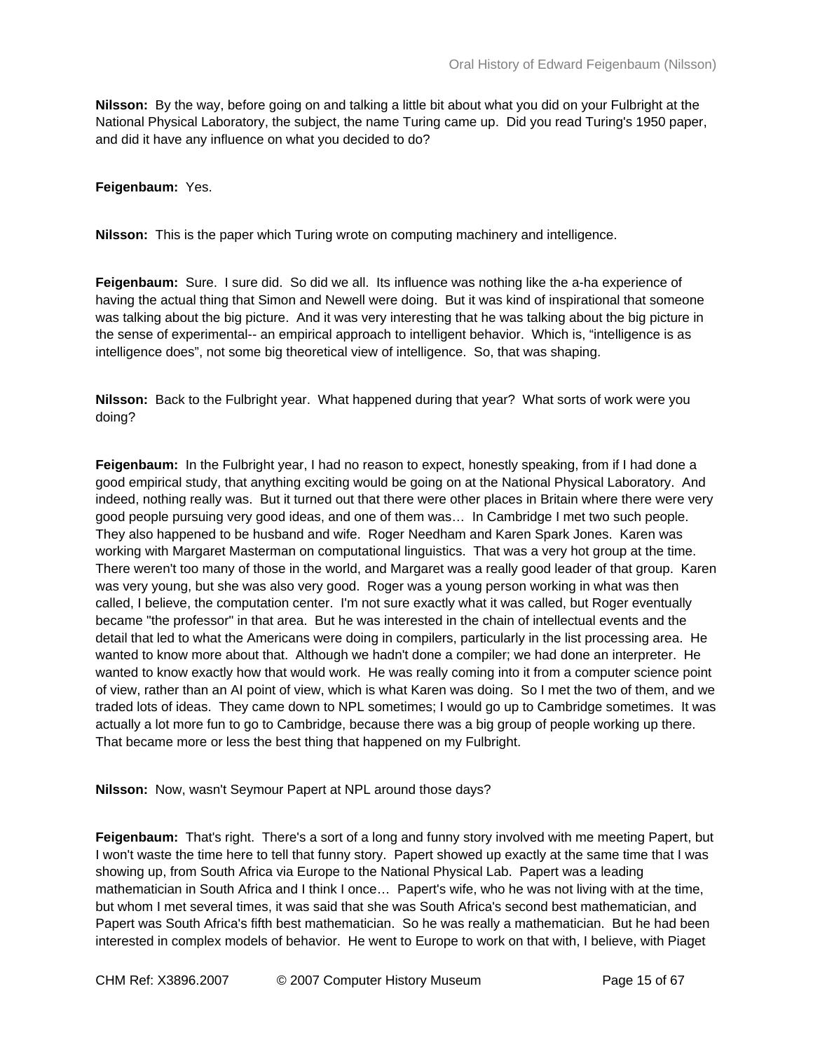**Nilsson:** By the way, before going on and talking a little bit about what you did on your Fulbright at the National Physical Laboratory, the subject, the name Turing came up. Did you read Turing's 1950 paper, and did it have any influence on what you decided to do?

**Feigenbaum:** Yes.

**Nilsson:** This is the paper which Turing wrote on computing machinery and intelligence.

**Feigenbaum:** Sure. I sure did. So did we all. Its influence was nothing like the a-ha experience of having the actual thing that Simon and Newell were doing. But it was kind of inspirational that someone was talking about the big picture. And it was very interesting that he was talking about the big picture in the sense of experimental-- an empirical approach to intelligent behavior. Which is, "intelligence is as intelligence does", not some big theoretical view of intelligence. So, that was shaping.

**Nilsson:** Back to the Fulbright year. What happened during that year? What sorts of work were you doing?

**Feigenbaum:** In the Fulbright year, I had no reason to expect, honestly speaking, from if I had done a good empirical study, that anything exciting would be going on at the National Physical Laboratory. And indeed, nothing really was. But it turned out that there were other places in Britain where there were very good people pursuing very good ideas, and one of them was… In Cambridge I met two such people. They also happened to be husband and wife. Roger Needham and Karen Spark Jones. Karen was working with Margaret Masterman on computational linguistics. That was a very hot group at the time. There weren't too many of those in the world, and Margaret was a really good leader of that group. Karen was very young, but she was also very good. Roger was a young person working in what was then called, I believe, the computation center. I'm not sure exactly what it was called, but Roger eventually became "the professor" in that area. But he was interested in the chain of intellectual events and the detail that led to what the Americans were doing in compilers, particularly in the list processing area. He wanted to know more about that. Although we hadn't done a compiler; we had done an interpreter. He wanted to know exactly how that would work. He was really coming into it from a computer science point of view, rather than an AI point of view, which is what Karen was doing. So I met the two of them, and we traded lots of ideas. They came down to NPL sometimes; I would go up to Cambridge sometimes. It was actually a lot more fun to go to Cambridge, because there was a big group of people working up there. That became more or less the best thing that happened on my Fulbright.

**Nilsson:** Now, wasn't Seymour Papert at NPL around those days?

**Feigenbaum:** That's right. There's a sort of a long and funny story involved with me meeting Papert, but I won't waste the time here to tell that funny story. Papert showed up exactly at the same time that I was showing up, from South Africa via Europe to the National Physical Lab. Papert was a leading mathematician in South Africa and I think I once… Papert's wife, who he was not living with at the time, but whom I met several times, it was said that she was South Africa's second best mathematician, and Papert was South Africa's fifth best mathematician. So he was really a mathematician. But he had been interested in complex models of behavior. He went to Europe to work on that with, I believe, with Piaget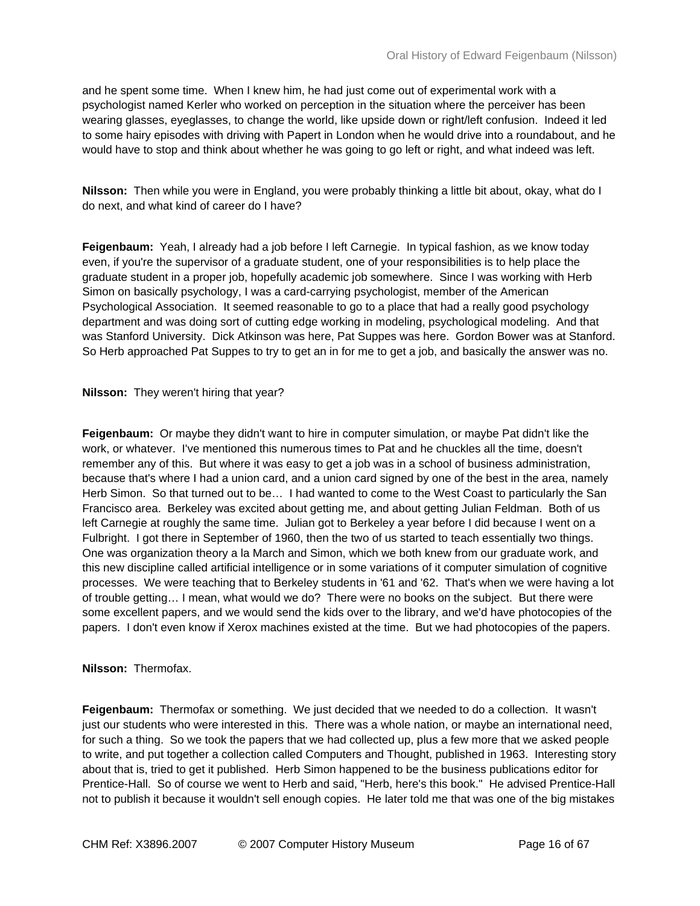and he spent some time. When I knew him, he had just come out of experimental work with a psychologist named Kerler who worked on perception in the situation where the perceiver has been wearing glasses, eyeglasses, to change the world, like upside down or right/left confusion. Indeed it led to some hairy episodes with driving with Papert in London when he would drive into a roundabout, and he would have to stop and think about whether he was going to go left or right, and what indeed was left.

**Nilsson:** Then while you were in England, you were probably thinking a little bit about, okay, what do I do next, and what kind of career do I have?

**Feigenbaum:** Yeah, I already had a job before I left Carnegie. In typical fashion, as we know today even, if you're the supervisor of a graduate student, one of your responsibilities is to help place the graduate student in a proper job, hopefully academic job somewhere. Since I was working with Herb Simon on basically psychology, I was a card-carrying psychologist, member of the American Psychological Association. It seemed reasonable to go to a place that had a really good psychology department and was doing sort of cutting edge working in modeling, psychological modeling. And that was Stanford University. Dick Atkinson was here, Pat Suppes was here. Gordon Bower was at Stanford. So Herb approached Pat Suppes to try to get an in for me to get a job, and basically the answer was no.

**Nilsson:** They weren't hiring that year?

**Feigenbaum:** Or maybe they didn't want to hire in computer simulation, or maybe Pat didn't like the work, or whatever. I've mentioned this numerous times to Pat and he chuckles all the time, doesn't remember any of this. But where it was easy to get a job was in a school of business administration, because that's where I had a union card, and a union card signed by one of the best in the area, namely Herb Simon. So that turned out to be… I had wanted to come to the West Coast to particularly the San Francisco area. Berkeley was excited about getting me, and about getting Julian Feldman. Both of us left Carnegie at roughly the same time. Julian got to Berkeley a year before I did because I went on a Fulbright. I got there in September of 1960, then the two of us started to teach essentially two things. One was organization theory a la March and Simon, which we both knew from our graduate work, and this new discipline called artificial intelligence or in some variations of it computer simulation of cognitive processes. We were teaching that to Berkeley students in '61 and '62. That's when we were having a lot of trouble getting… I mean, what would we do? There were no books on the subject. But there were some excellent papers, and we would send the kids over to the library, and we'd have photocopies of the papers. I don't even know if Xerox machines existed at the time. But we had photocopies of the papers.

**Nilsson:** Thermofax.

**Feigenbaum:** Thermofax or something. We just decided that we needed to do a collection. It wasn't just our students who were interested in this. There was a whole nation, or maybe an international need, for such a thing. So we took the papers that we had collected up, plus a few more that we asked people to write, and put together a collection called Computers and Thought, published in 1963. Interesting story about that is, tried to get it published. Herb Simon happened to be the business publications editor for Prentice-Hall. So of course we went to Herb and said, "Herb, here's this book." He advised Prentice-Hall not to publish it because it wouldn't sell enough copies. He later told me that was one of the big mistakes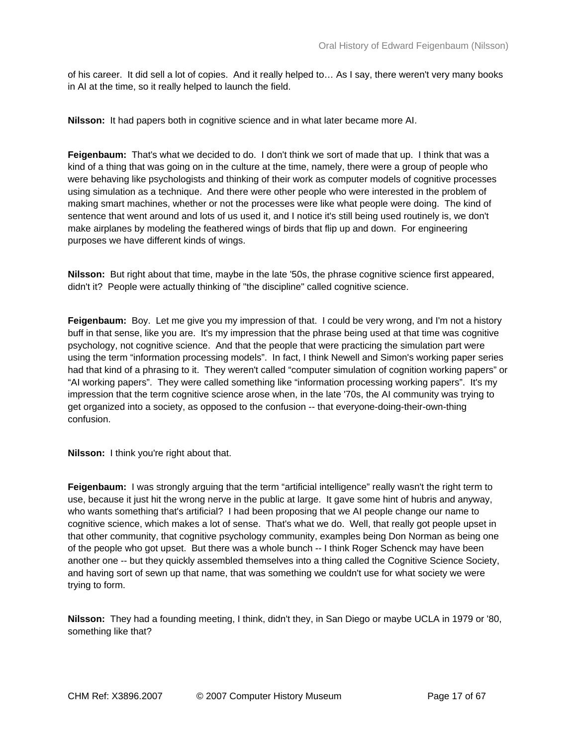of his career.  It did sell a lot of copies.  And it really helped to… As I say, there weren't very many books in AI at the time, so it really helped to launch the field.

**Nilsson:** It had papers both in cognitive science and in what later became more AI.

**Feigenbaum:** That's what we decided to do.  I don't think we sort of made that up.  I think that was a kind of a thing that was going on in the culture at the time, namely, there were a group of people who were behaving like psychologists and thinking of their work as computer models of cognitive processes using simulation as a technique.  And there were other people who were interested in the problem of making smart machines, whether or not the processes were like what people were doing.  The kind of sentence that went around and lots of us used it, and I notice it's still being used routinely is, we don't make airplanes by modeling the feathered wings of birds that flip up and down.  For engineering purposes we have different kinds of wings.

**Nilsson:** But right about that time, maybe in the late '50s, the phrase cognitive science first appeared, didn't it?  People were actually thinking of "the discipline" called cognitive science.

**Feigenbaum:** Boy.  Let me give you my impression of that.  I could be very wrong, and I'm not a history buff in that sense, like you are.  It's my impression that the phrase being used at that time was cognitive psychology, not cognitive science.  And that the people that were practicing the simulation part were using the term "information processing models".  In fact, I think Newell and Simon's working paper series had that kind of a phrasing to it.  They weren't called "computer simulation of cognition working papers" or "AI working papers".  They were called something like "information processing working papers".  It's my impression that the term cognitive science arose when, in the late '70s, the AI community was trying to get organized into a society, as opposed to the confusion -- that everyone-doing-their-own-thing confusion.

**Nilsson:** I think you're right about that.

**Feigenbaum:** I was strongly arguing that the term "artificial intelligence" really wasn't the right term to use, because it just hit the wrong nerve in the public at large.  It gave some hint of hubris and anyway, who wants something that's artificial?  I had been proposing that we AI people change our name to cognitive science, which makes a lot of sense.  That's what we do.  Well, that really got people upset in that other community, that cognitive psychology community, examples being Don Norman as being one of the people who got upset.  But there was a whole bunch -- I think Roger Schenck may have been another one -- but they quickly assembled themselves into a thing called the Cognitive Science Society, and having sort of sewn up that name, that was something we couldn't use for what society we were trying to form.

**Nilsson:** They had a founding meeting, I think, didn't they, in San Diego or maybe UCLA in 1979 or '80, something like that?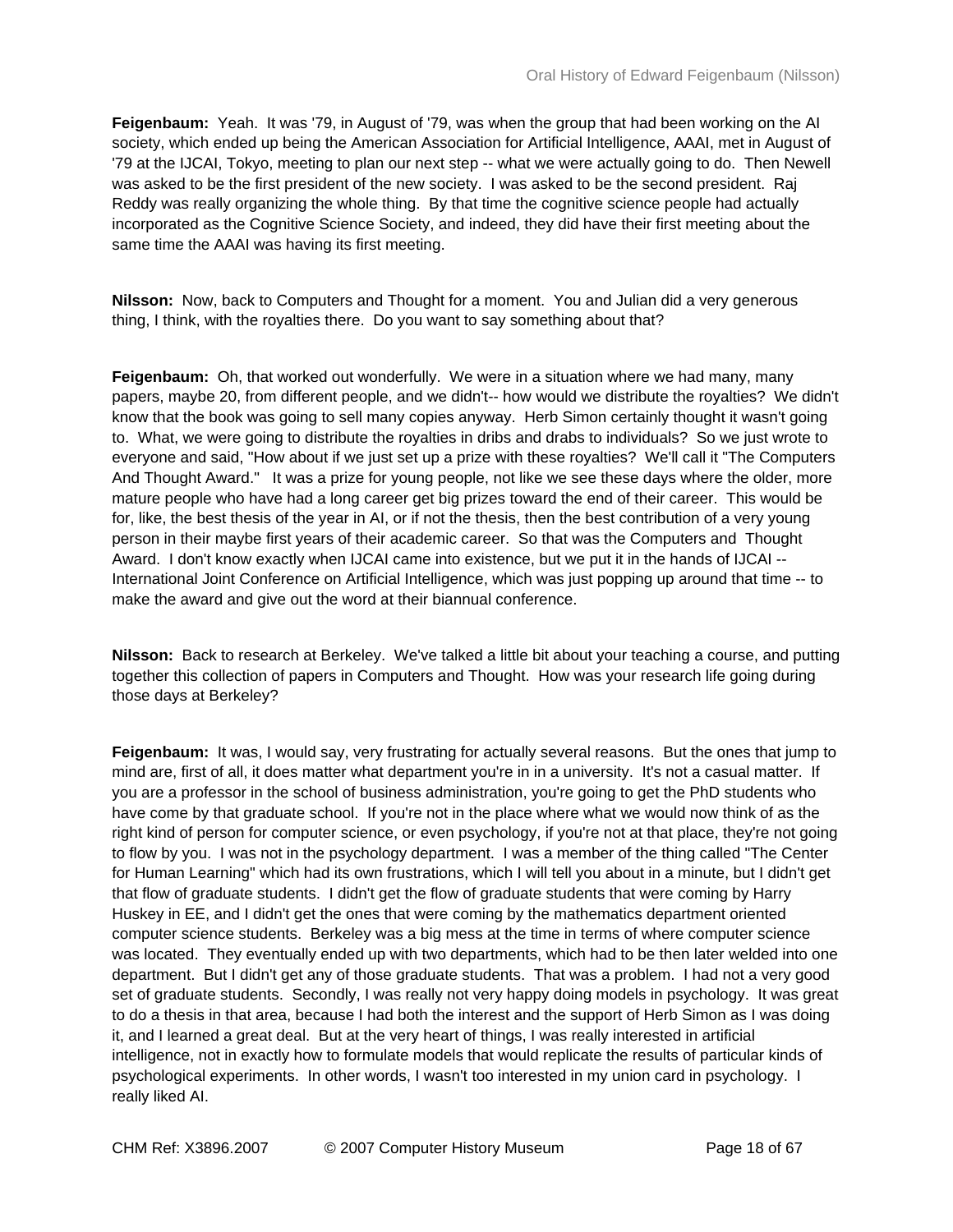**Feigenbaum:** Yeah. It was '79, in August of '79, was when the group that had been working on the AI society, which ended up being the American Association for Artificial Intelligence, AAAI, met in August of '79 at the IJCAI, Tokyo, meeting to plan our next step -- what we were actually going to do. Then Newell was asked to be the first president of the new society. I was asked to be the second president. Raj Reddy was really organizing the whole thing. By that time the cognitive science people had actually incorporated as the Cognitive Science Society, and indeed, they did have their first meeting about the same time the AAAI was having its first meeting.

**Nilsson:** Now, back to Computers and Thought for a moment. You and Julian did a very generous thing, I think, with the royalties there. Do you want to say something about that?

**Feigenbaum:** Oh, that worked out wonderfully. We were in a situation where we had many, many papers, maybe 20, from different people, and we didn't-- how would we distribute the royalties? We didn't know that the book was going to sell many copies anyway. Herb Simon certainly thought it wasn't going to. What, we were going to distribute the royalties in dribs and drabs to individuals? So we just wrote to everyone and said, "How about if we just set up a prize with these royalties? We'll call it "The Computers And Thought Award." It was a prize for young people, not like we see these days where the older, more mature people who have had a long career get big prizes toward the end of their career. This would be for, like, the best thesis of the year in AI, or if not the thesis, then the best contribution of a very young person in their maybe first years of their academic career. So that was the Computers and Thought Award. I don't know exactly when IJCAI came into existence, but we put it in the hands of IJCAI -- International Joint Conference on Artificial Intelligence, which was just popping up around that time -- to make the award and give out the word at their biannual conference.

**Nilsson:** Back to research at Berkeley. We've talked a little bit about your teaching a course, and putting together this collection of papers in Computers and Thought. How was your research life going during those days at Berkeley?

**Feigenbaum:** It was, I would say, very frustrating for actually several reasons. But the ones that jump to mind are, first of all, it does matter what department you're in in a university. It's not a casual matter. If you are a professor in the school of business administration, you're going to get the PhD students who have come by that graduate school. If you're not in the place where what we would now think of as the right kind of person for computer science, or even psychology, if you're not at that place, they're not going to flow by you. I was not in the psychology department. I was a member of the thing called "The Center for Human Learning" which had its own frustrations, which I will tell you about in a minute, but I didn't get that flow of graduate students. I didn't get the flow of graduate students that were coming by Harry Huskey in EE, and I didn't get the ones that were coming by the mathematics department oriented computer science students. Berkeley was a big mess at the time in terms of where computer science was located. They eventually ended up with two departments, which had to be then later welded into one department. But I didn't get any of those graduate students. That was a problem. I had not a very good set of graduate students. Secondly, I was really not very happy doing models in psychology. It was great to do a thesis in that area, because I had both the interest and the support of Herb Simon as I was doing it, and I learned a great deal. But at the very heart of things, I was really interested in artificial intelligence, not in exactly how to formulate models that would replicate the results of particular kinds of psychological experiments. In other words, I wasn't too interested in my union card in psychology. I really liked AI.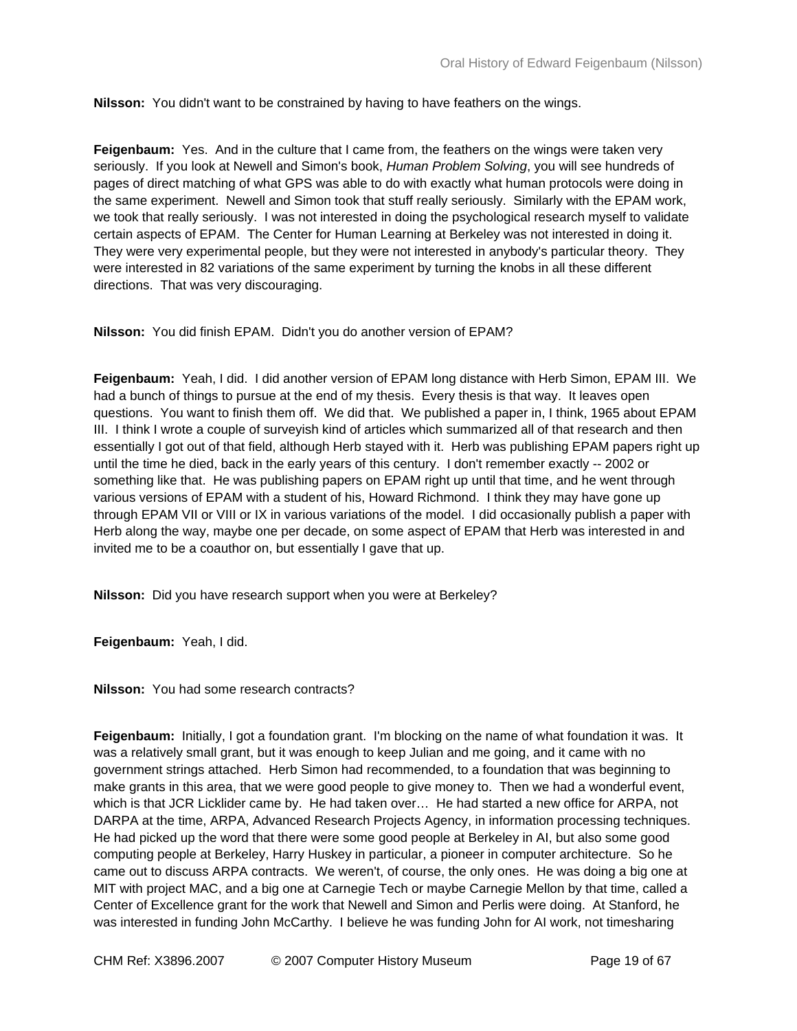**Nilsson:** You didn't want to be constrained by having to have feathers on the wings.

**Feigenbaum:** Yes. And in the culture that I came from, the feathers on the wings were taken very seriously. If you look at Newell and Simon's book, *Human Problem Solving*, you will see hundreds of pages of direct matching of what GPS was able to do with exactly what human protocols were doing in the same experiment. Newell and Simon took that stuff really seriously. Similarly with the EPAM work, we took that really seriously. I was not interested in doing the psychological research myself to validate certain aspects of EPAM. The Center for Human Learning at Berkeley was not interested in doing it. They were very experimental people, but they were not interested in anybody's particular theory. They were interested in 82 variations of the same experiment by turning the knobs in all these different directions. That was very discouraging.

**Nilsson:** You did finish EPAM. Didn't you do another version of EPAM?

**Feigenbaum:** Yeah, I did. I did another version of EPAM long distance with Herb Simon, EPAM III. We had a bunch of things to pursue at the end of my thesis. Every thesis is that way. It leaves open questions. You want to finish them off. We did that. We published a paper in, I think, 1965 about EPAM III. I think I wrote a couple of surveyish kind of articles which summarized all of that research and then essentially I got out of that field, although Herb stayed with it. Herb was publishing EPAM papers right up until the time he died, back in the early years of this century. I don't remember exactly -- 2002 or something like that. He was publishing papers on EPAM right up until that time, and he went through various versions of EPAM with a student of his, Howard Richmond. I think they may have gone up through EPAM VII or VIII or IX in various variations of the model. I did occasionally publish a paper with Herb along the way, maybe one per decade, on some aspect of EPAM that Herb was interested in and invited me to be a coauthor on, but essentially I gave that up.

**Nilsson:** Did you have research support when you were at Berkeley?

**Feigenbaum:** Yeah, I did.

**Nilsson:** You had some research contracts?

**Feigenbaum:** Initially, I got a foundation grant. I'm blocking on the name of what foundation it was. It was a relatively small grant, but it was enough to keep Julian and me going, and it came with no government strings attached. Herb Simon had recommended, to a foundation that was beginning to make grants in this area, that we were good people to give money to. Then we had a wonderful event, which is that JCR Licklider came by. He had taken over… He had started a new office for ARPA, not DARPA at the time, ARPA, Advanced Research Projects Agency, in information processing techniques. He had picked up the word that there were some good people at Berkeley in AI, but also some good computing people at Berkeley, Harry Huskey in particular, a pioneer in computer architecture. So he came out to discuss ARPA contracts. We weren't, of course, the only ones. He was doing a big one at MIT with project MAC, and a big one at Carnegie Tech or maybe Carnegie Mellon by that time, called a Center of Excellence grant for the work that Newell and Simon and Perlis were doing. At Stanford, he was interested in funding John McCarthy. I believe he was funding John for AI work, not timesharing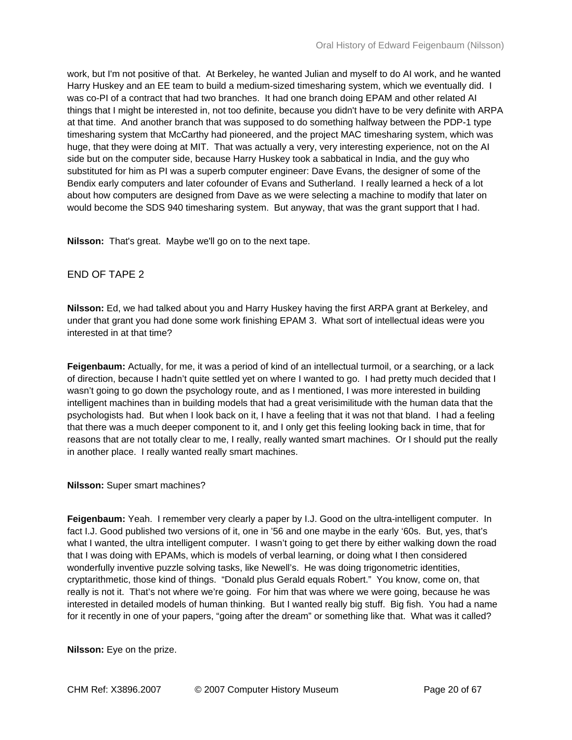work, but I'm not positive of that. At Berkeley, he wanted Julian and myself to do AI work, and he wanted Harry Huskey and an EE team to build a medium-sized timesharing system, which we eventually did. I was co-PI of a contract that had two branches. It had one branch doing EPAM and other related AI things that I might be interested in, not too definite, because you didn't have to be very definite with ARPA at that time. And another branch that was supposed to do something halfway between the PDP-1 type timesharing system that McCarthy had pioneered, and the project MAC timesharing system, which was huge, that they were doing at MIT. That was actually a very, very interesting experience, not on the AI side but on the computer side, because Harry Huskey took a sabbatical in India, and the guy who substituted for him as PI was a superb computer engineer: Dave Evans, the designer of some of the Bendix early computers and later cofounder of Evans and Sutherland. I really learned a heck of a lot about how computers are designed from Dave as we were selecting a machine to modify that later on would become the SDS 940 timesharing system. But anyway, that was the grant support that I had.

**Nilsson:** That's great. Maybe we'll go on to the next tape.

END OF TAPE 2

**Nilsson:** Ed, we had talked about you and Harry Huskey having the first ARPA grant at Berkeley, and under that grant you had done some work finishing EPAM 3. What sort of intellectual ideas were you interested in at that time?

**Feigenbaum:** Actually, for me, it was a period of kind of an intellectual turmoil, or a searching, or a lack of direction, because I hadn't quite settled yet on where I wanted to go. I had pretty much decided that I wasn't going to go down the psychology route, and as I mentioned, I was more interested in building intelligent machines than in building models that had a great verisimilitude with the human data that the psychologists had. But when I look back on it, I have a feeling that it was not that bland. I had a feeling that there was a much deeper component to it, and I only get this feeling looking back in time, that for reasons that are not totally clear to me, I really, really wanted smart machines. Or I should put the really in another place. I really wanted really smart machines.

**Nilsson:** Super smart machines?

**Feigenbaum:** Yeah. I remember very clearly a paper by I.J. Good on the ultra-intelligent computer. In fact I.J. Good published two versions of it, one in '56 and one maybe in the early '60s. But, yes, that's what I wanted, the ultra intelligent computer. I wasn't going to get there by either walking down the road that I was doing with EPAMs, which is models of verbal learning, or doing what I then considered wonderfully inventive puzzle solving tasks, like Newell's. He was doing trigonometric identities, cryptarithmetic, those kind of things. "Donald plus Gerald equals Robert." You know, come on, that really is not it. That's not where we're going. For him that was where we were going, because he was interested in detailed models of human thinking. But I wanted really big stuff. Big fish. You had a name for it recently in one of your papers, "going after the dream" or something like that. What was it called?

**Nilsson:** Eye on the prize.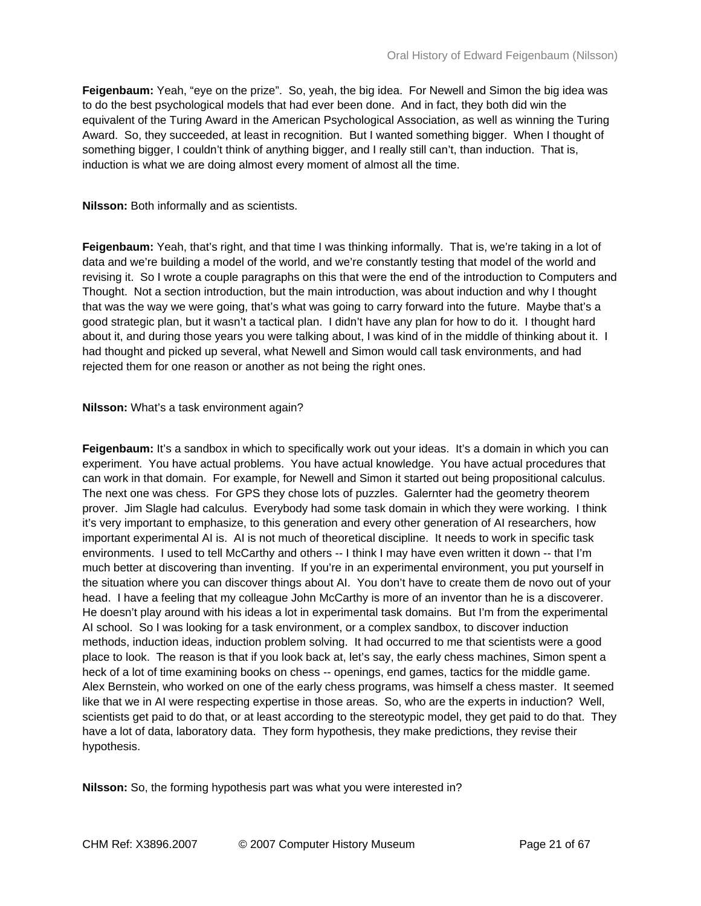**Feigenbaum:** Yeah, "eye on the prize". So, yeah, the big idea. For Newell and Simon the big idea was to do the best psychological models that had ever been done. And in fact, they both did win the equivalent of the Turing Award in the American Psychological Association, as well as winning the Turing Award. So, they succeeded, at least in recognition. But I wanted something bigger. When I thought of something bigger, I couldn't think of anything bigger, and I really still can't, than induction. That is, induction is what we are doing almost every moment of almost all the time.

**Nilsson:** Both informally and as scientists.

**Feigenbaum:** Yeah, that's right, and that time I was thinking informally. That is, we're taking in a lot of data and we're building a model of the world, and we're constantly testing that model of the world and revising it. So I wrote a couple paragraphs on this that were the end of the introduction to Computers and Thought. Not a section introduction, but the main introduction, was about induction and why I thought that was the way we were going, that's what was going to carry forward into the future. Maybe that's a good strategic plan, but it wasn't a tactical plan. I didn't have any plan for how to do it. I thought hard about it, and during those years you were talking about, I was kind of in the middle of thinking about it. I had thought and picked up several, what Newell and Simon would call task environments, and had rejected them for one reason or another as not being the right ones.

**Nilsson:** What's a task environment again?

**Feigenbaum:** It's a sandbox in which to specifically work out your ideas. It's a domain in which you can experiment. You have actual problems. You have actual knowledge. You have actual procedures that can work in that domain. For example, for Newell and Simon it started out being propositional calculus. The next one was chess. For GPS they chose lots of puzzles. Galernter had the geometry theorem prover. Jim Slagle had calculus. Everybody had some task domain in which they were working. I think it's very important to emphasize, to this generation and every other generation of AI researchers, how important experimental AI is. AI is not much of theoretical discipline. It needs to work in specific task environments. I used to tell McCarthy and others -- I think I may have even written it down -- that I'm much better at discovering than inventing. If you're in an experimental environment, you put yourself in the situation where you can discover things about AI. You don't have to create them de novo out of your head. I have a feeling that my colleague John McCarthy is more of an inventor than he is a discoverer. He doesn't play around with his ideas a lot in experimental task domains. But I'm from the experimental AI school. So I was looking for a task environment, or a complex sandbox, to discover induction methods, induction ideas, induction problem solving. It had occurred to me that scientists were a good place to look. The reason is that if you look back at, let's say, the early chess machines, Simon spent a heck of a lot of time examining books on chess -- openings, end games, tactics for the middle game. Alex Bernstein, who worked on one of the early chess programs, was himself a chess master. It seemed like that we in AI were respecting expertise in those areas. So, who are the experts in induction? Well, scientists get paid to do that, or at least according to the stereotypic model, they get paid to do that. They have a lot of data, laboratory data. They form hypothesis, they make predictions, they revise their hypothesis.

**Nilsson:** So, the forming hypothesis part was what you were interested in?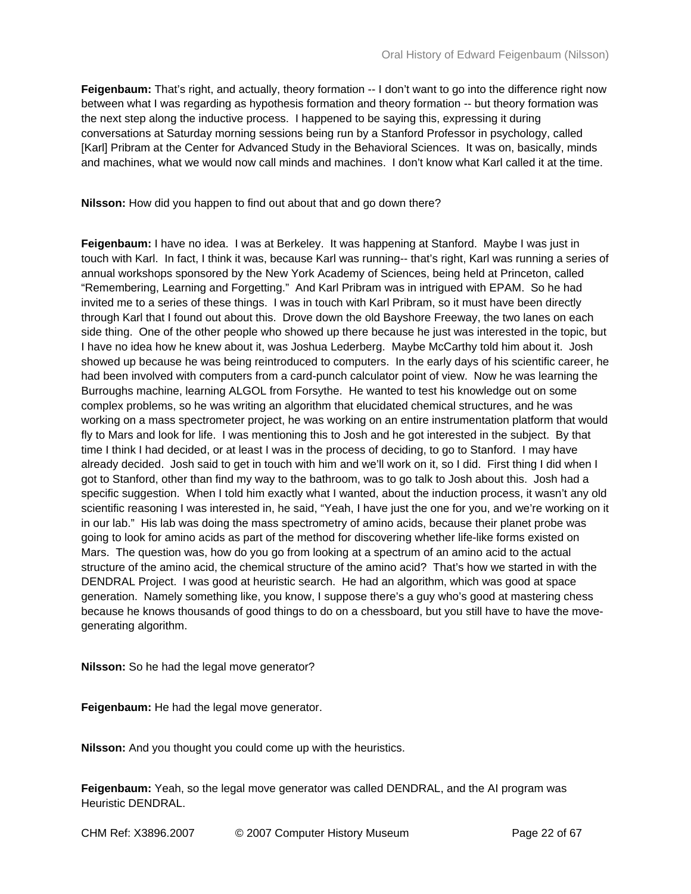**Feigenbaum:** That's right, and actually, theory formation -- I don't want to go into the difference right now between what I was regarding as hypothesis formation and theory formation -- but theory formation was the next step along the inductive process. I happened to be saying this, expressing it during conversations at Saturday morning sessions being run by a Stanford Professor in psychology, called [Karl] Pribram at the Center for Advanced Study in the Behavioral Sciences. It was on, basically, minds and machines, what we would now call minds and machines. I don't know what Karl called it at the time.

**Nilsson:** How did you happen to find out about that and go down there?

**Feigenbaum:** I have no idea. I was at Berkeley. It was happening at Stanford. Maybe I was just in touch with Karl. In fact, I think it was, because Karl was running-- that's right, Karl was running a series of annual workshops sponsored by the New York Academy of Sciences, being held at Princeton, called "Remembering, Learning and Forgetting." And Karl Pribram was in intrigued with EPAM. So he had invited me to a series of these things. I was in touch with Karl Pribram, so it must have been directly through Karl that I found out about this. Drove down the old Bayshore Freeway, the two lanes on each side thing. One of the other people who showed up there because he just was interested in the topic, but I have no idea how he knew about it, was Joshua Lederberg. Maybe McCarthy told him about it. Josh showed up because he was being reintroduced to computers. In the early days of his scientific career, he had been involved with computers from a card-punch calculator point of view. Now he was learning the Burroughs machine, learning ALGOL from Forsythe. He wanted to test his knowledge out on some complex problems, so he was writing an algorithm that elucidated chemical structures, and he was working on a mass spectrometer project, he was working on an entire instrumentation platform that would fly to Mars and look for life. I was mentioning this to Josh and he got interested in the subject. By that time I think I had decided, or at least I was in the process of deciding, to go to Stanford. I may have already decided. Josh said to get in touch with him and we'll work on it, so I did. First thing I did when I got to Stanford, other than find my way to the bathroom, was to go talk to Josh about this. Josh had a specific suggestion. When I told him exactly what I wanted, about the induction process, it wasn't any old scientific reasoning I was interested in, he said, "Yeah, I have just the one for you, and we're working on it in our lab." His lab was doing the mass spectrometry of amino acids, because their planet probe was going to look for amino acids as part of the method for discovering whether life-like forms existed on Mars. The question was, how do you go from looking at a spectrum of an amino acid to the actual structure of the amino acid, the chemical structure of the amino acid? That's how we started in with the DENDRAL Project. I was good at heuristic search. He had an algorithm, which was good at space generation. Namely something like, you know, I suppose there's a guy who's good at mastering chess because he knows thousands of good things to do on a chessboard, but you still have to have the move-generating algorithm.

**Nilsson:** So he had the legal move generator?

**Feigenbaum:** He had the legal move generator.

**Nilsson:** And you thought you could come up with the heuristics.

**Feigenbaum:** Yeah, so the legal move generator was called DENDRAL, and the AI program was Heuristic DENDRAL.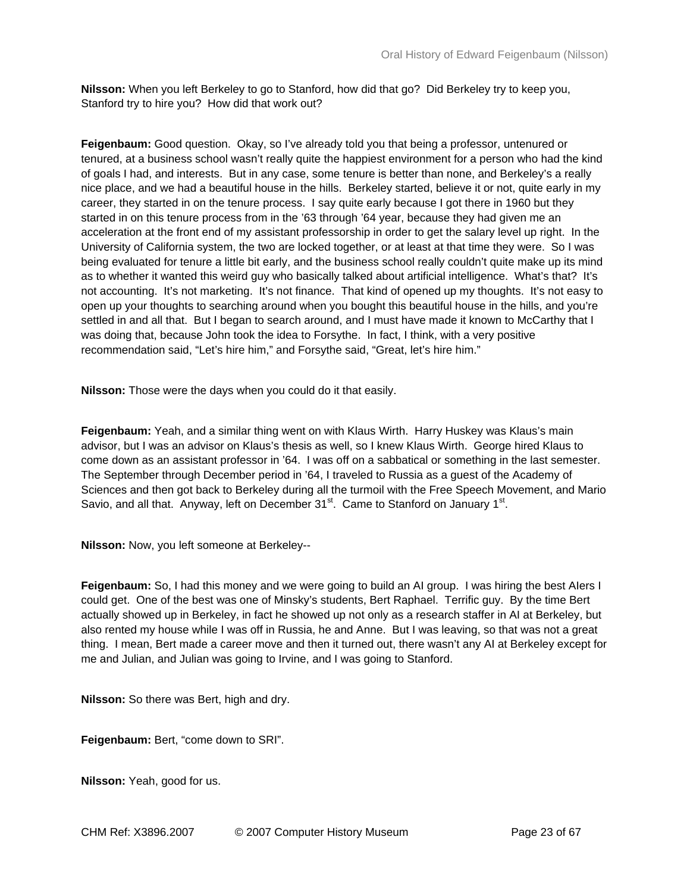**Nilsson:** When you left Berkeley to go to Stanford, how did that go? Did Berkeley try to keep you, Stanford try to hire you? How did that work out?

**Feigenbaum:** Good question. Okay, so I've already told you that being a professor, untenured or tenured, at a business school wasn't really quite the happiest environment for a person who had the kind of goals I had, and interests. But in any case, some tenure is better than none, and Berkeley's a really nice place, and we had a beautiful house in the hills. Berkeley started, believe it or not, quite early in my career, they started in on the tenure process. I say quite early because I got there in 1960 but they started in on this tenure process from in the '63 through '64 year, because they had given me an acceleration at the front end of my assistant professorship in order to get the salary level up right. In the University of California system, the two are locked together, or at least at that time they were. So I was being evaluated for tenure a little bit early, and the business school really couldn't quite make up its mind as to whether it wanted this weird guy who basically talked about artificial intelligence. What's that? It's not accounting. It's not marketing. It's not finance. That kind of opened up my thoughts. It's not easy to open up your thoughts to searching around when you bought this beautiful house in the hills, and you're settled in and all that. But I began to search around, and I must have made it known to McCarthy that I was doing that, because John took the idea to Forsythe. In fact, I think, with a very positive recommendation said, "Let's hire him," and Forsythe said, "Great, let's hire him."

**Nilsson:** Those were the days when you could do it that easily.

**Feigenbaum:** Yeah, and a similar thing went on with Klaus Wirth. Harry Huskey was Klaus's main advisor, but I was an advisor on Klaus's thesis as well, so I knew Klaus Wirth. George hired Klaus to come down as an assistant professor in '64. I was off on a sabbatical or something in the last semester. The September through December period in '64, I traveled to Russia as a guest of the Academy of Sciences and then got back to Berkeley during all the turmoil with the Free Speech Movement, and Mario Savio, and all that. Anyway, left on December 31st. Came to Stanford on January 1st.

**Nilsson:** Now, you left someone at Berkeley--

**Feigenbaum:** So, I had this money and we were going to build an AI group. I was hiring the best AIers I could get. One of the best was one of Minsky's students, Bert Raphael. Terrific guy. By the time Bert actually showed up in Berkeley, in fact he showed up not only as a research staffer in AI at Berkeley, but also rented my house while I was off in Russia, he and Anne. But I was leaving, so that was not a great thing. I mean, Bert made a career move and then it turned out, there wasn't any AI at Berkeley except for me and Julian, and Julian was going to Irvine, and I was going to Stanford.

**Nilsson:** So there was Bert, high and dry.

**Feigenbaum:** Bert, "come down to SRI".

**Nilsson:** Yeah, good for us.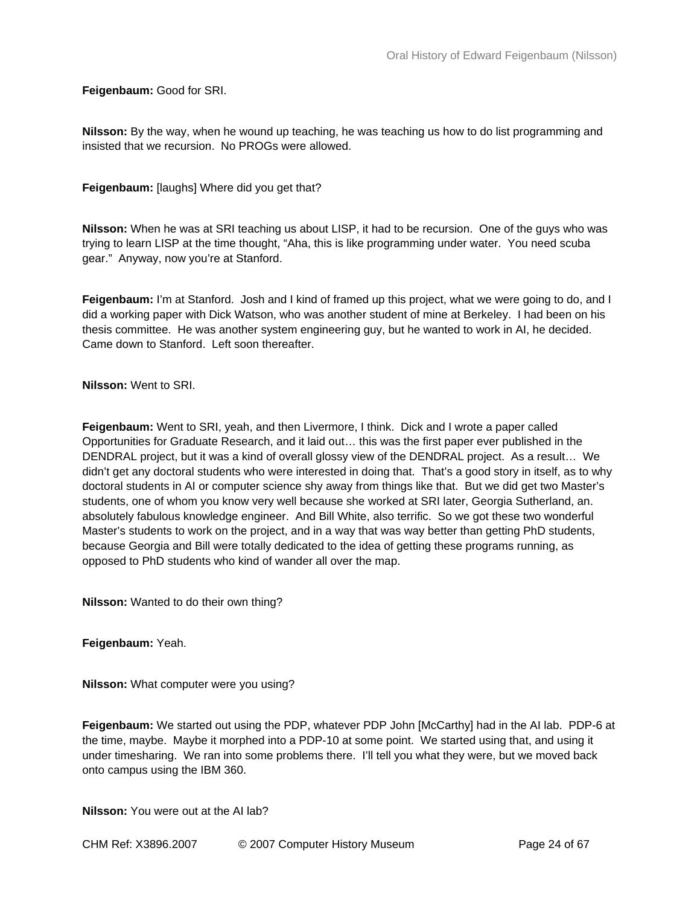**Feigenbaum:** Good for SRI.

**Nilsson:** By the way, when he wound up teaching, he was teaching us how to do list programming and insisted that we recursion. No PROGs were allowed.

**Feigenbaum:** [laughs] Where did you get that?

**Nilsson:** When he was at SRI teaching us about LISP, it had to be recursion. One of the guys who was trying to learn LISP at the time thought, "Aha, this is like programming under water. You need scuba gear." Anyway, now you're at Stanford.

**Feigenbaum:** I'm at Stanford. Josh and I kind of framed up this project, what we were going to do, and I did a working paper with Dick Watson, who was another student of mine at Berkeley. I had been on his thesis committee. He was another system engineering guy, but he wanted to work in AI, he decided. Came down to Stanford. Left soon thereafter.

**Nilsson:** Went to SRI.

**Feigenbaum:** Went to SRI, yeah, and then Livermore, I think. Dick and I wrote a paper called Opportunities for Graduate Research, and it laid out… this was the first paper ever published in the DENDRAL project, but it was a kind of overall glossy view of the DENDRAL project. As a result… We didn't get any doctoral students who were interested in doing that. That's a good story in itself, as to why doctoral students in AI or computer science shy away from things like that. But we did get two Master's students, one of whom you know very well because she worked at SRI later, Georgia Sutherland, an. absolutely fabulous knowledge engineer. And Bill White, also terrific. So we got these two wonderful Master's students to work on the project, and in a way that was way better than getting PhD students, because Georgia and Bill were totally dedicated to the idea of getting these programs running, as opposed to PhD students who kind of wander all over the map.

**Nilsson:** Wanted to do their own thing?

**Feigenbaum:** Yeah.

**Nilsson:** What computer were you using?

**Feigenbaum:** We started out using the PDP, whatever PDP John [McCarthy] had in the AI lab. PDP-6 at the time, maybe. Maybe it morphed into a PDP-10 at some point. We started using that, and using it under timesharing. We ran into some problems there. I'll tell you what they were, but we moved back onto campus using the IBM 360.

**Nilsson:** You were out at the AI lab?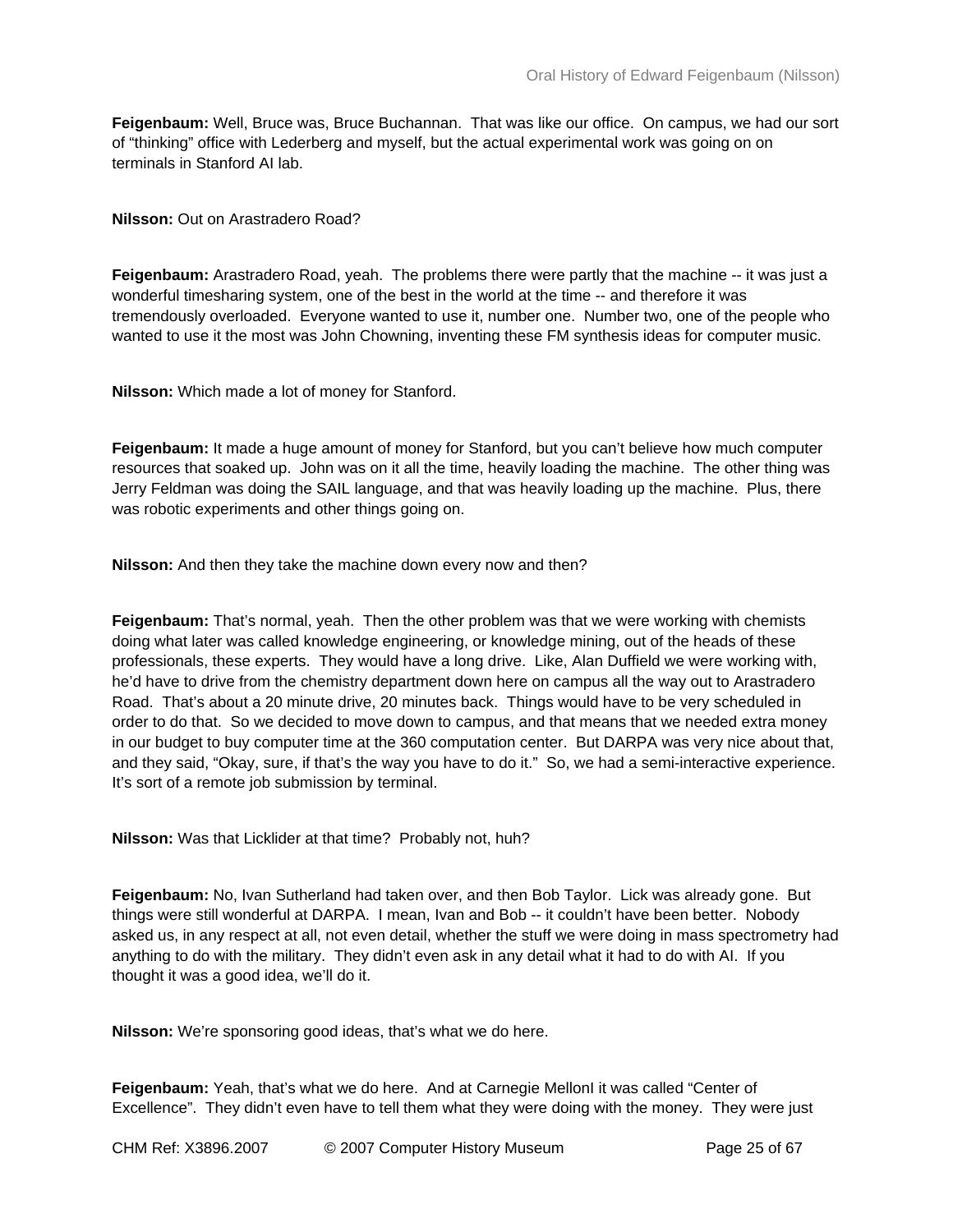**Feigenbaum:** Well, Bruce was, Bruce Buchannan. That was like our office. On campus, we had our sort of "thinking" office with Lederberg and myself, but the actual experimental work was going on on terminals in Stanford AI lab.

**Nilsson:** Out on Arastradero Road?

**Feigenbaum:** Arastradero Road, yeah. The problems there were partly that the machine -- it was just a wonderful timesharing system, one of the best in the world at the time -- and therefore it was tremendously overloaded. Everyone wanted to use it, number one. Number two, one of the people who wanted to use it the most was John Chowning, inventing these FM synthesis ideas for computer music.

**Nilsson:** Which made a lot of money for Stanford.

**Feigenbaum:** It made a huge amount of money for Stanford, but you can't believe how much computer resources that soaked up. John was on it all the time, heavily loading the machine. The other thing was Jerry Feldman was doing the SAIL language, and that was heavily loading up the machine. Plus, there was robotic experiments and other things going on.

**Nilsson:** And then they take the machine down every now and then?

**Feigenbaum:** That's normal, yeah. Then the other problem was that we were working with chemists doing what later was called knowledge engineering, or knowledge mining, out of the heads of these professionals, these experts. They would have a long drive. Like, Alan Duffield we were working with, he'd have to drive from the chemistry department down here on campus all the way out to Arastradero Road. That's about a 20 minute drive, 20 minutes back. Things would have to be very scheduled in order to do that. So we decided to move down to campus, and that means that we needed extra money in our budget to buy computer time at the 360 computation center. But DARPA was very nice about that, and they said, "Okay, sure, if that's the way you have to do it." So, we had a semi-interactive experience. It's sort of a remote job submission by terminal.

**Nilsson:** Was that Licklider at that time? Probably not, huh?

**Feigenbaum:** No, Ivan Sutherland had taken over, and then Bob Taylor. Lick was already gone. But things were still wonderful at DARPA. I mean, Ivan and Bob -- it couldn't have been better. Nobody asked us, in any respect at all, not even detail, whether the stuff we were doing in mass spectrometry had anything to do with the military. They didn't even ask in any detail what it had to do with AI. If you thought it was a good idea, we'll do it.

**Nilsson:** We're sponsoring good ideas, that's what we do here.

**Feigenbaum:** Yeah, that's what we do here. And at Carnegie MellonI it was called "Center of Excellence". They didn't even have to tell them what they were doing with the money. They were just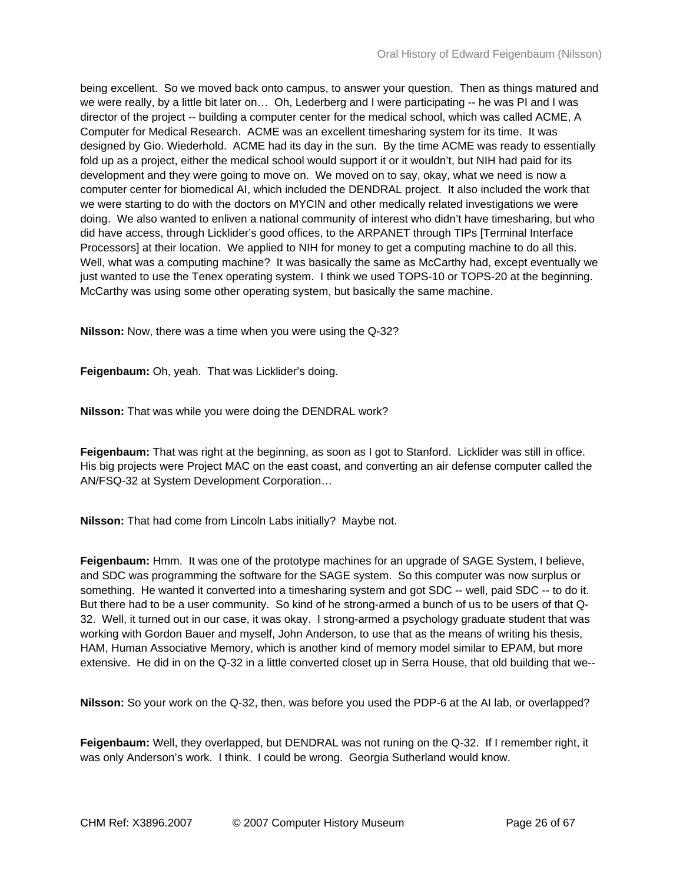being excellent. So we moved back onto campus, to answer your question. Then as things matured and we were really, by a little bit later on… Oh, Lederberg and I were participating -- he was PI and I was director of the project -- building a computer center for the medical school, which was called ACME, A Computer for Medical Research. ACME was an excellent timesharing system for its time. It was designed by Gio. Wiederhold. ACME had its day in the sun. By the time ACME was ready to essentially fold up as a project, either the medical school would support it or it wouldn't, but NIH had paid for its development and they were going to move on. We moved on to say, okay, what we need is now a computer center for biomedical AI, which included the DENDRAL project. It also included the work that we were starting to do with the doctors on MYCIN and other medically related investigations we were doing. We also wanted to enliven a national community of interest who didn't have timesharing, but who did have access, through Licklider's good offices, to the ARPANET through TIPs [Terminal Interface Processors] at their location. We applied to NIH for money to get a computing machine to do all this. Well, what was a computing machine? It was basically the same as McCarthy had, except eventually we just wanted to use the Tenex operating system. I think we used TOPS-10 or TOPS-20 at the beginning. McCarthy was using some other operating system, but basically the same machine.

**Nilsson:** Now, there was a time when you were using the Q-32?

**Feigenbaum:** Oh, yeah. That was Licklider's doing.

**Nilsson:** That was while you were doing the DENDRAL work?

**Feigenbaum:** That was right at the beginning, as soon as I got to Stanford. Licklider was still in office. His big projects were Project MAC on the east coast, and converting an air defense computer called the AN/FSQ-32 at System Development Corporation…

**Nilsson:** That had come from Lincoln Labs initially? Maybe not.

**Feigenbaum:** Hmm. It was one of the prototype machines for an upgrade of SAGE System, I believe, and SDC was programming the software for the SAGE system. So this computer was now surplus or something. He wanted it converted into a timesharing system and got SDC -- well, paid SDC -- to do it. But there had to be a user community. So kind of he strong-armed a bunch of us to be users of that Q-32. Well, it turned out in our case, it was okay. I strong-armed a psychology graduate student that was working with Gordon Bauer and myself, John Anderson, to use that as the means of writing his thesis, HAM, Human Associative Memory, which is another kind of memory model similar to EPAM, but more extensive. He did in on the Q-32 in a little converted closet up in Serra House, that old building that we--

**Nilsson:** So your work on the Q-32, then, was before you used the PDP-6 at the AI lab, or overlapped?

**Feigenbaum:** Well, they overlapped, but DENDRAL was not runing on the Q-32. If I remember right, it was only Anderson's work. I think. I could be wrong. Georgia Sutherland would know.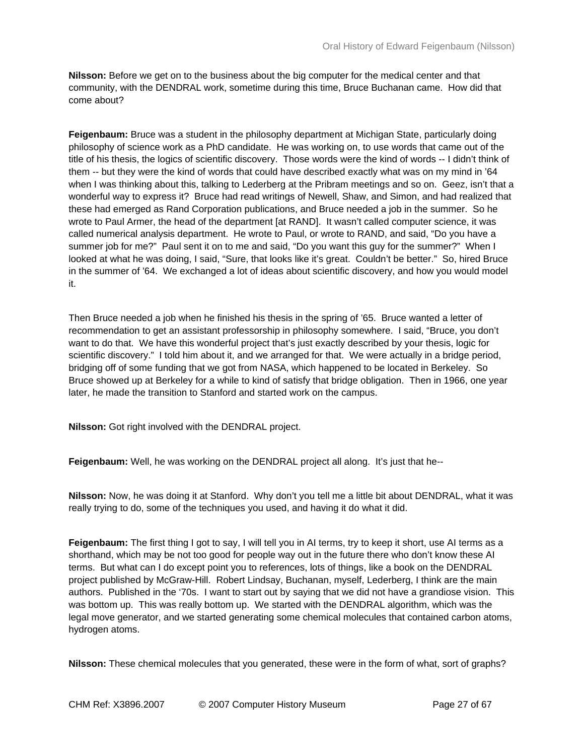**Nilsson:** Before we get on to the business about the big computer for the medical center and that community, with the DENDRAL work, sometime during this time, Bruce Buchanan came. How did that come about?

**Feigenbaum:** Bruce was a student in the philosophy department at Michigan State, particularly doing philosophy of science work as a PhD candidate. He was working on, to use words that came out of the title of his thesis, the logics of scientific discovery. Those words were the kind of words -- I didn't think of them -- but they were the kind of words that could have described exactly what was on my mind in '64 when I was thinking about this, talking to Lederberg at the Pribram meetings and so on. Geez, isn't that a wonderful way to express it? Bruce had read writings of Newell, Shaw, and Simon, and had realized that these had emerged as Rand Corporation publications, and Bruce needed a job in the summer. So he wrote to Paul Armer, the head of the department [at RAND]. It wasn't called computer science, it was called numerical analysis department. He wrote to Paul, or wrote to RAND, and said, "Do you have a summer job for me?" Paul sent it on to me and said, "Do you want this guy for the summer?" When I looked at what he was doing, I said, "Sure, that looks like it's great. Couldn't be better." So, hired Bruce in the summer of '64. We exchanged a lot of ideas about scientific discovery, and how you would model it.

Then Bruce needed a job when he finished his thesis in the spring of '65. Bruce wanted a letter of recommendation to get an assistant professorship in philosophy somewhere. I said, "Bruce, you don't want to do that. We have this wonderful project that's just exactly described by your thesis, logic for scientific discovery." I told him about it, and we arranged for that. We were actually in a bridge period, bridging off of some funding that we got from NASA, which happened to be located in Berkeley. So Bruce showed up at Berkeley for a while to kind of satisfy that bridge obligation. Then in 1966, one year later, he made the transition to Stanford and started work on the campus.

**Nilsson:** Got right involved with the DENDRAL project.

**Feigenbaum:** Well, he was working on the DENDRAL project all along. It's just that he--

**Nilsson:** Now, he was doing it at Stanford. Why don't you tell me a little bit about DENDRAL, what it was really trying to do, some of the techniques you used, and having it do what it did.

**Feigenbaum:** The first thing I got to say, I will tell you in AI terms, try to keep it short, use AI terms as a shorthand, which may be not too good for people way out in the future there who don't know these AI terms. But what can I do except point you to references, lots of things, like a book on the DENDRAL project published by McGraw-Hill. Robert Lindsay, Buchanan, myself, Lederberg, I think are the main authors. Published in the '70s. I want to start out by saying that we did not have a grandiose vision. This was bottom up. This was really bottom up. We started with the DENDRAL algorithm, which was the legal move generator, and we started generating some chemical molecules that contained carbon atoms, hydrogen atoms.

**Nilsson:** These chemical molecules that you generated, these were in the form of what, sort of graphs?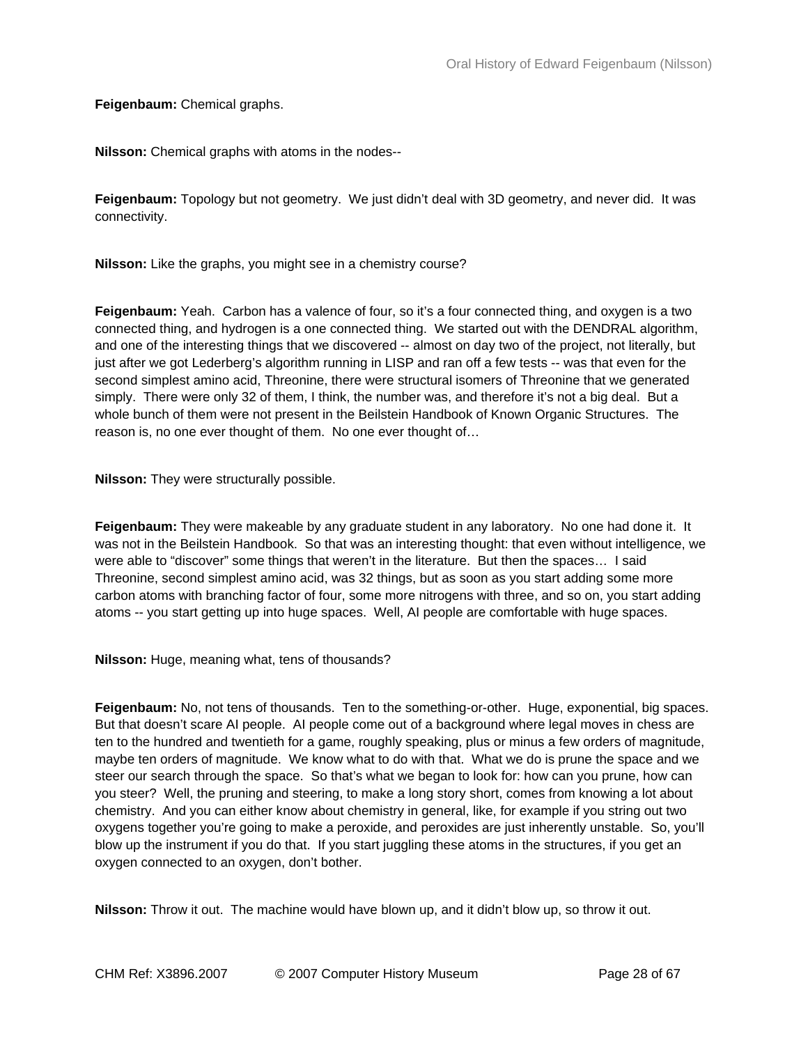**Feigenbaum:** Chemical graphs.

**Nilsson:** Chemical graphs with atoms in the nodes--

**Feigenbaum:** Topology but not geometry. We just didn't deal with 3D geometry, and never did. It was connectivity.

**Nilsson:** Like the graphs, you might see in a chemistry course?

**Feigenbaum:** Yeah. Carbon has a valence of four, so it's a four connected thing, and oxygen is a two connected thing, and hydrogen is a one connected thing. We started out with the DENDRAL algorithm, and one of the interesting things that we discovered -- almost on day two of the project, not literally, but just after we got Lederberg's algorithm running in LISP and ran off a few tests -- was that even for the second simplest amino acid, Threonine, there were structural isomers of Threonine that we generated simply. There were only 32 of them, I think, the number was, and therefore it's not a big deal. But a whole bunch of them were not present in the Beilstein Handbook of Known Organic Structures. The reason is, no one ever thought of them. No one ever thought of…

**Nilsson:** They were structurally possible.

**Feigenbaum:** They were makeable by any graduate student in any laboratory. No one had done it. It was not in the Beilstein Handbook. So that was an interesting thought: that even without intelligence, we were able to "discover" some things that weren't in the literature. But then the spaces… I said Threonine, second simplest amino acid, was 32 things, but as soon as you start adding some more carbon atoms with branching factor of four, some more nitrogens with three, and so on, you start adding atoms -- you start getting up into huge spaces. Well, AI people are comfortable with huge spaces.

**Nilsson:** Huge, meaning what, tens of thousands?

**Feigenbaum:** No, not tens of thousands. Ten to the something-or-other. Huge, exponential, big spaces. But that doesn't scare AI people. AI people come out of a background where legal moves in chess are ten to the hundred and twentieth for a game, roughly speaking, plus or minus a few orders of magnitude, maybe ten orders of magnitude. We know what to do with that. What we do is prune the space and we steer our search through the space. So that's what we began to look for: how can you prune, how can you steer? Well, the pruning and steering, to make a long story short, comes from knowing a lot about chemistry. And you can either know about chemistry in general, like, for example if you string out two oxygens together you're going to make a peroxide, and peroxides are just inherently unstable. So, you'll blow up the instrument if you do that. If you start juggling these atoms in the structures, if you get an oxygen connected to an oxygen, don't bother.

**Nilsson:** Throw it out. The machine would have blown up, and it didn't blow up, so throw it out.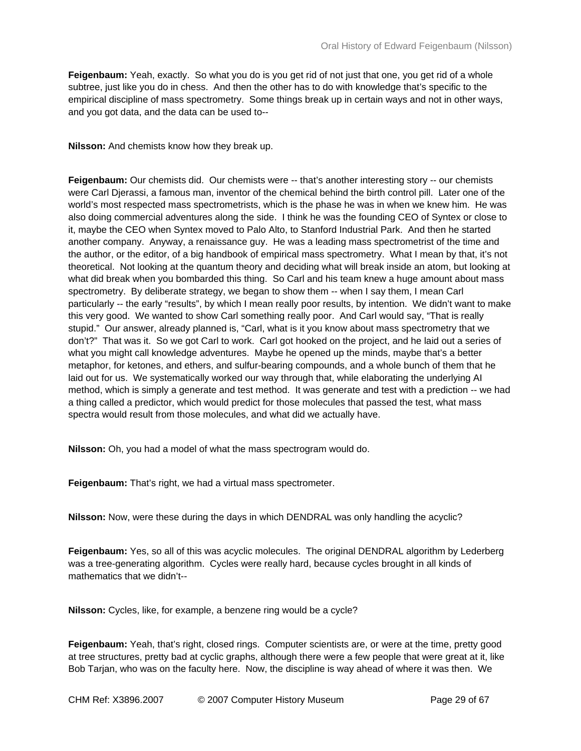**Feigenbaum:** Yeah, exactly. So what you do is you get rid of not just that one, you get rid of a whole subtree, just like you do in chess. And then the other has to do with knowledge that's specific to the empirical discipline of mass spectrometry. Some things break up in certain ways and not in other ways, and you got data, and the data can be used to--

**Nilsson:** And chemists know how they break up.

**Feigenbaum:** Our chemists did. Our chemists were -- that's another interesting story -- our chemists were Carl Djerassi, a famous man, inventor of the chemical behind the birth control pill. Later one of the world's most respected mass spectrometrists, which is the phase he was in when we knew him. He was also doing commercial adventures along the side. I think he was the founding CEO of Syntex or close to it, maybe the CEO when Syntex moved to Palo Alto, to Stanford Industrial Park. And then he started another company. Anyway, a renaissance guy. He was a leading mass spectrometrist of the time and the author, or the editor, of a big handbook of empirical mass spectrometry. What I mean by that, it's not theoretical. Not looking at the quantum theory and deciding what will break inside an atom, but looking at what did break when you bombarded this thing. So Carl and his team knew a huge amount about mass spectrometry. By deliberate strategy, we began to show them -- when I say them, I mean Carl particularly -- the early "results", by which I mean really poor results, by intention. We didn't want to make this very good. We wanted to show Carl something really poor. And Carl would say, "That is really stupid." Our answer, already planned is, "Carl, what is it you know about mass spectrometry that we don't?" That was it. So we got Carl to work. Carl got hooked on the project, and he laid out a series of what you might call knowledge adventures. Maybe he opened up the minds, maybe that's a better metaphor, for ketones, and ethers, and sulfur-bearing compounds, and a whole bunch of them that he laid out for us. We systematically worked our way through that, while elaborating the underlying AI method, which is simply a generate and test method. It was generate and test with a prediction -- we had a thing called a predictor, which would predict for those molecules that passed the test, what mass spectra would result from those molecules, and what did we actually have.

**Nilsson:** Oh, you had a model of what the mass spectrogram would do.

**Feigenbaum:** That's right, we had a virtual mass spectrometer.

**Nilsson:** Now, were these during the days in which DENDRAL was only handling the acyclic?

**Feigenbaum:** Yes, so all of this was acyclic molecules. The original DENDRAL algorithm by Lederberg was a tree-generating algorithm. Cycles were really hard, because cycles brought in all kinds of mathematics that we didn't--

**Nilsson:** Cycles, like, for example, a benzene ring would be a cycle?

**Feigenbaum:** Yeah, that's right, closed rings. Computer scientists are, or were at the time, pretty good at tree structures, pretty bad at cyclic graphs, although there were a few people that were great at it, like Bob Tarjan, who was on the faculty here. Now, the discipline is way ahead of where it was then. We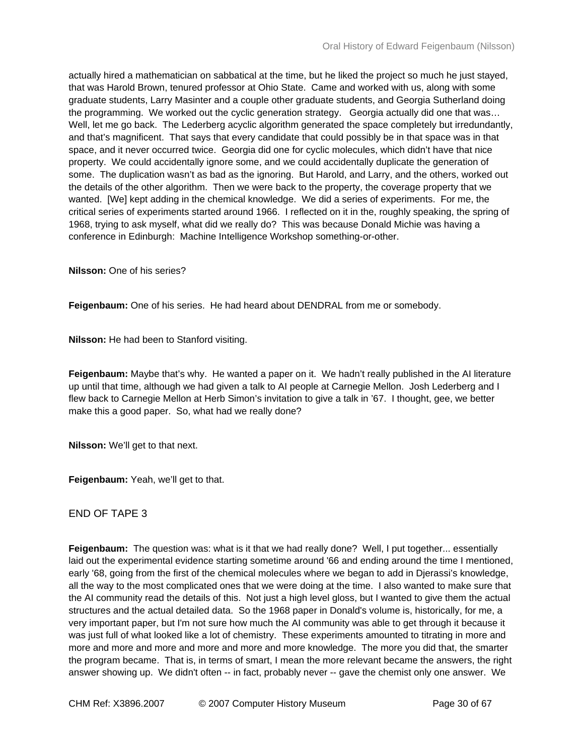actually hired a mathematician on sabbatical at the time, but he liked the project so much he just stayed, that was Harold Brown, tenured professor at Ohio State. Came and worked with us, along with some graduate students, Larry Masinter and a couple other graduate students, and Georgia Sutherland doing the programming. We worked out the cyclic generation strategy. Georgia actually did one that was… Well, let me go back. The Lederberg acyclic algorithm generated the space completely but irredundantly, and that's magnificent. That says that every candidate that could possibly be in that space was in that space, and it never occurred twice. Georgia did one for cyclic molecules, which didn't have that nice property. We could accidentally ignore some, and we could accidentally duplicate the generation of some. The duplication wasn't as bad as the ignoring. But Harold, and Larry, and the others, worked out the details of the other algorithm. Then we were back to the property, the coverage property that we wanted. [We] kept adding in the chemical knowledge. We did a series of experiments. For me, the critical series of experiments started around 1966. I reflected on it in the, roughly speaking, the spring of 1968, trying to ask myself, what did we really do? This was because Donald Michie was having a conference in Edinburgh: Machine Intelligence Workshop something-or-other.

**Nilsson:** One of his series?

**Feigenbaum:** One of his series. He had heard about DENDRAL from me or somebody.

**Nilsson:** He had been to Stanford visiting.

**Feigenbaum:** Maybe that's why. He wanted a paper on it. We hadn't really published in the AI literature up until that time, although we had given a talk to AI people at Carnegie Mellon. Josh Lederberg and I flew back to Carnegie Mellon at Herb Simon's invitation to give a talk in '67. I thought, gee, we better make this a good paper. So, what had we really done?

**Nilsson:** We'll get to that next.

**Feigenbaum:** Yeah, we'll get to that.

END OF TAPE 3

**Feigenbaum:** The question was: what is it that we had really done? Well, I put together... essentially laid out the experimental evidence starting sometime around '66 and ending around the time I mentioned, early '68, going from the first of the chemical molecules where we began to add in Djerassi's knowledge, all the way to the most complicated ones that we were doing at the time. I also wanted to make sure that the AI community read the details of this. Not just a high level gloss, but I wanted to give them the actual structures and the actual detailed data. So the 1968 paper in Donald's volume is, historically, for me, a very important paper, but I'm not sure how much the AI community was able to get through it because it was just full of what looked like a lot of chemistry. These experiments amounted to titrating in more and more and more and more and more and more and more knowledge. The more you did that, the smarter the program became. That is, in terms of smart, I mean the more relevant became the answers, the right answer showing up. We didn't often -- in fact, probably never -- gave the chemist only one answer. We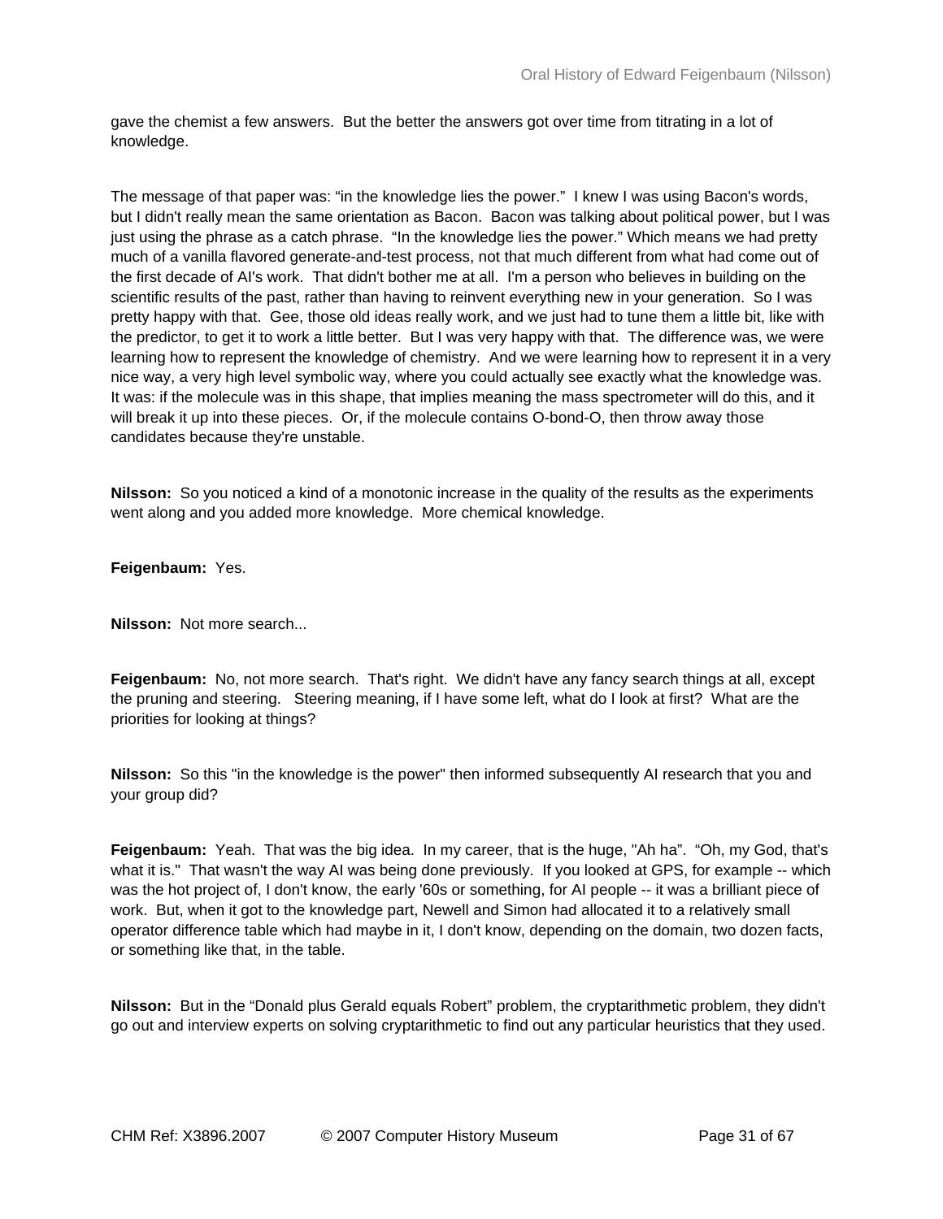gave the chemist a few answers. But the better the answers got over time from titrating in a lot of knowledge.

The message of that paper was: “in the knowledge lies the power.” I knew I was using Bacon's words, but I didn't really mean the same orientation as Bacon. Bacon was talking about political power, but I was just using the phrase as a catch phrase. “In the knowledge lies the power.” Which means we had pretty much of a vanilla flavored generate-and-test process, not that much different from what had come out of the first decade of AI's work. That didn't bother me at all. I'm a person who believes in building on the scientific results of the past, rather than having to reinvent everything new in your generation. So I was pretty happy with that. Gee, those old ideas really work, and we just had to tune them a little bit, like with the predictor, to get it to work a little better. But I was very happy with that. The difference was, we were learning how to represent the knowledge of chemistry. And we were learning how to represent it in a very nice way, a very high level symbolic way, where you could actually see exactly what the knowledge was. It was: if the molecule was in this shape, that implies meaning the mass spectrometer will do this, and it will break it up into these pieces. Or, if the molecule contains O-bond-O, then throw away those candidates because they're unstable.

**Nilsson:** So you noticed a kind of a monotonic increase in the quality of the results as the experiments went along and you added more knowledge. More chemical knowledge.

**Feigenbaum:** Yes.

**Nilsson:** Not more search...

**Feigenbaum:** No, not more search. That's right. We didn't have any fancy search things at all, except the pruning and steering. Steering meaning, if I have some left, what do I look at first? What are the priorities for looking at things?

**Nilsson:** So this "in the knowledge is the power" then informed subsequently AI research that you and your group did?

**Feigenbaum:** Yeah. That was the big idea. In my career, that is the huge, "Ah ha”. “Oh, my God, that's what it is." That wasn't the way AI was being done previously. If you looked at GPS, for example -- which was the hot project of, I don't know, the early '60s or something, for AI people -- it was a brilliant piece of work. But, when it got to the knowledge part, Newell and Simon had allocated it to a relatively small operator difference table which had maybe in it, I don't know, depending on the domain, two dozen facts, or something like that, in the table.

**Nilsson:** But in the “Donald plus Gerald equals Robert” problem, the cryptarithmetic problem, they didn't go out and interview experts on solving cryptarithmetic to find out any particular heuristics that they used.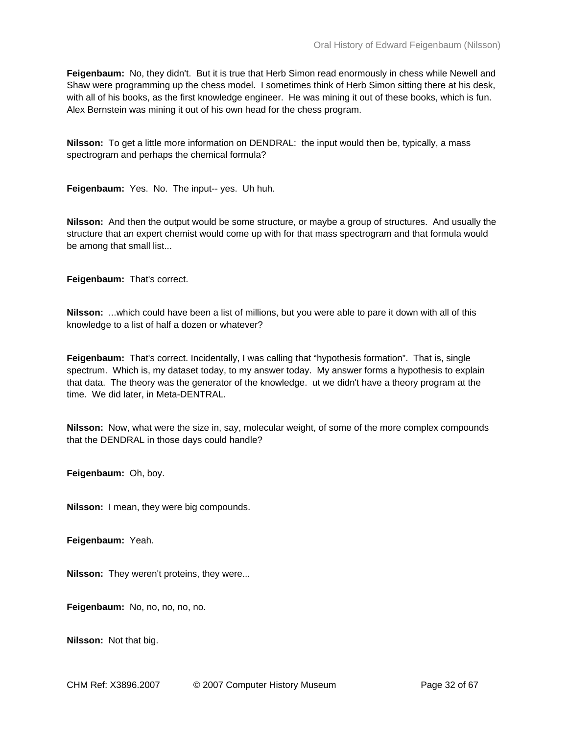**Feigenbaum:** No, they didn't. But it is true that Herb Simon read enormously in chess while Newell and Shaw were programming up the chess model. I sometimes think of Herb Simon sitting there at his desk, with all of his books, as the first knowledge engineer. He was mining it out of these books, which is fun. Alex Bernstein was mining it out of his own head for the chess program.

**Nilsson:** To get a little more information on DENDRAL: the input would then be, typically, a mass spectrogram and perhaps the chemical formula?

**Feigenbaum:** Yes. No. The input-- yes. Uh huh.

**Nilsson:** And then the output would be some structure, or maybe a group of structures. And usually the structure that an expert chemist would come up with for that mass spectrogram and that formula would be among that small list...

**Feigenbaum:** That's correct.

**Nilsson:** ...which could have been a list of millions, but you were able to pare it down with all of this knowledge to a list of half a dozen or whatever?

**Feigenbaum:** That's correct. Incidentally, I was calling that "hypothesis formation". That is, single spectrum. Which is, my dataset today, to my answer today. My answer forms a hypothesis to explain that data. The theory was the generator of the knowledge. ut we didn't have a theory program at the time. We did later, in Meta-DENTRAL.

**Nilsson:** Now, what were the size in, say, molecular weight, of some of the more complex compounds that the DENDRAL in those days could handle?

**Feigenbaum:** Oh, boy.

**Nilsson:** I mean, they were big compounds.

**Feigenbaum:** Yeah.

**Nilsson:** They weren't proteins, they were...

**Feigenbaum:** No, no, no, no, no.

**Nilsson:** Not that big.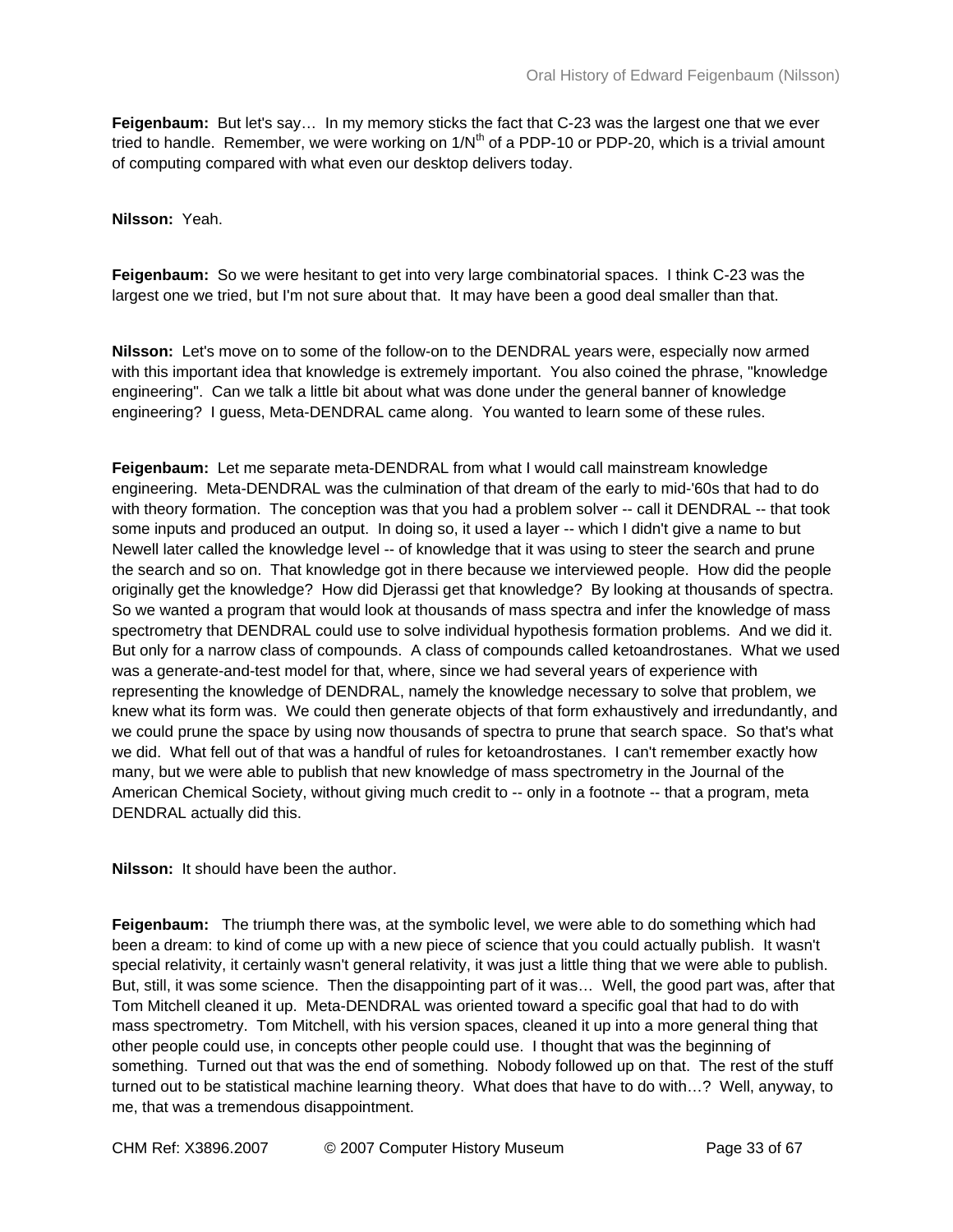**Feigenbaum:** But let's say… In my memory sticks the fact that C-23 was the largest one that we ever tried to handle. Remember, we were working on $1/N^{th}$ of a PDP-10 or PDP-20, which is a trivial amount of computing compared with what even our desktop delivers today.

**Nilsson:** Yeah.

**Feigenbaum:** So we were hesitant to get into very large combinatorial spaces. I think C-23 was the largest one we tried, but I'm not sure about that. It may have been a good deal smaller than that.

**Nilsson:** Let's move on to some of the follow-on to the DENDRAL years were, especially now armed with this important idea that knowledge is extremely important. You also coined the phrase, "knowledge engineering". Can we talk a little bit about what was done under the general banner of knowledge engineering? I guess, Meta-DENDRAL came along. You wanted to learn some of these rules.

**Feigenbaum:** Let me separate meta-DENDRAL from what I would call mainstream knowledge engineering. Meta-DENDRAL was the culmination of that dream of the early to mid-'60s that had to do with theory formation. The conception was that you had a problem solver -- call it DENDRAL -- that took some inputs and produced an output. In doing so, it used a layer -- which I didn't give a name to but Newell later called the knowledge level -- of knowledge that it was using to steer the search and prune the search and so on. That knowledge got in there because we interviewed people. How did the people originally get the knowledge? How did Djerassi get that knowledge? By looking at thousands of spectra. So we wanted a program that would look at thousands of mass spectra and infer the knowledge of mass spectrometry that DENDRAL could use to solve individual hypothesis formation problems. And we did it. But only for a narrow class of compounds. A class of compounds called ketoandrostanes. What we used was a generate-and-test model for that, where, since we had several years of experience with representing the knowledge of DENDRAL, namely the knowledge necessary to solve that problem, we knew what its form was. We could then generate objects of that form exhaustively and irredundantly, and we could prune the space by using now thousands of spectra to prune that search space. So that's what we did. What fell out of that was a handful of rules for ketoandrostanes. I can't remember exactly how many, but we were able to publish that new knowledge of mass spectrometry in the Journal of the American Chemical Society, without giving much credit to -- only in a footnote -- that a program, meta DENDRAL actually did this.

**Nilsson:** It should have been the author.

**Feigenbaum:** The triumph there was, at the symbolic level, we were able to do something which had been a dream: to kind of come up with a new piece of science that you could actually publish. It wasn't special relativity, it certainly wasn't general relativity, it was just a little thing that we were able to publish. But, still, it was some science. Then the disappointing part of it was… Well, the good part was, after that Tom Mitchell cleaned it up. Meta-DENDRAL was oriented toward a specific goal that had to do with mass spectrometry. Tom Mitchell, with his version spaces, cleaned it up into a more general thing that other people could use, in concepts other people could use. I thought that was the beginning of something. Turned out that was the end of something. Nobody followed up on that. The rest of the stuff turned out to be statistical machine learning theory. What does that have to do with…? Well, anyway, to me, that was a tremendous disappointment.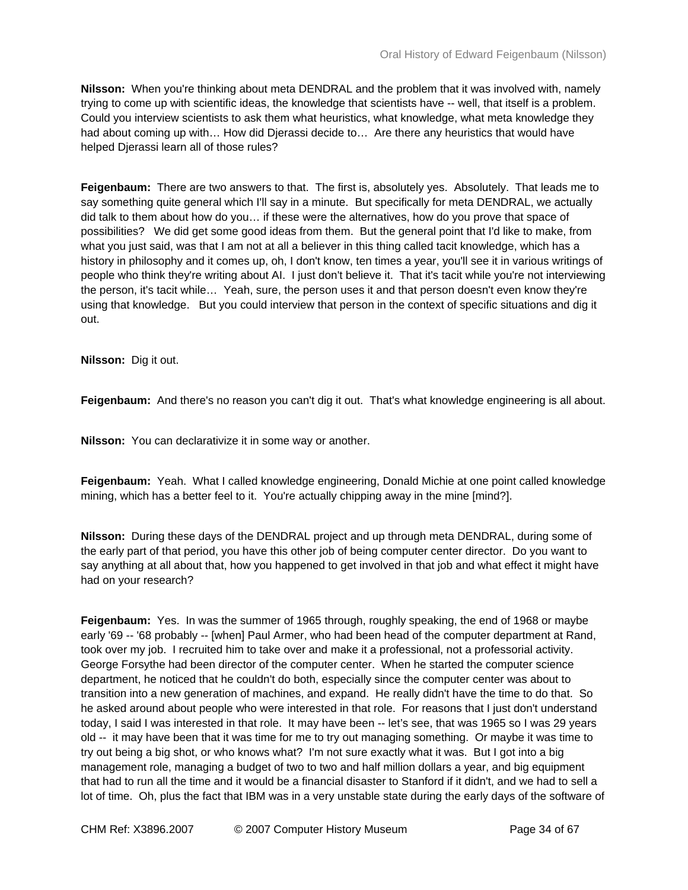**Nilsson:** When you're thinking about meta DENDRAL and the problem that it was involved with, namely trying to come up with scientific ideas, the knowledge that scientists have -- well, that itself is a problem. Could you interview scientists to ask them what heuristics, what knowledge, what meta knowledge they had about coming up with… How did Djerassi decide to… Are there any heuristics that would have helped Djerassi learn all of those rules?

**Feigenbaum:** There are two answers to that. The first is, absolutely yes. Absolutely. That leads me to say something quite general which I'll say in a minute. But specifically for meta DENDRAL, we actually did talk to them about how do you… if these were the alternatives, how do you prove that space of possibilities? We did get some good ideas from them. But the general point that I'd like to make, from what you just said, was that I am not at all a believer in this thing called tacit knowledge, which has a history in philosophy and it comes up, oh, I don't know, ten times a year, you'll see it in various writings of people who think they're writing about AI. I just don't believe it. That it's tacit while you're not interviewing the person, it's tacit while… Yeah, sure, the person uses it and that person doesn't even know they're using that knowledge. But you could interview that person in the context of specific situations and dig it out.

**Nilsson:** Dig it out.

**Feigenbaum:** And there's no reason you can't dig it out. That's what knowledge engineering is all about.

**Nilsson:** You can declarativize it in some way or another.

**Feigenbaum:** Yeah. What I called knowledge engineering, Donald Michie at one point called knowledge mining, which has a better feel to it. You're actually chipping away in the mine [mind?].

**Nilsson:** During these days of the DENDRAL project and up through meta DENDRAL, during some of the early part of that period, you have this other job of being computer center director. Do you want to say anything at all about that, how you happened to get involved in that job and what effect it might have had on your research?

**Feigenbaum:** Yes. In was the summer of 1965 through, roughly speaking, the end of 1968 or maybe early '69 -- '68 probably -- [when] Paul Armer, who had been head of the computer department at Rand, took over my job. I recruited him to take over and make it a professional, not a professorial activity. George Forsythe had been director of the computer center. When he started the computer science department, he noticed that he couldn't do both, especially since the computer center was about to transition into a new generation of machines, and expand. He really didn't have the time to do that. So he asked around about people who were interested in that role. For reasons that I just don't understand today, I said I was interested in that role. It may have been -- let's see, that was 1965 so I was 29 years old -- it may have been that it was time for me to try out managing something. Or maybe it was time to try out being a big shot, or who knows what? I'm not sure exactly what it was. But I got into a big management role, managing a budget of two to two and half million dollars a year, and big equipment that had to run all the time and it would be a financial disaster to Stanford if it didn't, and we had to sell a lot of time. Oh, plus the fact that IBM was in a very unstable state during the early days of the software of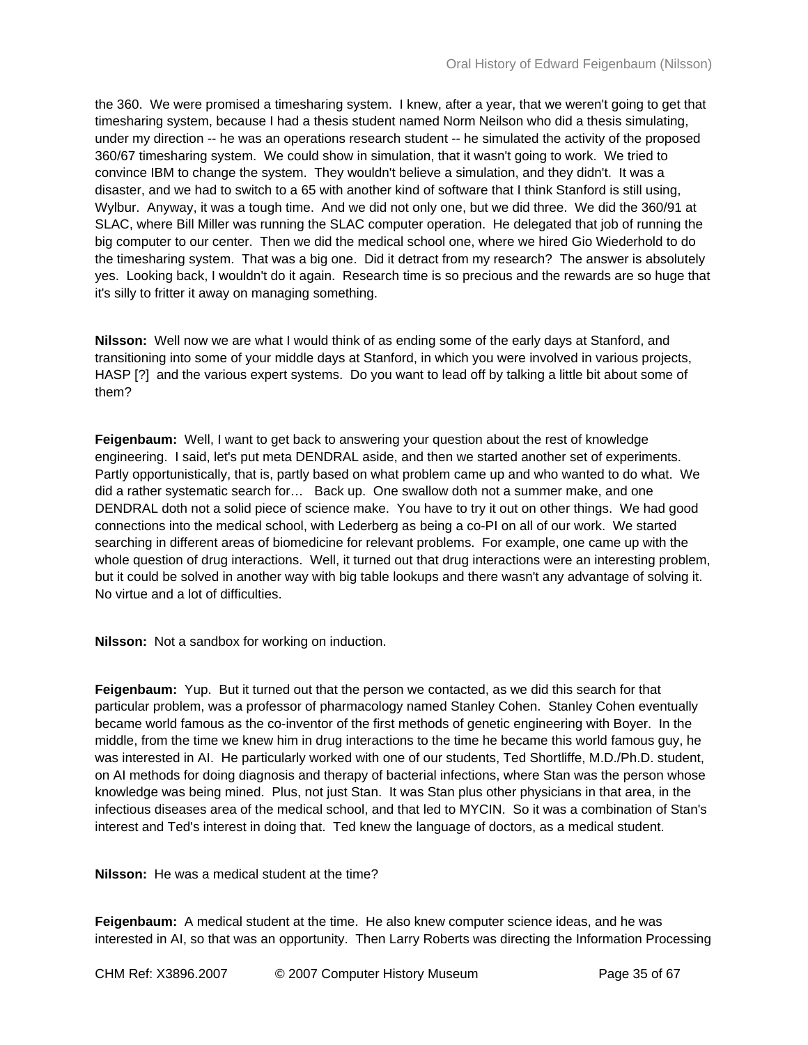the 360. We were promised a timesharing system. I knew, after a year, that we weren't going to get that timesharing system, because I had a thesis student named Norm Neilson who did a thesis simulating, under my direction -- he was an operations research student -- he simulated the activity of the proposed 360/67 timesharing system. We could show in simulation, that it wasn't going to work. We tried to convince IBM to change the system. They wouldn't believe a simulation, and they didn't. It was a disaster, and we had to switch to a 65 with another kind of software that I think Stanford is still using, Wylbur. Anyway, it was a tough time. And we did not only one, but we did three. We did the 360/91 at SLAC, where Bill Miller was running the SLAC computer operation. He delegated that job of running the big computer to our center. Then we did the medical school one, where we hired Gio Wiederhold to do the timesharing system. That was a big one. Did it detract from my research? The answer is absolutely yes. Looking back, I wouldn't do it again. Research time is so precious and the rewards are so huge that it's silly to fritter it away on managing something.

**Nilsson:** Well now we are what I would think of as ending some of the early days at Stanford, and transitioning into some of your middle days at Stanford, in which you were involved in various projects, HASP [?] and the various expert systems. Do you want to lead off by talking a little bit about some of them?

**Feigenbaum:** Well, I want to get back to answering your question about the rest of knowledge engineering. I said, let's put meta DENDRAL aside, and then we started another set of experiments. Partly opportunistically, that is, partly based on what problem came up and who wanted to do what. We did a rather systematic search for… Back up. One swallow doth not a summer make, and one DENDRAL doth not a solid piece of science make. You have to try it out on other things. We had good connections into the medical school, with Lederberg as being a co-PI on all of our work. We started searching in different areas of biomedicine for relevant problems. For example, one came up with the whole question of drug interactions. Well, it turned out that drug interactions were an interesting problem, but it could be solved in another way with big table lookups and there wasn't any advantage of solving it. No virtue and a lot of difficulties.

**Nilsson:** Not a sandbox for working on induction.

**Feigenbaum:** Yup. But it turned out that the person we contacted, as we did this search for that particular problem, was a professor of pharmacology named Stanley Cohen. Stanley Cohen eventually became world famous as the co-inventor of the first methods of genetic engineering with Boyer. In the middle, from the time we knew him in drug interactions to the time he became this world famous guy, he was interested in AI. He particularly worked with one of our students, Ted Shortliffe, M.D./Ph.D. student, on AI methods for doing diagnosis and therapy of bacterial infections, where Stan was the person whose knowledge was being mined. Plus, not just Stan. It was Stan plus other physicians in that area, in the infectious diseases area of the medical school, and that led to MYCIN. So it was a combination of Stan's interest and Ted's interest in doing that. Ted knew the language of doctors, as a medical student.

**Nilsson:** He was a medical student at the time?

**Feigenbaum:** A medical student at the time. He also knew computer science ideas, and he was interested in AI, so that was an opportunity. Then Larry Roberts was directing the Information Processing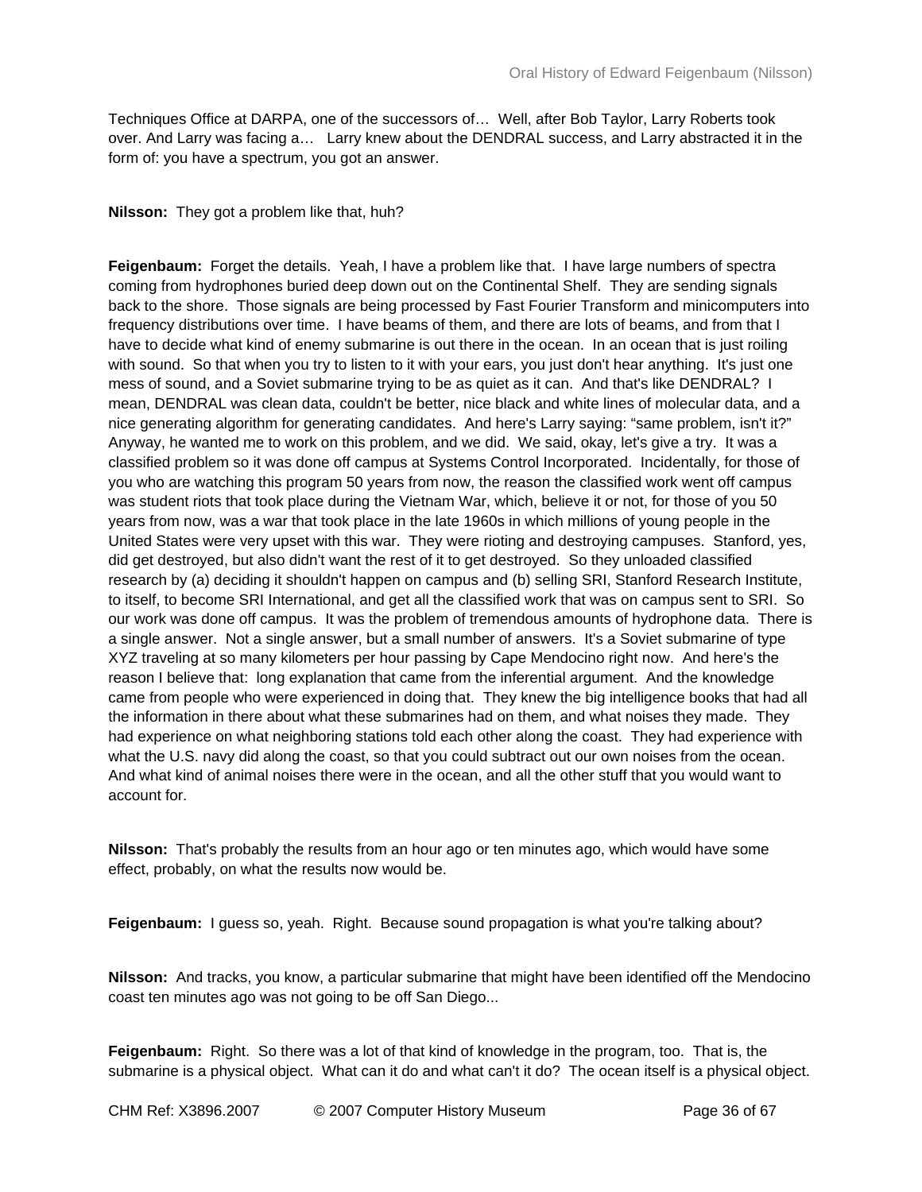Techniques Office at DARPA, one of the successors of… Well, after Bob Taylor, Larry Roberts took over. And Larry was facing a… Larry knew about the DENDRAL success, and Larry abstracted it in the form of: you have a spectrum, you got an answer.

**Nilsson:** They got a problem like that, huh?

**Feigenbaum:** Forget the details. Yeah, I have a problem like that. I have large numbers of spectra coming from hydrophones buried deep down out on the Continental Shelf. They are sending signals back to the shore. Those signals are being processed by Fast Fourier Transform and minicomputers into frequency distributions over time. I have beams of them, and there are lots of beams, and from that I have to decide what kind of enemy submarine is out there in the ocean. In an ocean that is just roiling with sound. So that when you try to listen to it with your ears, you just don't hear anything. It's just one mess of sound, and a Soviet submarine trying to be as quiet as it can. And that's like DENDRAL? I mean, DENDRAL was clean data, couldn't be better, nice black and white lines of molecular data, and a nice generating algorithm for generating candidates. And here's Larry saying: "same problem, isn't it?" Anyway, he wanted me to work on this problem, and we did. We said, okay, let's give a try. It was a classified problem so it was done off campus at Systems Control Incorporated. Incidentally, for those of you who are watching this program 50 years from now, the reason the classified work went off campus was student riots that took place during the Vietnam War, which, believe it or not, for those of you 50 years from now, was a war that took place in the late 1960s in which millions of young people in the United States were very upset with this war. They were rioting and destroying campuses. Stanford, yes, did get destroyed, but also didn't want the rest of it to get destroyed. So they unloaded classified research by (a) deciding it shouldn't happen on campus and (b) selling SRI, Stanford Research Institute, to itself, to become SRI International, and get all the classified work that was on campus sent to SRI. So our work was done off campus. It was the problem of tremendous amounts of hydrophone data. There is a single answer. Not a single answer, but a small number of answers. It's a Soviet submarine of type XYZ traveling at so many kilometers per hour passing by Cape Mendocino right now. And here's the reason I believe that: long explanation that came from the inferential argument. And the knowledge came from people who were experienced in doing that. They knew the big intelligence books that had all the information in there about what these submarines had on them, and what noises they made. They had experience on what neighboring stations told each other along the coast. They had experience with what the U.S. navy did along the coast, so that you could subtract out our own noises from the ocean. And what kind of animal noises there were in the ocean, and all the other stuff that you would want to account for.

**Nilsson:** That's probably the results from an hour ago or ten minutes ago, which would have some effect, probably, on what the results now would be.

**Feigenbaum:** I guess so, yeah. Right. Because sound propagation is what you're talking about?

**Nilsson:** And tracks, you know, a particular submarine that might have been identified off the Mendocino coast ten minutes ago was not going to be off San Diego...

**Feigenbaum:** Right. So there was a lot of that kind of knowledge in the program, too. That is, the submarine is a physical object. What can it do and what can't it do? The ocean itself is a physical object.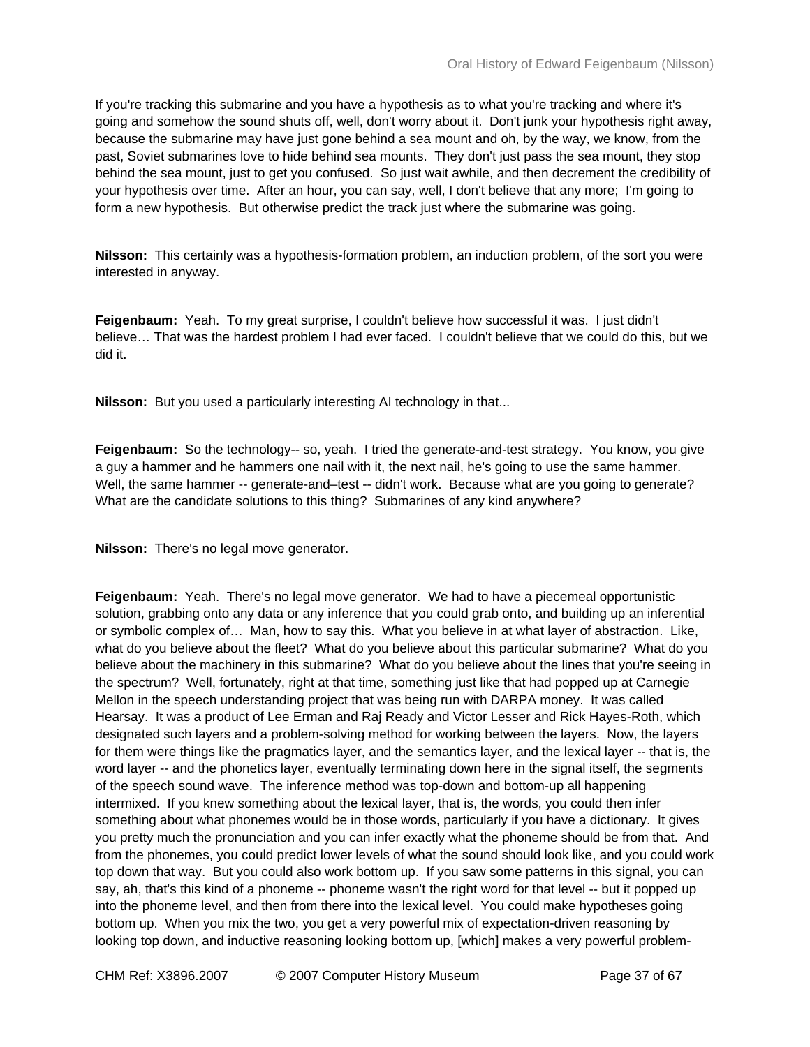If you're tracking this submarine and you have a hypothesis as to what you're tracking and where it's going and somehow the sound shuts off, well, don't worry about it. Don't junk your hypothesis right away, because the submarine may have just gone behind a sea mount and oh, by the way, we know, from the past, Soviet submarines love to hide behind sea mounts. They don't just pass the sea mount, they stop behind the sea mount, just to get you confused. So just wait awhile, and then decrement the credibility of your hypothesis over time. After an hour, you can say, well, I don't believe that any more; I'm going to form a new hypothesis. But otherwise predict the track just where the submarine was going.

**Nilsson:** This certainly was a hypothesis-formation problem, an induction problem, of the sort you were interested in anyway.

**Feigenbaum:** Yeah. To my great surprise, I couldn't believe how successful it was. I just didn't believe… That was the hardest problem I had ever faced. I couldn't believe that we could do this, but we did it.

**Nilsson:** But you used a particularly interesting AI technology in that...

**Feigenbaum:** So the technology-- so, yeah. I tried the generate-and-test strategy. You know, you give a guy a hammer and he hammers one nail with it, the next nail, he's going to use the same hammer. Well, the same hammer -- generate-and–test -- didn't work. Because what are you going to generate? What are the candidate solutions to this thing? Submarines of any kind anywhere?

**Nilsson:** There's no legal move generator.

**Feigenbaum:** Yeah. There's no legal move generator. We had to have a piecemeal opportunistic solution, grabbing onto any data or any inference that you could grab onto, and building up an inferential or symbolic complex of… Man, how to say this. What you believe in at what layer of abstraction. Like, what do you believe about the fleet? What do you believe about this particular submarine? What do you believe about the machinery in this submarine? What do you believe about the lines that you're seeing in the spectrum? Well, fortunately, right at that time, something just like that had popped up at Carnegie Mellon in the speech understanding project that was being run with DARPA money. It was called Hearsay. It was a product of Lee Erman and Raj Ready and Victor Lesser and Rick Hayes-Roth, which designated such layers and a problem-solving method for working between the layers. Now, the layers for them were things like the pragmatics layer, and the semantics layer, and the lexical layer -- that is, the word layer -- and the phonetics layer, eventually terminating down here in the signal itself, the segments of the speech sound wave. The inference method was top-down and bottom-up all happening intermixed. If you knew something about the lexical layer, that is, the words, you could then infer something about what phonemes would be in those words, particularly if you have a dictionary. It gives you pretty much the pronunciation and you can infer exactly what the phoneme should be from that. And from the phonemes, you could predict lower levels of what the sound should look like, and you could work top down that way. But you could also work bottom up. If you saw some patterns in this signal, you can say, ah, that's this kind of a phoneme -- phoneme wasn't the right word for that level -- but it popped up into the phoneme level, and then from there into the lexical level. You could make hypotheses going bottom up. When you mix the two, you get a very powerful mix of expectation-driven reasoning by looking top down, and inductive reasoning looking bottom up, [which] makes a very powerful problem-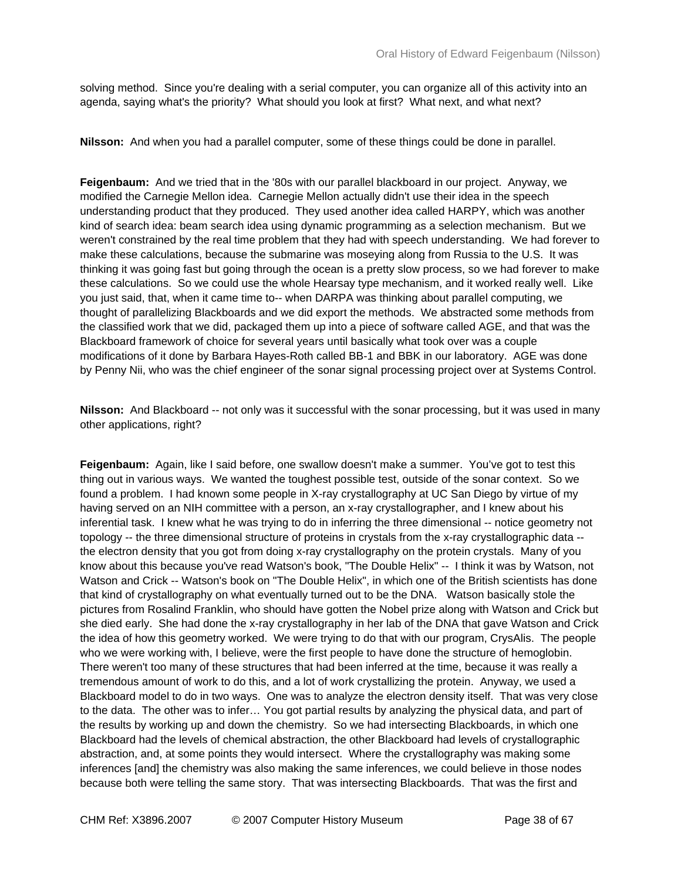solving method. Since you're dealing with a serial computer, you can organize all of this activity into an agenda, saying what's the priority? What should you look at first? What next, and what next?

**Nilsson:** And when you had a parallel computer, some of these things could be done in parallel.

**Feigenbaum:** And we tried that in the '80s with our parallel blackboard in our project. Anyway, we modified the Carnegie Mellon idea. Carnegie Mellon actually didn't use their idea in the speech understanding product that they produced. They used another idea called HARPY, which was another kind of search idea: beam search idea using dynamic programming as a selection mechanism. But we weren't constrained by the real time problem that they had with speech understanding. We had forever to make these calculations, because the submarine was moseying along from Russia to the U.S. It was thinking it was going fast but going through the ocean is a pretty slow process, so we had forever to make these calculations. So we could use the whole Hearsay type mechanism, and it worked really well. Like you just said, that, when it came time to-- when DARPA was thinking about parallel computing, we thought of parallelizing Blackboards and we did export the methods. We abstracted some methods from the classified work that we did, packaged them up into a piece of software called AGE, and that was the Blackboard framework of choice for several years until basically what took over was a couple modifications of it done by Barbara Hayes-Roth called BB-1 and BBK in our laboratory. AGE was done by Penny Nii, who was the chief engineer of the sonar signal processing project over at Systems Control.

**Nilsson:** And Blackboard -- not only was it successful with the sonar processing, but it was used in many other applications, right?

**Feigenbaum:** Again, like I said before, one swallow doesn't make a summer. You've got to test this thing out in various ways. We wanted the toughest possible test, outside of the sonar context. So we found a problem. I had known some people in X-ray crystallography at UC San Diego by virtue of my having served on an NIH committee with a person, an x-ray crystallographer, and I knew about his inferential task. I knew what he was trying to do in inferring the three dimensional -- notice geometry not topology -- the three dimensional structure of proteins in crystals from the x-ray crystallographic data -- the electron density that you got from doing x-ray crystallography on the protein crystals. Many of you know about this because you've read Watson's book, "The Double Helix" -- I think it was by Watson, not Watson and Crick -- Watson's book on "The Double Helix", in which one of the British scientists has done that kind of crystallography on what eventually turned out to be the DNA. Watson basically stole the pictures from Rosalind Franklin, who should have gotten the Nobel prize along with Watson and Crick but she died early. She had done the x-ray crystallography in her lab of the DNA that gave Watson and Crick the idea of how this geometry worked. We were trying to do that with our program, CrysAlis. The people who we were working with, I believe, were the first people to have done the structure of hemoglobin. There weren't too many of these structures that had been inferred at the time, because it was really a tremendous amount of work to do this, and a lot of work crystallizing the protein. Anyway, we used a Blackboard model to do in two ways. One was to analyze the electron density itself. That was very close to the data. The other was to infer… You got partial results by analyzing the physical data, and part of the results by working up and down the chemistry. So we had intersecting Blackboards, in which one Blackboard had the levels of chemical abstraction, the other Blackboard had levels of crystallographic abstraction, and, at some points they would intersect. Where the crystallography was making some inferences [and] the chemistry was also making the same inferences, we could believe in those nodes because both were telling the same story. That was intersecting Blackboards. That was the first and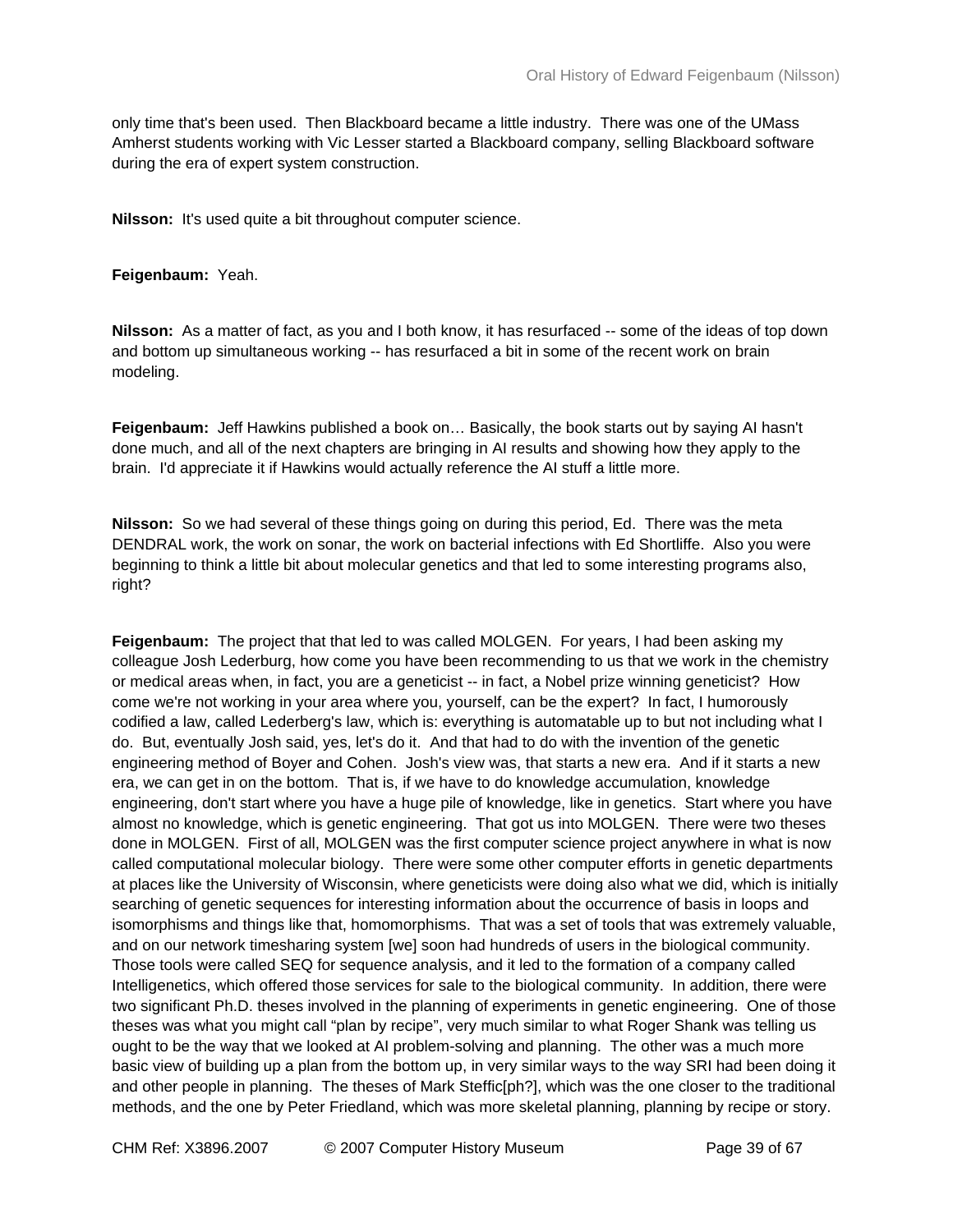only time that's been used. Then Blackboard became a little industry. There was one of the UMass Amherst students working with Vic Lesser started a Blackboard company, selling Blackboard software during the era of expert system construction.

**Nilsson:** It's used quite a bit throughout computer science.

**Feigenbaum:** Yeah.

**Nilsson:** As a matter of fact, as you and I both know, it has resurfaced -- some of the ideas of top down and bottom up simultaneous working -- has resurfaced a bit in some of the recent work on brain modeling.

**Feigenbaum:** Jeff Hawkins published a book on… Basically, the book starts out by saying AI hasn't done much, and all of the next chapters are bringing in AI results and showing how they apply to the brain. I'd appreciate it if Hawkins would actually reference the AI stuff a little more.

**Nilsson:** So we had several of these things going on during this period, Ed. There was the meta DENDRAL work, the work on sonar, the work on bacterial infections with Ed Shortliffe. Also you were beginning to think a little bit about molecular genetics and that led to some interesting programs also, right?

**Feigenbaum:** The project that that led to was called MOLGEN. For years, I had been asking my colleague Josh Lederburg, how come you have been recommending to us that we work in the chemistry or medical areas when, in fact, you are a geneticist -- in fact, a Nobel prize winning geneticist? How come we're not working in your area where you, yourself, can be the expert? In fact, I humorously codified a law, called Lederberg's law, which is: everything is automatable up to but not including what I do. But, eventually Josh said, yes, let's do it. And that had to do with the invention of the genetic engineering method of Boyer and Cohen. Josh's view was, that starts a new era. And if it starts a new era, we can get in on the bottom. That is, if we have to do knowledge accumulation, knowledge engineering, don't start where you have a huge pile of knowledge, like in genetics. Start where you have almost no knowledge, which is genetic engineering. That got us into MOLGEN. There were two theses done in MOLGEN. First of all, MOLGEN was the first computer science project anywhere in what is now called computational molecular biology. There were some other computer efforts in genetic departments at places like the University of Wisconsin, where geneticists were doing also what we did, which is initially searching of genetic sequences for interesting information about the occurrence of basis in loops and isomorphisms and things like that, homomorphisms. That was a set of tools that was extremely valuable, and on our network timesharing system [we] soon had hundreds of users in the biological community. Those tools were called SEQ for sequence analysis, and it led to the formation of a company called Intelligenetics, which offered those services for sale to the biological community. In addition, there were two significant Ph.D. theses involved in the planning of experiments in genetic engineering. One of those theses was what you might call "plan by recipe", very much similar to what Roger Shank was telling us ought to be the way that we looked at AI problem-solving and planning. The other was a much more basic view of building up a plan from the bottom up, in very similar ways to the way SRI had been doing it and other people in planning. The theses of Mark Steffic[ph?], which was the one closer to the traditional methods, and the one by Peter Friedland, which was more skeletal planning, planning by recipe or story.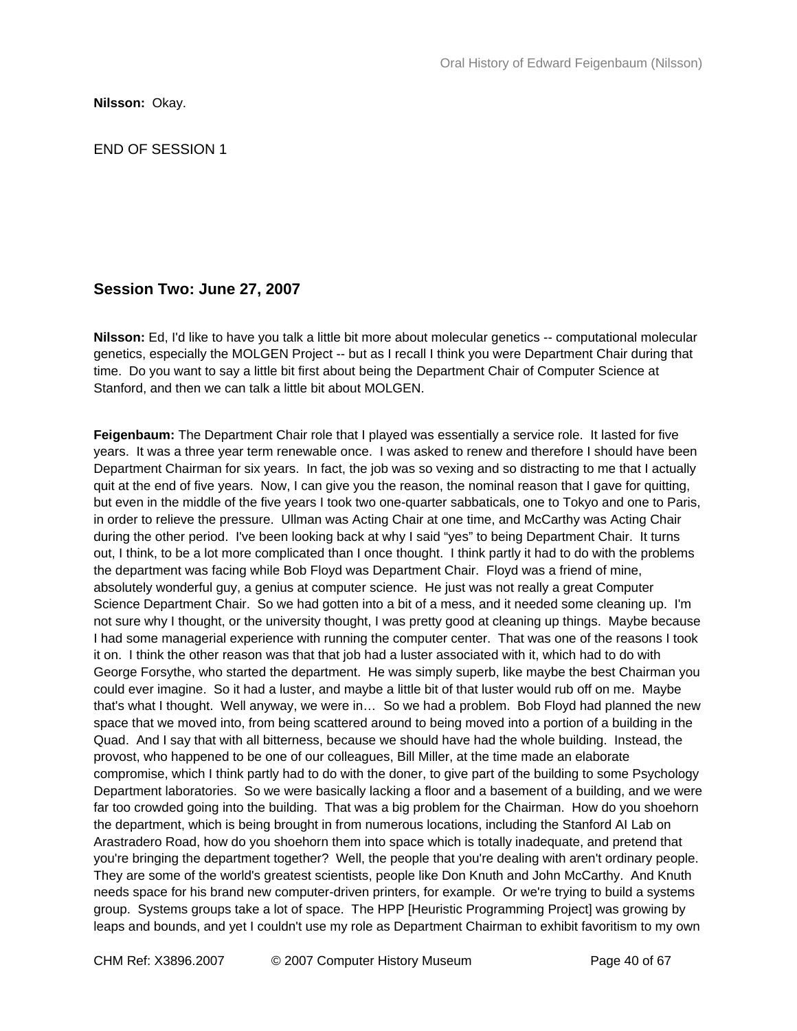**Nilsson:** Okay.

END OF SESSION 1

## Session Two: June 27, 2007

**Nilsson:** Ed, I'd like to have you talk a little bit more about molecular genetics -- computational molecular genetics, especially the MOLGEN Project -- but as I recall I think you were Department Chair during that time. Do you want to say a little bit first about being the Department Chair of Computer Science at Stanford, and then we can talk a little bit about MOLGEN.

**Feigenbaum:** The Department Chair role that I played was essentially a service role. It lasted for five years. It was a three year term renewable once. I was asked to renew and therefore I should have been Department Chairman for six years. In fact, the job was so vexing and so distracting to me that I actually quit at the end of five years. Now, I can give you the reason, the nominal reason that I gave for quitting, but even in the middle of the five years I took two one-quarter sabbaticals, one to Tokyo and one to Paris, in order to relieve the pressure. Ullman was Acting Chair at one time, and McCarthy was Acting Chair during the other period. I've been looking back at why I said "yes" to being Department Chair. It turns out, I think, to be a lot more complicated than I once thought. I think partly it had to do with the problems the department was facing while Bob Floyd was Department Chair. Floyd was a friend of mine, absolutely wonderful guy, a genius at computer science. He just was not really a great Computer Science Department Chair. So we had gotten into a bit of a mess, and it needed some cleaning up. I'm not sure why I thought, or the university thought, I was pretty good at cleaning up things. Maybe because I had some managerial experience with running the computer center. That was one of the reasons I took it on. I think the other reason was that that job had a luster associated with it, which had to do with George Forsythe, who started the department. He was simply superb, like maybe the best Chairman you could ever imagine. So it had a luster, and maybe a little bit of that luster would rub off on me. Maybe that's what I thought. Well anyway, we were in… So we had a problem. Bob Floyd had planned the new space that we moved into, from being scattered around to being moved into a portion of a building in the Quad. And I say that with all bitterness, because we should have had the whole building. Instead, the provost, who happened to be one of our colleagues, Bill Miller, at the time made an elaborate compromise, which I think partly had to do with the doner, to give part of the building to some Psychology Department laboratories. So we were basically lacking a floor and a basement of a building, and we were far too crowded going into the building. That was a big problem for the Chairman. How do you shoehorn the department, which is being brought in from numerous locations, including the Stanford AI Lab on Arastradero Road, how do you shoehorn them into space which is totally inadequate, and pretend that you're bringing the department together? Well, the people that you're dealing with aren't ordinary people. They are some of the world's greatest scientists, people like Don Knuth and John McCarthy. And Knuth needs space for his brand new computer-driven printers, for example. Or we're trying to build a systems group. Systems groups take a lot of space. The HPP [Heuristic Programming Project] was growing by leaps and bounds, and yet I couldn't use my role as Department Chairman to exhibit favoritism to my own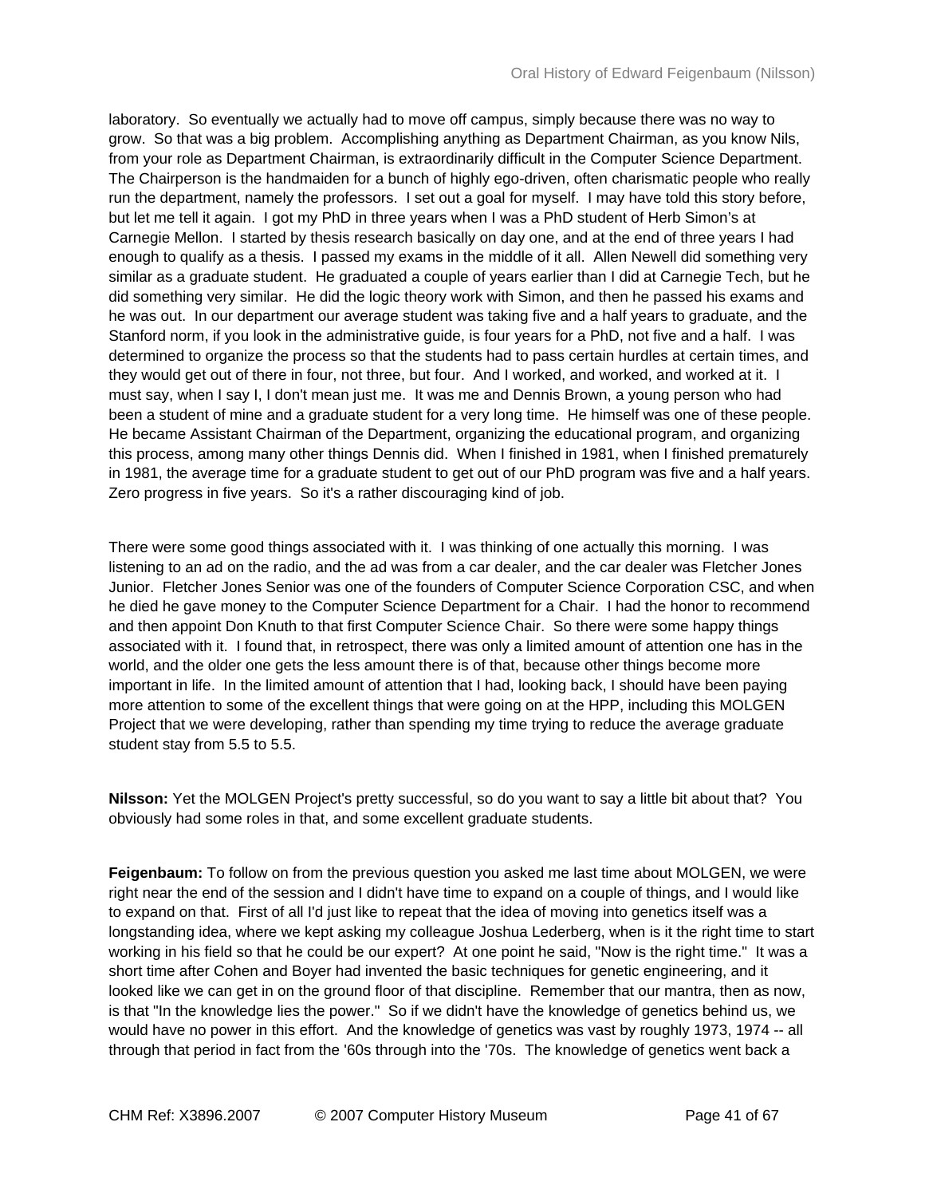laboratory. So eventually we actually had to move off campus, simply because there was no way to grow. So that was a big problem. Accomplishing anything as Department Chairman, as you know Nils, from your role as Department Chairman, is extraordinarily difficult in the Computer Science Department. The Chairperson is the handmaiden for a bunch of highly ego-driven, often charismatic people who really run the department, namely the professors. I set out a goal for myself. I may have told this story before, but let me tell it again. I got my PhD in three years when I was a PhD student of Herb Simon's at Carnegie Mellon. I started by thesis research basically on day one, and at the end of three years I had enough to qualify as a thesis. I passed my exams in the middle of it all. Allen Newell did something very similar as a graduate student. He graduated a couple of years earlier than I did at Carnegie Tech, but he did something very similar. He did the logic theory work with Simon, and then he passed his exams and he was out. In our department our average student was taking five and a half years to graduate, and the Stanford norm, if you look in the administrative guide, is four years for a PhD, not five and a half. I was determined to organize the process so that the students had to pass certain hurdles at certain times, and they would get out of there in four, not three, but four. And I worked, and worked, and worked at it. I must say, when I say I, I don't mean just me. It was me and Dennis Brown, a young person who had been a student of mine and a graduate student for a very long time. He himself was one of these people. He became Assistant Chairman of the Department, organizing the educational program, and organizing this process, among many other things Dennis did. When I finished in 1981, when I finished prematurely in 1981, the average time for a graduate student to get out of our PhD program was five and a half years. Zero progress in five years. So it's a rather discouraging kind of job.

There were some good things associated with it. I was thinking of one actually this morning. I was listening to an ad on the radio, and the ad was from a car dealer, and the car dealer was Fletcher Jones Junior. Fletcher Jones Senior was one of the founders of Computer Science Corporation CSC, and when he died he gave money to the Computer Science Department for a Chair. I had the honor to recommend and then appoint Don Knuth to that first Computer Science Chair. So there were some happy things associated with it. I found that, in retrospect, there was only a limited amount of attention one has in the world, and the older one gets the less amount there is of that, because other things become more important in life. In the limited amount of attention that I had, looking back, I should have been paying more attention to some of the excellent things that were going on at the HPP, including this MOLGEN Project that we were developing, rather than spending my time trying to reduce the average graduate student stay from 5.5 to 5.5.

**Nilsson:** Yet the MOLGEN Project's pretty successful, so do you want to say a little bit about that? You obviously had some roles in that, and some excellent graduate students.

**Feigenbaum:** To follow on from the previous question you asked me last time about MOLGEN, we were right near the end of the session and I didn't have time to expand on a couple of things, and I would like to expand on that. First of all I'd just like to repeat that the idea of moving into genetics itself was a longstanding idea, where we kept asking my colleague Joshua Lederberg, when is it the right time to start working in his field so that he could be our expert? At one point he said, "Now is the right time." It was a short time after Cohen and Boyer had invented the basic techniques for genetic engineering, and it looked like we can get in on the ground floor of that discipline. Remember that our mantra, then as now, is that "In the knowledge lies the power." So if we didn't have the knowledge of genetics behind us, we would have no power in this effort. And the knowledge of genetics was vast by roughly 1973, 1974 -- all through that period in fact from the '60s through into the '70s. The knowledge of genetics went back a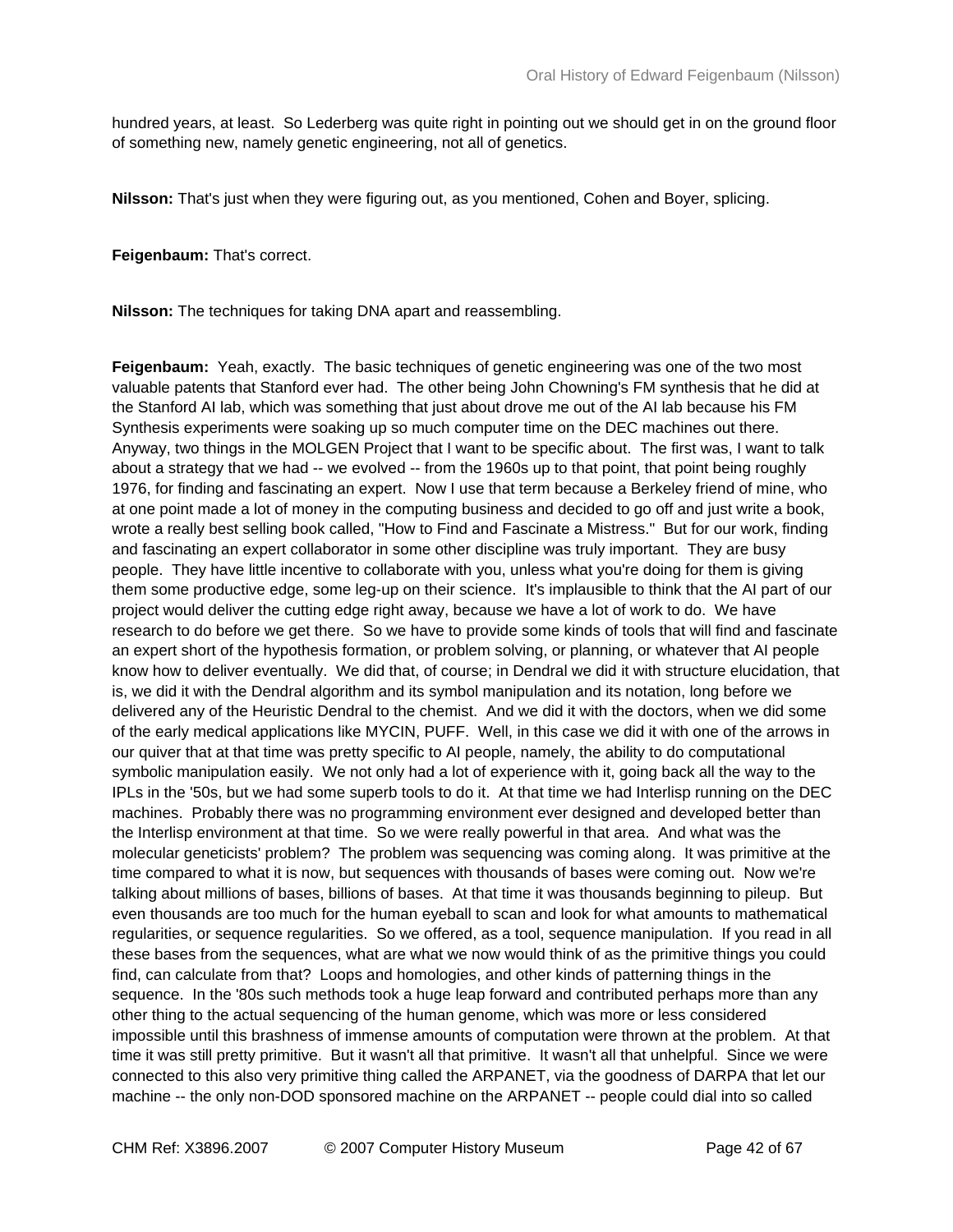hundred years, at least. So Lederberg was quite right in pointing out we should get in on the ground floor of something new, namely genetic engineering, not all of genetics.

**Nilsson:** That's just when they were figuring out, as you mentioned, Cohen and Boyer, splicing.

**Feigenbaum:** That's correct.

**Nilsson:** The techniques for taking DNA apart and reassembling.

**Feigenbaum:** Yeah, exactly. The basic techniques of genetic engineering was one of the two most valuable patents that Stanford ever had. The other being John Chowning's FM synthesis that he did at the Stanford AI lab, which was something that just about drove me out of the AI lab because his FM Synthesis experiments were soaking up so much computer time on the DEC machines out there. Anyway, two things in the MOLGEN Project that I want to be specific about. The first was, I want to talk about a strategy that we had -- we evolved -- from the 1960s up to that point, that point being roughly 1976, for finding and fascinating an expert. Now I use that term because a Berkeley friend of mine, who at one point made a lot of money in the computing business and decided to go off and just write a book, wrote a really best selling book called, "How to Find and Fascinate a Mistress." But for our work, finding and fascinating an expert collaborator in some other discipline was truly important. They are busy people. They have little incentive to collaborate with you, unless what you're doing for them is giving them some productive edge, some leg-up on their science. It's implausible to think that the AI part of our project would deliver the cutting edge right away, because we have a lot of work to do. We have research to do before we get there. So we have to provide some kinds of tools that will find and fascinate an expert short of the hypothesis formation, or problem solving, or planning, or whatever that AI people know how to deliver eventually. We did that, of course; in Dendral we did it with structure elucidation, that is, we did it with the Dendral algorithm and its symbol manipulation and its notation, long before we delivered any of the Heuristic Dendral to the chemist. And we did it with the doctors, when we did some of the early medical applications like MYCIN, PUFF. Well, in this case we did it with one of the arrows in our quiver that at that time was pretty specific to AI people, namely, the ability to do computational symbolic manipulation easily. We not only had a lot of experience with it, going back all the way to the IPLs in the '50s, but we had some superb tools to do it. At that time we had Interlisp running on the DEC machines. Probably there was no programming environment ever designed and developed better than the Interlisp environment at that time. So we were really powerful in that area. And what was the molecular geneticists' problem? The problem was sequencing was coming along. It was primitive at the time compared to what it is now, but sequences with thousands of bases were coming out. Now we're talking about millions of bases, billions of bases. At that time it was thousands beginning to pileup. But even thousands are too much for the human eyeball to scan and look for what amounts to mathematical regularities, or sequence regularities. So we offered, as a tool, sequence manipulation. If you read in all these bases from the sequences, what are what we now would think of as the primitive things you could find, can calculate from that? Loops and homologies, and other kinds of patterning things in the sequence. In the '80s such methods took a huge leap forward and contributed perhaps more than any other thing to the actual sequencing of the human genome, which was more or less considered impossible until this brashness of immense amounts of computation were thrown at the problem. At that time it was still pretty primitive. But it wasn't all that primitive. It wasn't all that unhelpful. Since we were connected to this also very primitive thing called the ARPANET, via the goodness of DARPA that let our machine -- the only non-DOD sponsored machine on the ARPANET -- people could dial into so called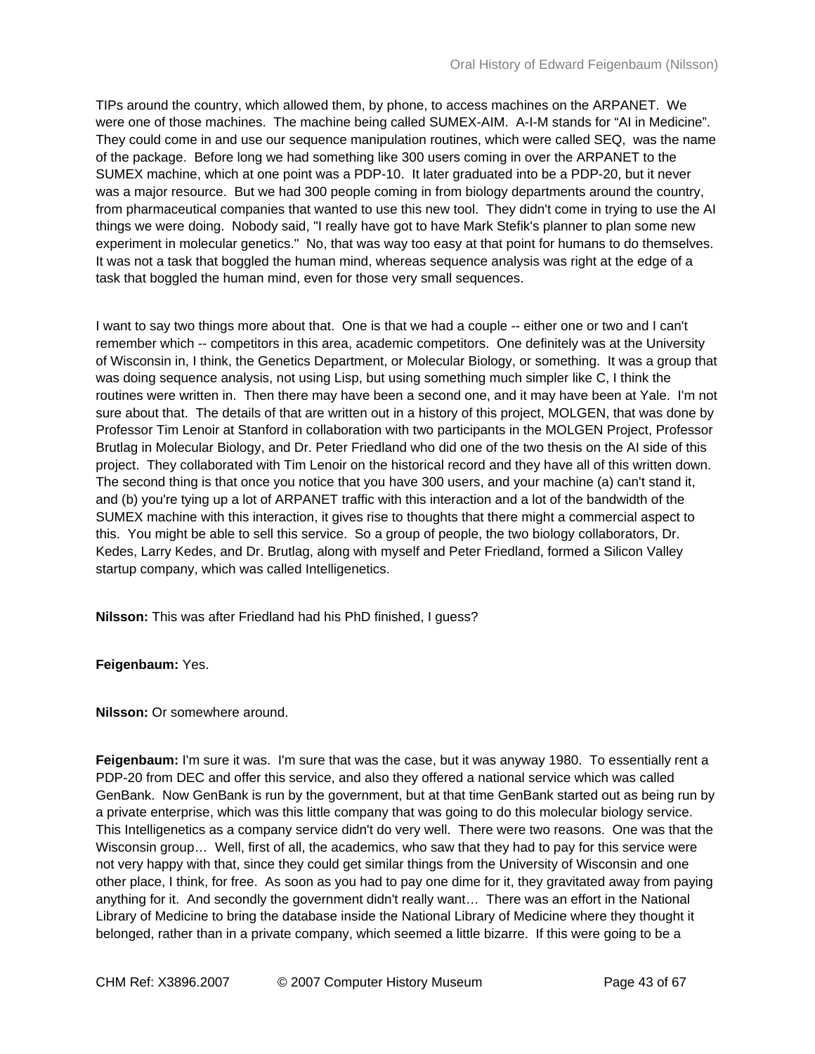TIPs around the country, which allowed them, by phone, to access machines on the ARPANET. We were one of those machines. The machine being called SUMEX-AIM. A-I-M stands for “AI in Medicine”. They could come in and use our sequence manipulation routines, which were called SEQ, was the name of the package. Before long we had something like 300 users coming in over the ARPANET to the SUMEX machine, which at one point was a PDP-10. It later graduated into be a PDP-20, but it never was a major resource. But we had 300 people coming in from biology departments around the country, from pharmaceutical companies that wanted to use this new tool. They didn't come in trying to use the AI things we were doing. Nobody said, "I really have got to have Mark Stefik's planner to plan some new experiment in molecular genetics." No, that was way too easy at that point for humans to do themselves. It was not a task that boggled the human mind, whereas sequence analysis was right at the edge of a task that boggled the human mind, even for those very small sequences.

I want to say two things more about that. One is that we had a couple -- either one or two and I can't remember which -- competitors in this area, academic competitors. One definitely was at the University of Wisconsin in, I think, the Genetics Department, or Molecular Biology, or something. It was a group that was doing sequence analysis, not using Lisp, but using something much simpler like C, I think the routines were written in. Then there may have been a second one, and it may have been at Yale. I'm not sure about that. The details of that are written out in a history of this project, MOLGEN, that was done by Professor Tim Lenoir at Stanford in collaboration with two participants in the MOLGEN Project, Professor Brutlag in Molecular Biology, and Dr. Peter Friedland who did one of the two thesis on the AI side of this project. They collaborated with Tim Lenoir on the historical record and they have all of this written down. The second thing is that once you notice that you have 300 users, and your machine (a) can't stand it, and (b) you're tying up a lot of ARPANET traffic with this interaction and a lot of the bandwidth of the SUMEX machine with this interaction, it gives rise to thoughts that there might a commercial aspect to this. You might be able to sell this service. So a group of people, the two biology collaborators, Dr. Kedes, Larry Kedes, and Dr. Brutlag, along with myself and Peter Friedland, formed a Silicon Valley startup company, which was called Intelligenetics.

**Nilsson:** This was after Friedland had his PhD finished, I guess?

**Feigenbaum:** Yes.

**Nilsson:** Or somewhere around.

**Feigenbaum:** I'm sure it was. I'm sure that was the case, but it was anyway 1980. To essentially rent a PDP-20 from DEC and offer this service, and also they offered a national service which was called GenBank. Now GenBank is run by the government, but at that time GenBank started out as being run by a private enterprise, which was this little company that was going to do this molecular biology service. This Intelligenetics as a company service didn't do very well. There were two reasons. One was that the Wisconsin group… Well, first of all, the academics, who saw that they had to pay for this service were not very happy with that, since they could get similar things from the University of Wisconsin and one other place, I think, for free. As soon as you had to pay one dime for it, they gravitated away from paying anything for it. And secondly the government didn't really want… There was an effort in the National Library of Medicine to bring the database inside the National Library of Medicine where they thought it belonged, rather than in a private company, which seemed a little bizarre. If this were going to be a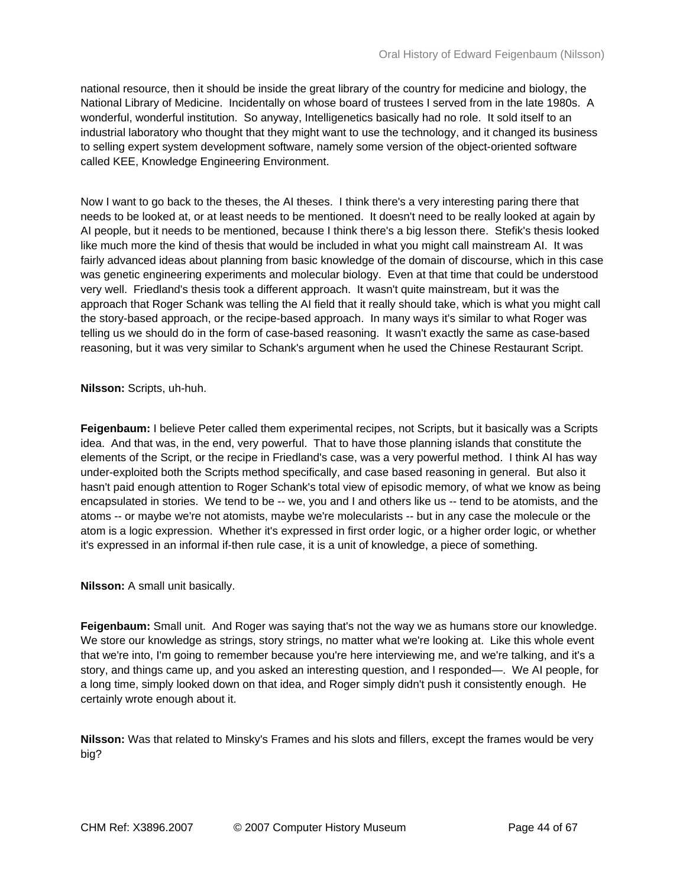national resource, then it should be inside the great library of the country for medicine and biology, the National Library of Medicine. Incidentally on whose board of trustees I served from in the late 1980s. A wonderful, wonderful institution. So anyway, Intelligenetics basically had no role. It sold itself to an industrial laboratory who thought that they might want to use the technology, and it changed its business to selling expert system development software, namely some version of the object-oriented software called KEE, Knowledge Engineering Environment.

Now I want to go back to the theses, the AI theses. I think there's a very interesting paring there that needs to be looked at, or at least needs to be mentioned. It doesn't need to be really looked at again by AI people, but it needs to be mentioned, because I think there's a big lesson there. Stefik's thesis looked like much more the kind of thesis that would be included in what you might call mainstream AI. It was fairly advanced ideas about planning from basic knowledge of the domain of discourse, which in this case was genetic engineering experiments and molecular biology. Even at that time that could be understood very well. Friedland's thesis took a different approach. It wasn't quite mainstream, but it was the approach that Roger Schank was telling the AI field that it really should take, which is what you might call the story-based approach, or the recipe-based approach. In many ways it's similar to what Roger was telling us we should do in the form of case-based reasoning. It wasn't exactly the same as case-based reasoning, but it was very similar to Schank's argument when he used the Chinese Restaurant Script.

**Nilsson:** Scripts, uh-huh.

**Feigenbaum:** I believe Peter called them experimental recipes, not Scripts, but it basically was a Scripts idea. And that was, in the end, very powerful. That to have those planning islands that constitute the elements of the Script, or the recipe in Friedland's case, was a very powerful method. I think AI has way under-exploited both the Scripts method specifically, and case based reasoning in general. But also it hasn't paid enough attention to Roger Schank's total view of episodic memory, of what we know as being encapsulated in stories. We tend to be -- we, you and I and others like us -- tend to be atomists, and the atoms -- or maybe we're not atomists, maybe we're molecularists -- but in any case the molecule or the atom is a logic expression. Whether it's expressed in first order logic, or a higher order logic, or whether it's expressed in an informal if-then rule case, it is a unit of knowledge, a piece of something.

**Nilsson:** A small unit basically.

**Feigenbaum:** Small unit. And Roger was saying that's not the way we as humans store our knowledge. We store our knowledge as strings, story strings, no matter what we're looking at. Like this whole event that we're into, I'm going to remember because you're here interviewing me, and we're talking, and it's a story, and things came up, and you asked an interesting question, and I responded—. We AI people, for a long time, simply looked down on that idea, and Roger simply didn't push it consistently enough. He certainly wrote enough about it.

**Nilsson:** Was that related to Minsky's Frames and his slots and fillers, except the frames would be very big?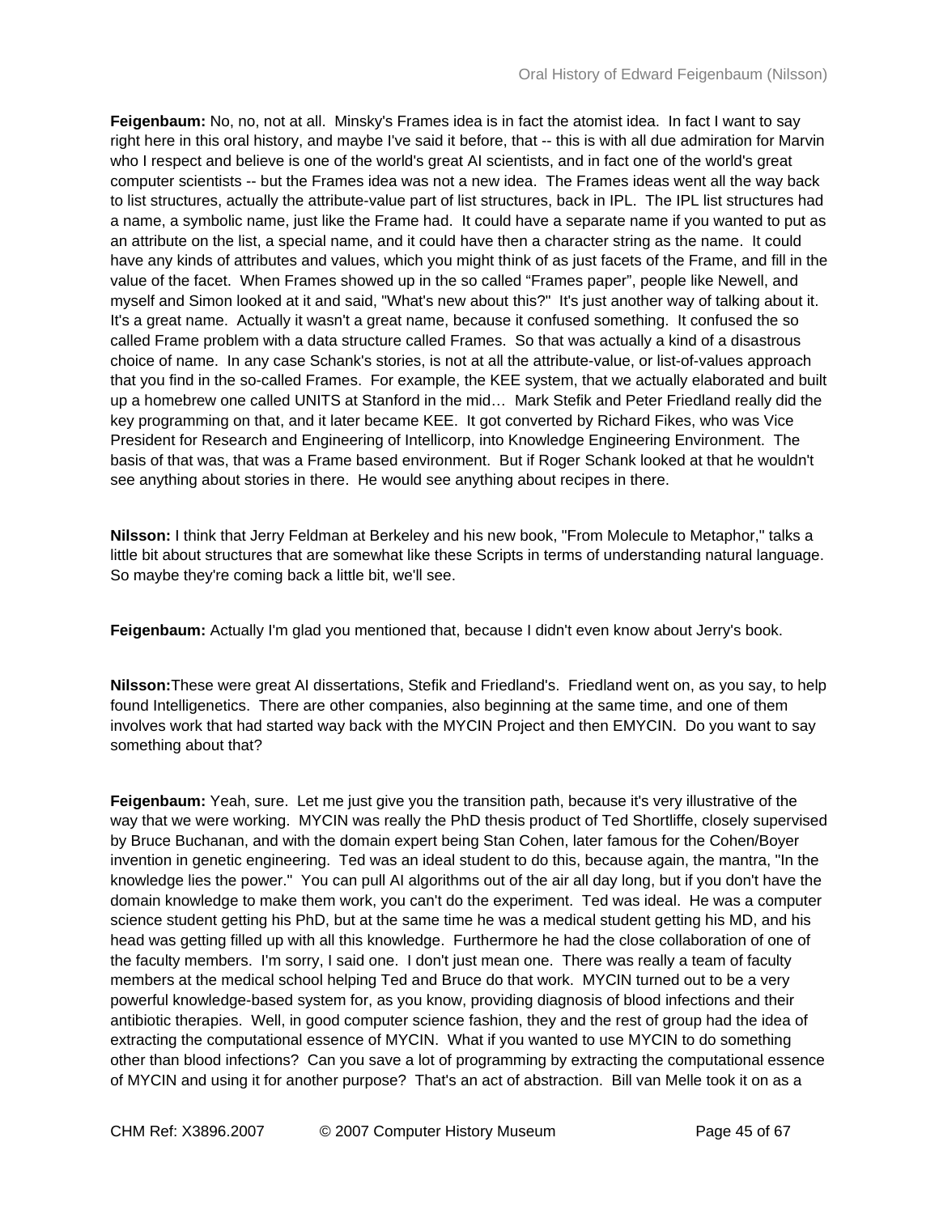**Feigenbaum:** No, no, not at all. Minsky's Frames idea is in fact the atomist idea. In fact I want to say right here in this oral history, and maybe I've said it before, that -- this is with all due admiration for Marvin who I respect and believe is one of the world's great AI scientists, and in fact one of the world's great computer scientists -- but the Frames idea was not a new idea. The Frames ideas went all the way back to list structures, actually the attribute-value part of list structures, back in IPL. The IPL list structures had a name, a symbolic name, just like the Frame had. It could have a separate name if you wanted to put as an attribute on the list, a special name, and it could have then a character string as the name. It could have any kinds of attributes and values, which you might think of as just facets of the Frame, and fill in the value of the facet. When Frames showed up in the so called “Frames paper”, people like Newell, and myself and Simon looked at it and said, "What's new about this?" It's just another way of talking about it. It's a great name. Actually it wasn't a great name, because it confused something. It confused the so called Frame problem with a data structure called Frames. So that was actually a kind of a disastrous choice of name. In any case Schank's stories, is not at all the attribute-value, or list-of-values approach that you find in the so-called Frames. For example, the KEE system, that we actually elaborated and built up a homebrew one called UNITS at Stanford in the mid… Mark Stefik and Peter Friedland really did the key programming on that, and it later became KEE. It got converted by Richard Fikes, who was Vice President for Research and Engineering of Intellicorp, into Knowledge Engineering Environment. The basis of that was, that was a Frame based environment. But if Roger Schank looked at that he wouldn't see anything about stories in there. He would see anything about recipes in there.

**Nilsson:** I think that Jerry Feldman at Berkeley and his new book, "From Molecule to Metaphor," talks a little bit about structures that are somewhat like these Scripts in terms of understanding natural language. So maybe they're coming back a little bit, we'll see.

**Feigenbaum:** Actually I'm glad you mentioned that, because I didn't even know about Jerry's book.

**Nilsson:** These were great AI dissertations, Stefik and Friedland's. Friedland went on, as you say, to help found Intelligenetics. There are other companies, also beginning at the same time, and one of them involves work that had started way back with the MYCIN Project and then EMYCIN. Do you want to say something about that?

**Feigenbaum:** Yeah, sure. Let me just give you the transition path, because it's very illustrative of the way that we were working. MYCIN was really the PhD thesis product of Ted Shortliffe, closely supervised by Bruce Buchanan, and with the domain expert being Stan Cohen, later famous for the Cohen/Boyer invention in genetic engineering. Ted was an ideal student to do this, because again, the mantra, "In the knowledge lies the power." You can pull AI algorithms out of the air all day long, but if you don't have the domain knowledge to make them work, you can't do the experiment. Ted was ideal. He was a computer science student getting his PhD, but at the same time he was a medical student getting his MD, and his head was getting filled up with all this knowledge. Furthermore he had the close collaboration of one of the faculty members. I'm sorry, I said one. I don't just mean one. There was really a team of faculty members at the medical school helping Ted and Bruce do that work. MYCIN turned out to be a very powerful knowledge-based system for, as you know, providing diagnosis of blood infections and their antibiotic therapies. Well, in good computer science fashion, they and the rest of group had the idea of extracting the computational essence of MYCIN. What if you wanted to use MYCIN to do something other than blood infections? Can you save a lot of programming by extracting the computational essence of MYCIN and using it for another purpose? That's an act of abstraction. Bill van Melle took it on as a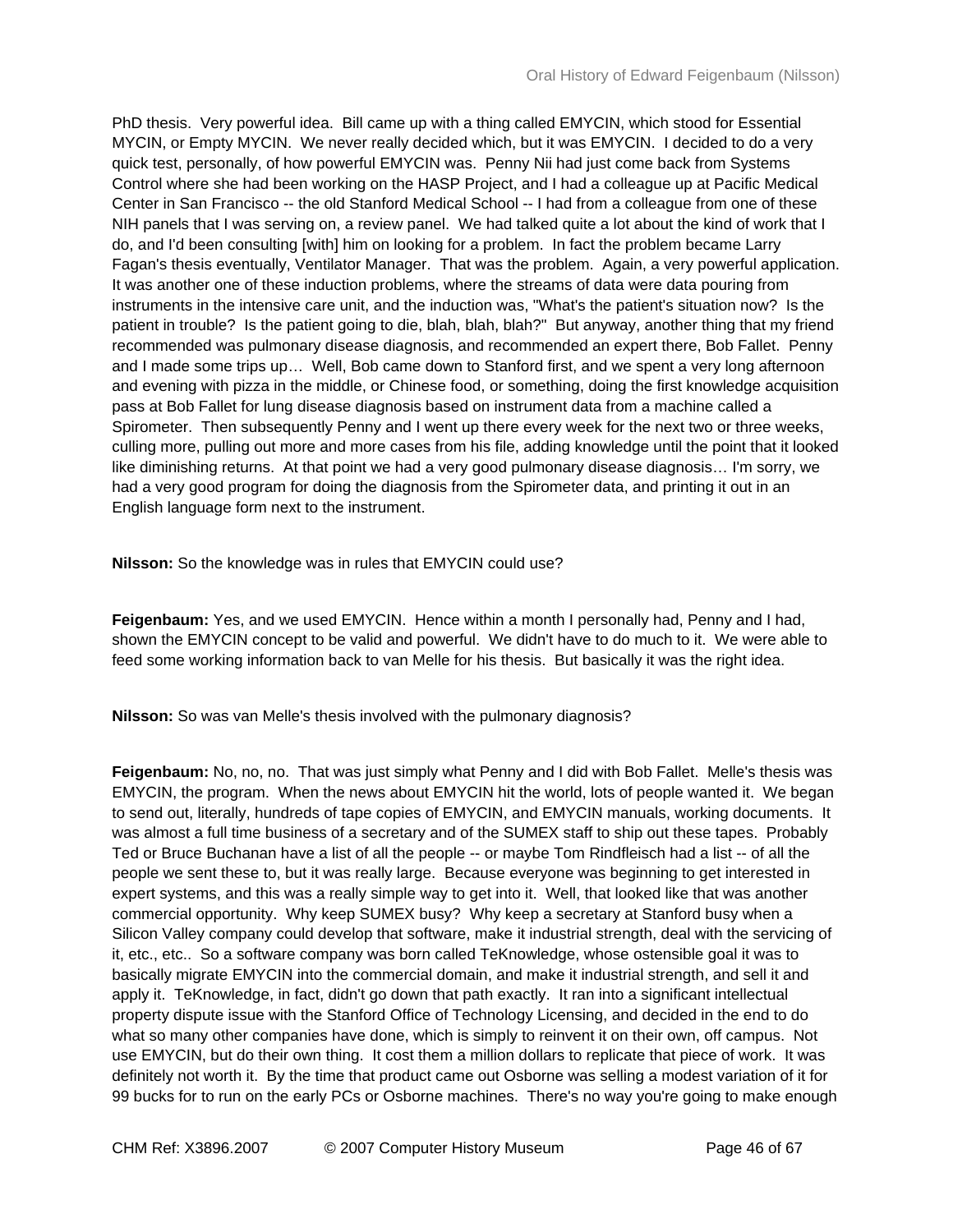PhD thesis. Very powerful idea. Bill came up with a thing called EMYCIN, which stood for Essential MYCIN, or Empty MYCIN. We never really decided which, but it was EMYCIN. I decided to do a very quick test, personally, of how powerful EMYCIN was. Penny Nii had just come back from Systems Control where she had been working on the HASP Project, and I had a colleague up at Pacific Medical Center in San Francisco -- the old Stanford Medical School -- I had from a colleague from one of these NIH panels that I was serving on, a review panel. We had talked quite a lot about the kind of work that I do, and I'd been consulting [with] him on looking for a problem. In fact the problem became Larry Fagan's thesis eventually, Ventilator Manager. That was the problem. Again, a very powerful application. It was another one of these induction problems, where the streams of data were data pouring from instruments in the intensive care unit, and the induction was, "What's the patient's situation now? Is the patient in trouble? Is the patient going to die, blah, blah, blah?" But anyway, another thing that my friend recommended was pulmonary disease diagnosis, and recommended an expert there, Bob Fallet. Penny and I made some trips up… Well, Bob came down to Stanford first, and we spent a very long afternoon and evening with pizza in the middle, or Chinese food, or something, doing the first knowledge acquisition pass at Bob Fallet for lung disease diagnosis based on instrument data from a machine called a Spirometer. Then subsequently Penny and I went up there every week for the next two or three weeks, culling more, pulling out more and more cases from his file, adding knowledge until the point that it looked like diminishing returns. At that point we had a very good pulmonary disease diagnosis… I'm sorry, we had a very good program for doing the diagnosis from the Spirometer data, and printing it out in an English language form next to the instrument.

**Nilsson:** So the knowledge was in rules that EMYCIN could use?

**Feigenbaum:** Yes, and we used EMYCIN. Hence within a month I personally had, Penny and I had, shown the EMYCIN concept to be valid and powerful. We didn't have to do much to it. We were able to feed some working information back to van Melle for his thesis. But basically it was the right idea.

**Nilsson:** So was van Melle's thesis involved with the pulmonary diagnosis?

**Feigenbaum:** No, no, no. That was just simply what Penny and I did with Bob Fallet. Melle's thesis was EMYCIN, the program. When the news about EMYCIN hit the world, lots of people wanted it. We began to send out, literally, hundreds of tape copies of EMYCIN, and EMYCIN manuals, working documents. It was almost a full time business of a secretary and of the SUMEX staff to ship out these tapes. Probably Ted or Bruce Buchanan have a list of all the people -- or maybe Tom Rindfleisch had a list -- of all the people we sent these to, but it was really large. Because everyone was beginning to get interested in expert systems, and this was a really simple way to get into it. Well, that looked like that was another commercial opportunity. Why keep SUMEX busy? Why keep a secretary at Stanford busy when a Silicon Valley company could develop that software, make it industrial strength, deal with the servicing of it, etc., etc.. So a software company was born called TeKnowledge, whose ostensible goal it was to basically migrate EMYCIN into the commercial domain, and make it industrial strength, and sell it and apply it. TeKnowledge, in fact, didn't go down that path exactly. It ran into a significant intellectual property dispute issue with the Stanford Office of Technology Licensing, and decided in the end to do what so many other companies have done, which is simply to reinvent it on their own, off campus. Not use EMYCIN, but do their own thing. It cost them a million dollars to replicate that piece of work. It was definitely not worth it. By the time that product came out Osborne was selling a modest variation of it for 99 bucks for to run on the early PCs or Osborne machines. There's no way you're going to make enough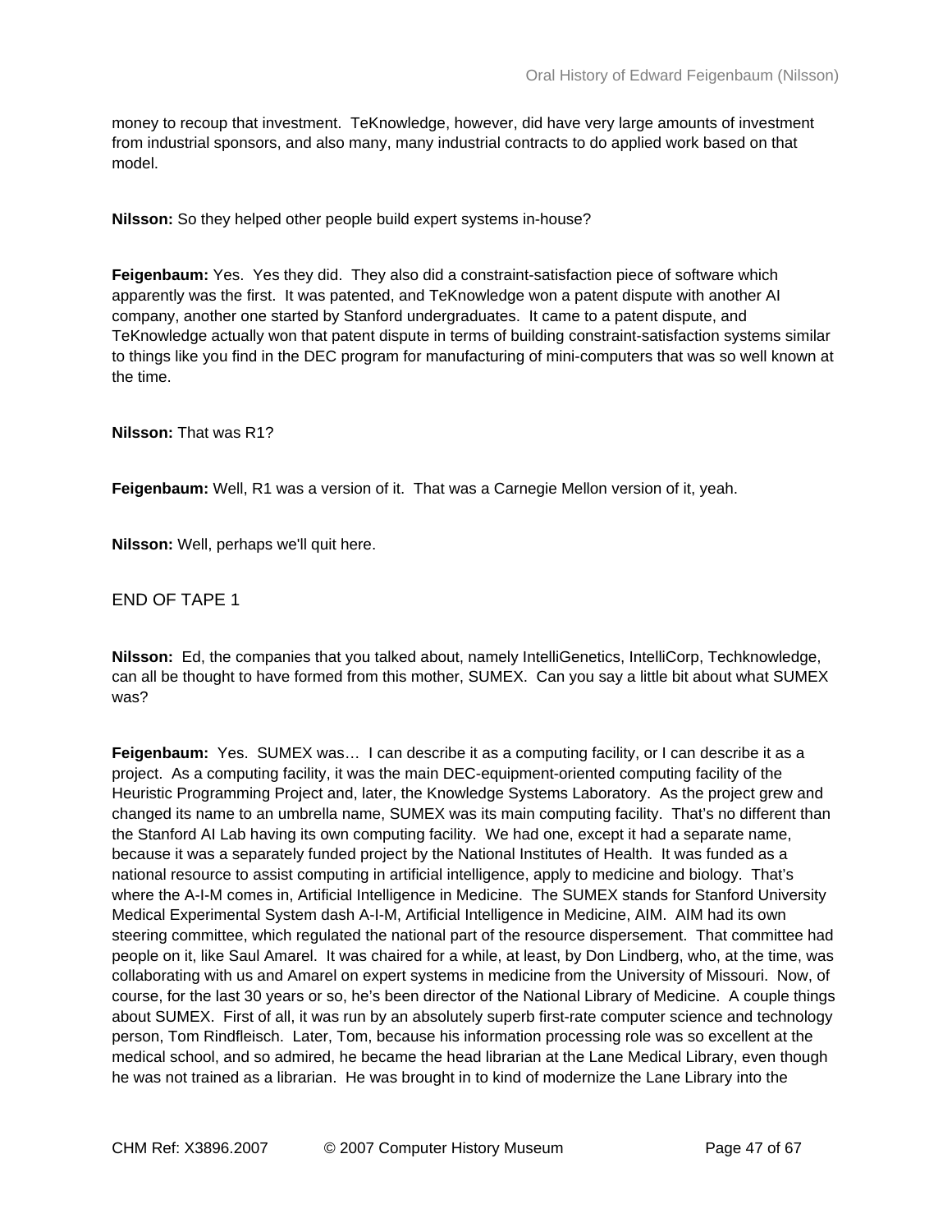money to recoup that investment. TeKnowledge, however, did have very large amounts of investment from industrial sponsors, and also many, many industrial contracts to do applied work based on that model.

**Nilsson:** So they helped other people build expert systems in-house?

**Feigenbaum:** Yes. Yes they did. They also did a constraint-satisfaction piece of software which apparently was the first. It was patented, and TeKnowledge won a patent dispute with another AI company, another one started by Stanford undergraduates. It came to a patent dispute, and TeKnowledge actually won that patent dispute in terms of building constraint-satisfaction systems similar to things like you find in the DEC program for manufacturing of mini-computers that was so well known at the time.

**Nilsson:** That was R1?

**Feigenbaum:** Well, R1 was a version of it. That was a Carnegie Mellon version of it, yeah.

**Nilsson:** Well, perhaps we'll quit here.

END OF TAPE 1

**Nilsson:** Ed, the companies that you talked about, namely IntelliGenetics, IntelliCorp, Techknowledge, can all be thought to have formed from this mother, SUMEX. Can you say a little bit about what SUMEX was?

**Feigenbaum:** Yes. SUMEX was… I can describe it as a computing facility, or I can describe it as a project. As a computing facility, it was the main DEC-equipment-oriented computing facility of the Heuristic Programming Project and, later, the Knowledge Systems Laboratory. As the project grew and changed its name to an umbrella name, SUMEX was its main computing facility. That's no different than the Stanford AI Lab having its own computing facility. We had one, except it had a separate name, because it was a separately funded project by the National Institutes of Health. It was funded as a national resource to assist computing in artificial intelligence, apply to medicine and biology. That's where the A-I-M comes in, Artificial Intelligence in Medicine. The SUMEX stands for Stanford University Medical Experimental System dash A-I-M, Artificial Intelligence in Medicine, AIM. AIM had its own steering committee, which regulated the national part of the resource dispersement. That committee had people on it, like Saul Amarel. It was chaired for a while, at least, by Don Lindberg, who, at the time, was collaborating with us and Amarel on expert systems in medicine from the University of Missouri. Now, of course, for the last 30 years or so, he's been director of the National Library of Medicine. A couple things about SUMEX. First of all, it was run by an absolutely superb first-rate computer science and technology person, Tom Rindfleisch. Later, Tom, because his information processing role was so excellent at the medical school, and so admired, he became the head librarian at the Lane Medical Library, even though he was not trained as a librarian. He was brought in to kind of modernize the Lane Library into the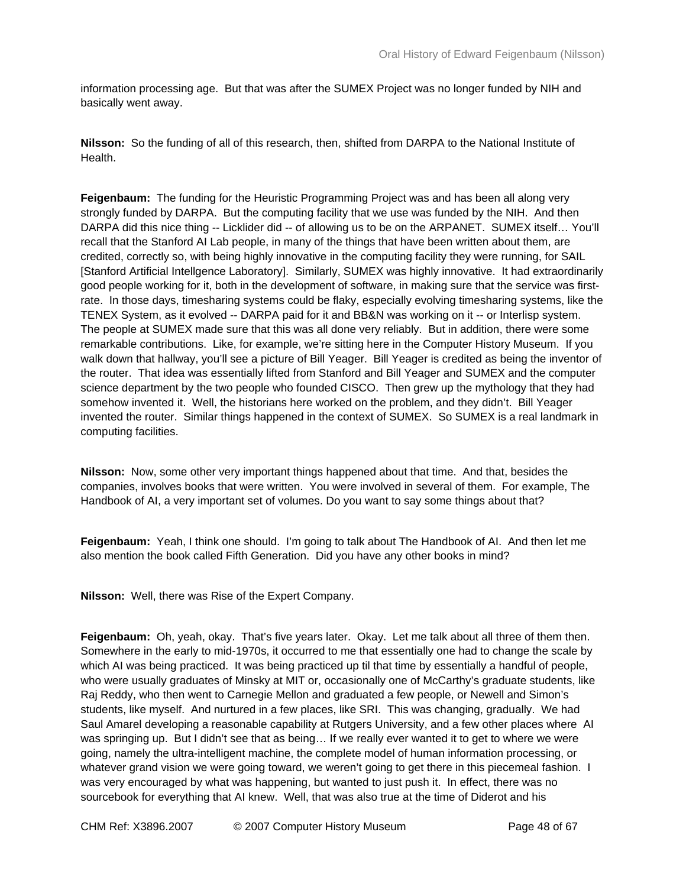information processing age. But that was after the SUMEX Project was no longer funded by NIH and basically went away.

**Nilsson:** So the funding of all of this research, then, shifted from DARPA to the National Institute of Health.

**Feigenbaum:** The funding for the Heuristic Programming Project was and has been all along very strongly funded by DARPA. But the computing facility that we use was funded by the NIH. And then DARPA did this nice thing -- Licklider did -- of allowing us to be on the ARPANET. SUMEX itself… You'll recall that the Stanford AI Lab people, in many of the things that have been written about them, are credited, correctly so, with being highly innovative in the computing facility they were running, for SAIL [Stanford Artificial Intellgence Laboratory]. Similarly, SUMEX was highly innovative. It had extraordinarily good people working for it, both in the development of software, in making sure that the service was first-rate. In those days, timesharing systems could be flaky, especially evolving timesharing systems, like the TENEX System, as it evolved -- DARPA paid for it and BB&N was working on it -- or Interlisp system. The people at SUMEX made sure that this was all done very reliably. But in addition, there were some remarkable contributions. Like, for example, we're sitting here in the Computer History Museum. If you walk down that hallway, you'll see a picture of Bill Yeager. Bill Yeager is credited as being the inventor of the router. That idea was essentially lifted from Stanford and Bill Yeager and SUMEX and the computer science department by the two people who founded CISCO. Then grew up the mythology that they had somehow invented it. Well, the historians here worked on the problem, and they didn't. Bill Yeager invented the router. Similar things happened in the context of SUMEX. So SUMEX is a real landmark in computing facilities.

**Nilsson:** Now, some other very important things happened about that time. And that, besides the companies, involves books that were written. You were involved in several of them. For example, The Handbook of AI, a very important set of volumes. Do you want to say some things about that?

**Feigenbaum:** Yeah, I think one should. I'm going to talk about The Handbook of AI. And then let me also mention the book called Fifth Generation. Did you have any other books in mind?

**Nilsson:** Well, there was Rise of the Expert Company.

**Feigenbaum:** Oh, yeah, okay. That's five years later. Okay. Let me talk about all three of them then. Somewhere in the early to mid-1970s, it occurred to me that essentially one had to change the scale by which AI was being practiced. It was being practiced up til that time by essentially a handful of people, who were usually graduates of Minsky at MIT or, occasionally one of McCarthy's graduate students, like Raj Reddy, who then went to Carnegie Mellon and graduated a few people, or Newell and Simon's students, like myself. And nurtured in a few places, like SRI. This was changing, gradually. We had Saul Amarel developing a reasonable capability at Rutgers University, and a few other places where AI was springing up. But I didn't see that as being… If we really ever wanted it to get to where we were going, namely the ultra-intelligent machine, the complete model of human information processing, or whatever grand vision we were going toward, we weren't going to get there in this piecemeal fashion. I was very encouraged by what was happening, but wanted to just push it. In effect, there was no sourcebook for everything that AI knew. Well, that was also true at the time of Diderot and his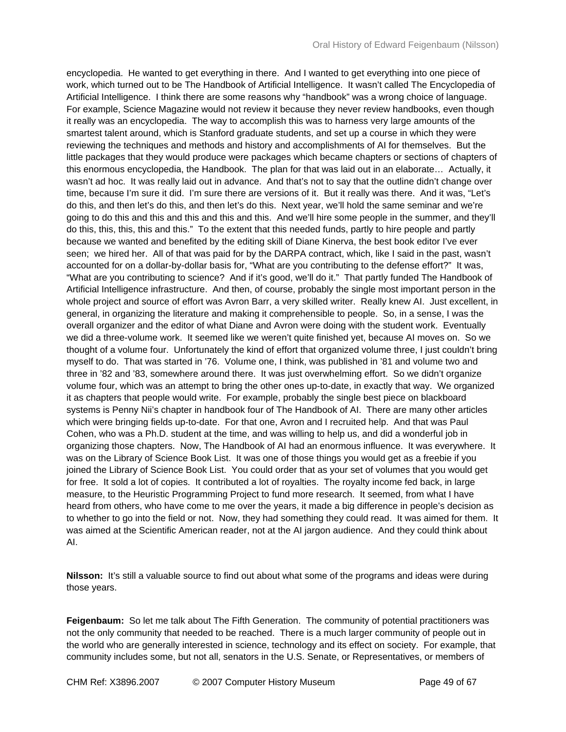encyclopedia. He wanted to get everything in there. And I wanted to get everything into one piece of work, which turned out to be The Handbook of Artificial Intelligence. It wasn't called The Encyclopedia of Artificial Intelligence. I think there are some reasons why "handbook" was a wrong choice of language. For example, Science Magazine would not review it because they never review handbooks, even though it really was an encyclopedia. The way to accomplish this was to harness very large amounts of the smartest talent around, which is Stanford graduate students, and set up a course in which they were reviewing the techniques and methods and history and accomplishments of AI for themselves. But the little packages that they would produce were packages which became chapters or sections of chapters of this enormous encyclopedia, the Handbook. The plan for that was laid out in an elaborate… Actually, it wasn't ad hoc. It was really laid out in advance. And that's not to say that the outline didn't change over time, because I'm sure it did. I'm sure there are versions of it. But it really was there. And it was, "Let's do this, and then let's do this, and then let's do this. Next year, we'll hold the same seminar and we're going to do this and this and this and this and this. And we'll hire some people in the summer, and they'll do this, this, this, this and this." To the extent that this needed funds, partly to hire people and partly because we wanted and benefited by the editing skill of Diane Kinerva, the best book editor I've ever seen; we hired her. All of that was paid for by the DARPA contract, which, like I said in the past, wasn't accounted for on a dollar-by-dollar basis for, "What are you contributing to the defense effort?" It was, "What are you contributing to science? And if it's good, we'll do it." That partly funded The Handbook of Artificial Intelligence infrastructure. And then, of course, probably the single most important person in the whole project and source of effort was Avron Barr, a very skilled writer. Really knew AI. Just excellent, in general, in organizing the literature and making it comprehensible to people. So, in a sense, I was the overall organizer and the editor of what Diane and Avron were doing with the student work. Eventually we did a three-volume work. It seemed like we weren't quite finished yet, because AI moves on. So we thought of a volume four. Unfortunately the kind of effort that organized volume three, I just couldn't bring myself to do. That was started in '76. Volume one, I think, was published in '81 and volume two and three in '82 and '83, somewhere around there. It was just overwhelming effort. So we didn't organize volume four, which was an attempt to bring the other ones up-to-date, in exactly that way. We organized it as chapters that people would write. For example, probably the single best piece on blackboard systems is Penny Nii's chapter in handbook four of The Handbook of AI. There are many other articles which were bringing fields up-to-date. For that one, Avron and I recruited help. And that was Paul Cohen, who was a Ph.D. student at the time, and was willing to help us, and did a wonderful job in organizing those chapters. Now, The Handbook of AI had an enormous influence. It was everywhere. It was on the Library of Science Book List. It was one of those things you would get as a freebie if you joined the Library of Science Book List. You could order that as your set of volumes that you would get for free. It sold a lot of copies. It contributed a lot of royalties. The royalty income fed back, in large measure, to the Heuristic Programming Project to fund more research. It seemed, from what I have heard from others, who have come to me over the years, it made a big difference in people's decision as to whether to go into the field or not. Now, they had something they could read. It was aimed for them. It was aimed at the Scientific American reader, not at the AI jargon audience. And they could think about AI.

**Nilsson:** It's still a valuable source to find out about what some of the programs and ideas were during those years.

**Feigenbaum:** So let me talk about The Fifth Generation. The community of potential practitioners was not the only community that needed to be reached. There is a much larger community of people out in the world who are generally interested in science, technology and its effect on society. For example, that community includes some, but not all, senators in the U.S. Senate, or Representatives, or members of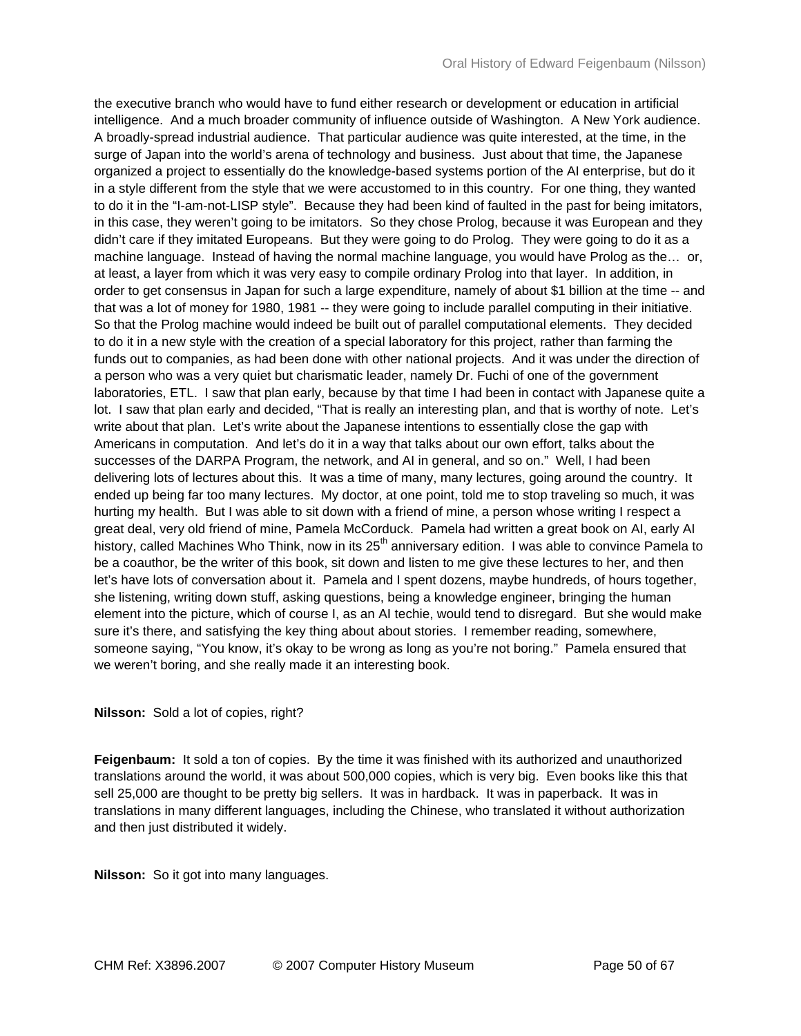the executive branch who would have to fund either research or development or education in artificial intelligence. And a much broader community of influence outside of Washington. A New York audience. A broadly-spread industrial audience. That particular audience was quite interested, at the time, in the surge of Japan into the world's arena of technology and business. Just about that time, the Japanese organized a project to essentially do the knowledge-based systems portion of the AI enterprise, but do it in a style different from the style that we were accustomed to in this country. For one thing, they wanted to do it in the "I-am-not-LISP style". Because they had been kind of faulted in the past for being imitators, in this case, they weren't going to be imitators. So they chose Prolog, because it was European and they didn't care if they imitated Europeans. But they were going to do Prolog. They were going to do it as a machine language. Instead of having the normal machine language, you would have Prolog as the… or, at least, a layer from which it was very easy to compile ordinary Prolog into that layer. In addition, in order to get consensus in Japan for such a large expenditure, namely of about $1 billion at the time -- and that was a lot of money for 1980, 1981 -- they were going to include parallel computing in their initiative. So that the Prolog machine would indeed be built out of parallel computational elements. They decided to do it in a new style with the creation of a special laboratory for this project, rather than farming the funds out to companies, as had been done with other national projects. And it was under the direction of a person who was a very quiet but charismatic leader, namely Dr. Fuchi of one of the government laboratories, ETL. I saw that plan early, because by that time I had been in contact with Japanese quite a lot. I saw that plan early and decided, "That is really an interesting plan, and that is worthy of note. Let's write about that plan. Let's write about the Japanese intentions to essentially close the gap with Americans in computation. And let's do it in a way that talks about our own effort, talks about the successes of the DARPA Program, the network, and AI in general, and so on." Well, I had been delivering lots of lectures about this. It was a time of many, many lectures, going around the country. It ended up being far too many lectures. My doctor, at one point, told me to stop traveling so much, it was hurting my health. But I was able to sit down with a friend of mine, a person whose writing I respect a great deal, very old friend of mine, Pamela McCorduck. Pamela had written a great book on AI, early AI history, called Machines Who Think, now in its 25th anniversary edition. I was able to convince Pamela to be a coauthor, be the writer of this book, sit down and listen to me give these lectures to her, and then let's have lots of conversation about it. Pamela and I spent dozens, maybe hundreds, of hours together, she listening, writing down stuff, asking questions, being a knowledge engineer, bringing the human element into the picture, which of course I, as an AI techie, would tend to disregard. But she would make sure it's there, and satisfying the key thing about about stories. I remember reading, somewhere, someone saying, "You know, it's okay to be wrong as long as you're not boring." Pamela ensured that we weren't boring, and she really made it an interesting book.

**Nilsson:** Sold a lot of copies, right?

**Feigenbaum:** It sold a ton of copies. By the time it was finished with its authorized and unauthorized translations around the world, it was about 500,000 copies, which is very big. Even books like this that sell 25,000 are thought to be pretty big sellers. It was in hardback. It was in paperback. It was in translations in many different languages, including the Chinese, who translated it without authorization and then just distributed it widely.

**Nilsson:** So it got into many languages.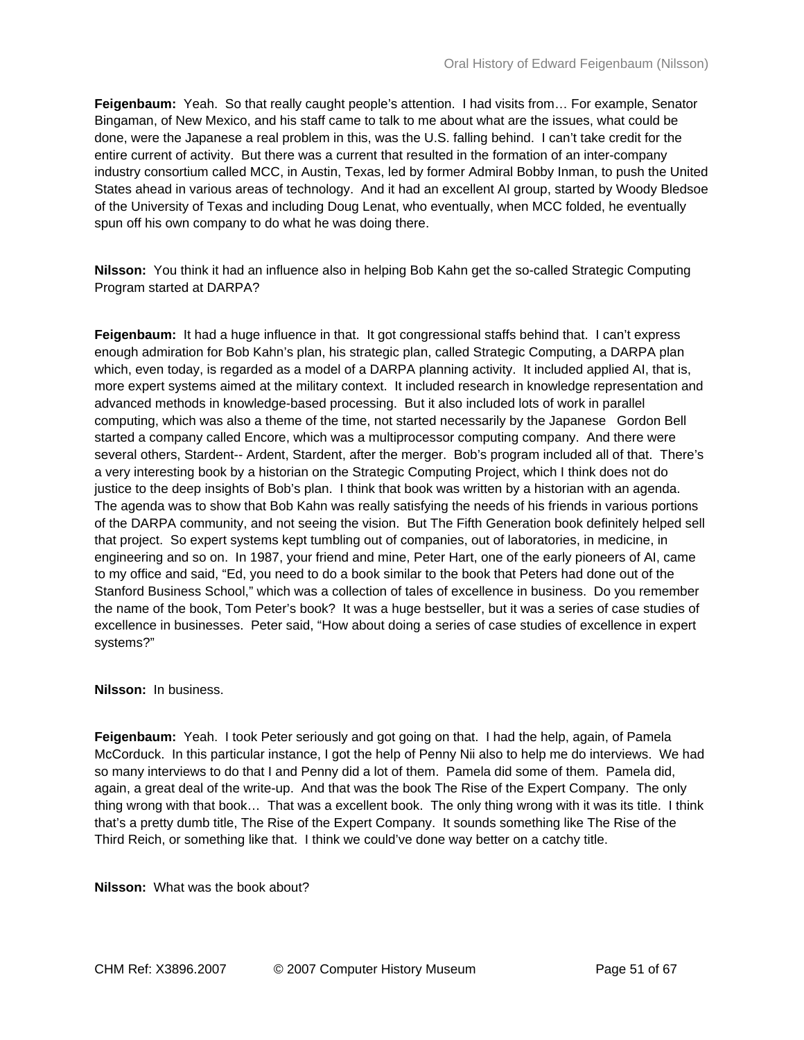**Feigenbaum:** Yeah. So that really caught people's attention. I had visits from… For example, Senator Bingaman, of New Mexico, and his staff came to talk to me about what are the issues, what could be done, were the Japanese a real problem in this, was the U.S. falling behind. I can't take credit for the entire current of activity. But there was a current that resulted in the formation of an inter-company industry consortium called MCC, in Austin, Texas, led by former Admiral Bobby Inman, to push the United States ahead in various areas of technology. And it had an excellent AI group, started by Woody Bledsoe of the University of Texas and including Doug Lenat, who eventually, when MCC folded, he eventually spun off his own company to do what he was doing there.

**Nilsson:** You think it had an influence also in helping Bob Kahn get the so-called Strategic Computing Program started at DARPA?

**Feigenbaum:** It had a huge influence in that. It got congressional staffs behind that. I can't express enough admiration for Bob Kahn's plan, his strategic plan, called Strategic Computing, a DARPA plan which, even today, is regarded as a model of a DARPA planning activity. It included applied AI, that is, more expert systems aimed at the military context. It included research in knowledge representation and advanced methods in knowledge-based processing. But it also included lots of work in parallel computing, which was also a theme of the time, not started necessarily by the Japanese Gordon Bell started a company called Encore, which was a multiprocessor computing company. And there were several others, Stardent-- Ardent, Stardent, after the merger. Bob's program included all of that. There's a very interesting book by a historian on the Strategic Computing Project, which I think does not do justice to the deep insights of Bob's plan. I think that book was written by a historian with an agenda. The agenda was to show that Bob Kahn was really satisfying the needs of his friends in various portions of the DARPA community, and not seeing the vision. But The Fifth Generation book definitely helped sell that project. So expert systems kept tumbling out of companies, out of laboratories, in medicine, in engineering and so on. In 1987, your friend and mine, Peter Hart, one of the early pioneers of AI, came to my office and said, "Ed, you need to do a book similar to the book that Peters had done out of the Stanford Business School," which was a collection of tales of excellence in business. Do you remember the name of the book, Tom Peter's book? It was a huge bestseller, but it was a series of case studies of excellence in businesses. Peter said, "How about doing a series of case studies of excellence in expert systems?"

**Nilsson:** In business.

**Feigenbaum:** Yeah. I took Peter seriously and got going on that. I had the help, again, of Pamela McCorduck. In this particular instance, I got the help of Penny Nii also to help me do interviews. We had so many interviews to do that I and Penny did a lot of them. Pamela did some of them. Pamela did, again, a great deal of the write-up. And that was the book The Rise of the Expert Company. The only thing wrong with that book… That was a excellent book. The only thing wrong with it was its title. I think that's a pretty dumb title, The Rise of the Expert Company. It sounds something like The Rise of the Third Reich, or something like that. I think we could've done way better on a catchy title.

**Nilsson:** What was the book about?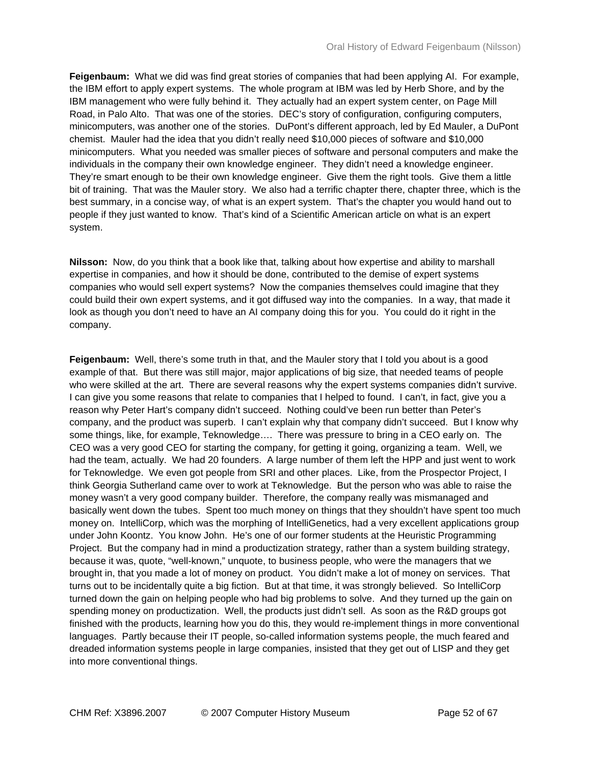**Feigenbaum:** What we did was find great stories of companies that had been applying AI. For example, the IBM effort to apply expert systems. The whole program at IBM was led by Herb Shore, and by the IBM management who were fully behind it. They actually had an expert system center, on Page Mill Road, in Palo Alto. That was one of the stories. DEC's story of configuration, configuring computers, minicomputers, was another one of the stories. DuPont's different approach, led by Ed Mauler, a DuPont chemist. Mauler had the idea that you didn't really need $10,000 pieces of software and $10,000 minicomputers. What you needed was smaller pieces of software and personal computers and make the individuals in the company their own knowledge engineer. They didn't need a knowledge engineer. They're smart enough to be their own knowledge engineer. Give them the right tools. Give them a little bit of training. That was the Mauler story. We also had a terrific chapter there, chapter three, which is the best summary, in a concise way, of what is an expert system. That's the chapter you would hand out to people if they just wanted to know. That's kind of a Scientific American article on what is an expert system.

**Nilsson:** Now, do you think that a book like that, talking about how expertise and ability to marshall expertise in companies, and how it should be done, contributed to the demise of expert systems companies who would sell expert systems? Now the companies themselves could imagine that they could build their own expert systems, and it got diffused way into the companies. In a way, that made it look as though you don't need to have an AI company doing this for you. You could do it right in the company.

**Feigenbaum:** Well, there's some truth in that, and the Mauler story that I told you about is a good example of that. But there was still major, major applications of big size, that needed teams of people who were skilled at the art. There are several reasons why the expert systems companies didn't survive. I can give you some reasons that relate to companies that I helped to found. I can't, in fact, give you a reason why Peter Hart's company didn't succeed. Nothing could've been run better than Peter's company, and the product was superb. I can't explain why that company didn't succeed. But I know why some things, like, for example, Teknowledge…. There was pressure to bring in a CEO early on. The CEO was a very good CEO for starting the company, for getting it going, organizing a team. Well, we had the team, actually. We had 20 founders. A large number of them left the HPP and just went to work for Teknowledge. We even got people from SRI and other places. Like, from the Prospector Project, I think Georgia Sutherland came over to work at Teknowledge. But the person who was able to raise the money wasn't a very good company builder. Therefore, the company really was mismanaged and basically went down the tubes. Spent too much money on things that they shouldn't have spent too much money on. IntelliCorp, which was the morphing of IntelliGenetics, had a very excellent applications group under John Koontz. You know John. He's one of our former students at the Heuristic Programming Project. But the company had in mind a productization strategy, rather than a system building strategy, because it was, quote, "well-known," unquote, to business people, who were the managers that we brought in, that you made a lot of money on product. You didn't make a lot of money on services. That turns out to be incidentally quite a big fiction. But at that time, it was strongly believed. So IntelliCorp turned down the gain on helping people who had big problems to solve. And they turned up the gain on spending money on productization. Well, the products just didn't sell. As soon as the R&D groups got finished with the products, learning how you do this, they would re-implement things in more conventional languages. Partly because their IT people, so-called information systems people, the much feared and dreaded information systems people in large companies, insisted that they get out of LISP and they get into more conventional things.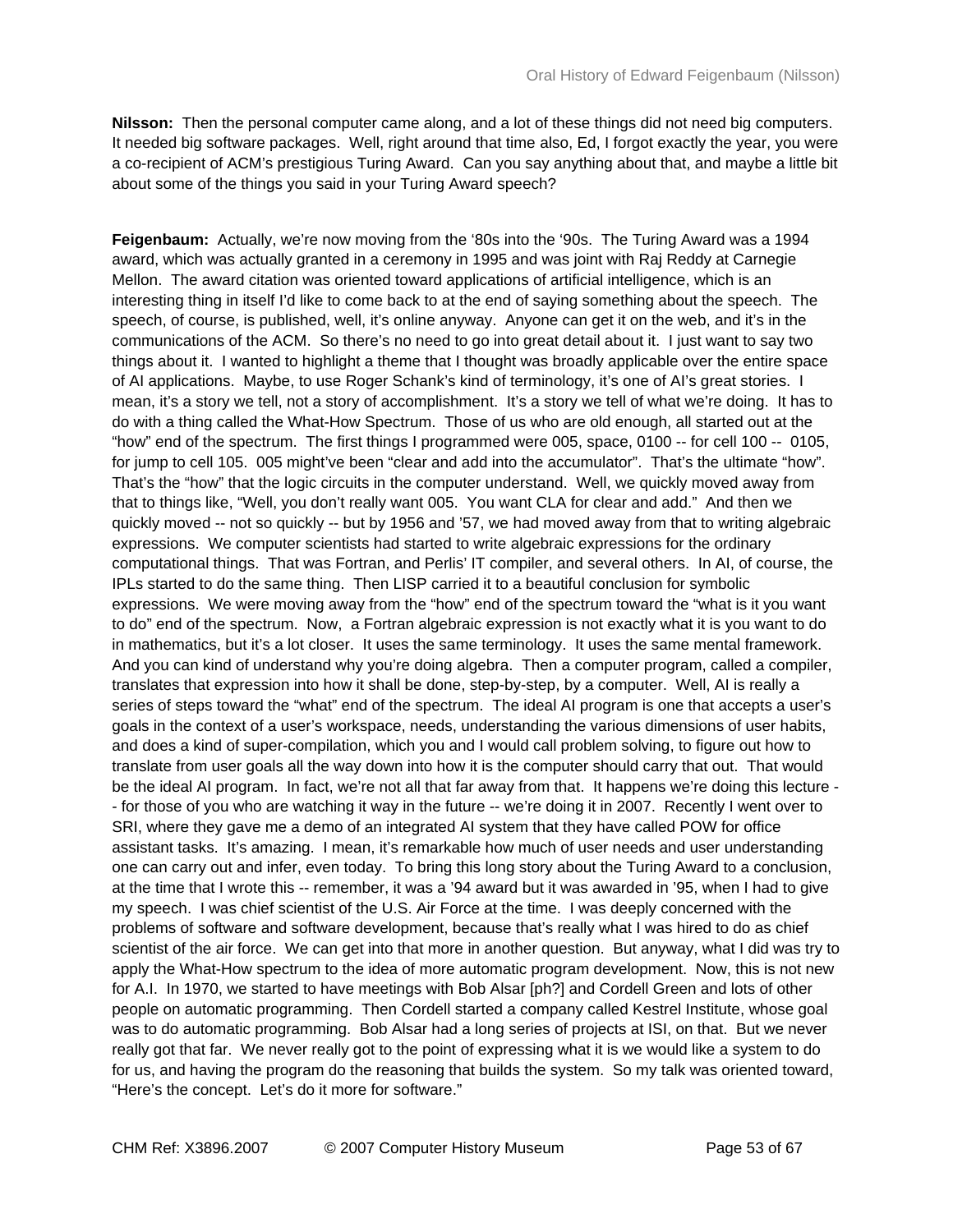**Nilsson:** Then the personal computer came along, and a lot of these things did not need big computers. It needed big software packages. Well, right around that time also, Ed, I forgot exactly the year, you were a co-recipient of ACM's prestigious Turing Award. Can you say anything about that, and maybe a little bit about some of the things you said in your Turing Award speech?

**Feigenbaum:** Actually, we're now moving from the '80s into the '90s. The Turing Award was a 1994 award, which was actually granted in a ceremony in 1995 and was joint with Raj Reddy at Carnegie Mellon. The award citation was oriented toward applications of artificial intelligence, which is an interesting thing in itself I'd like to come back to at the end of saying something about the speech. The speech, of course, is published, well, it's online anyway. Anyone can get it on the web, and it's in the communications of the ACM. So there's no need to go into great detail about it. I just want to say two things about it. I wanted to highlight a theme that I thought was broadly applicable over the entire space of AI applications. Maybe, to use Roger Schank's kind of terminology, it's one of AI's great stories. I mean, it's a story we tell, not a story of accomplishment. It's a story we tell of what we're doing. It has to do with a thing called the What-How Spectrum. Those of us who are old enough, all started out at the "how" end of the spectrum. The first things I programmed were 005, space, 0100 -- for cell 100 -- 0105, for jump to cell 105. 005 might've been "clear and add into the accumulator". That's the ultimate "how". That's the "how" that the logic circuits in the computer understand. Well, we quickly moved away from that to things like, "Well, you don't really want 005. You want CLA for clear and add." And then we quickly moved -- not so quickly -- but by 1956 and '57, we had moved away from that to writing algebraic expressions. We computer scientists had started to write algebraic expressions for the ordinary computational things. That was Fortran, and Perlis' IT compiler, and several others. In AI, of course, the IPLs started to do the same thing. Then LISP carried it to a beautiful conclusion for symbolic expressions. We were moving away from the "how" end of the spectrum toward the "what is it you want to do" end of the spectrum. Now, a Fortran algebraic expression is not exactly what it is you want to do in mathematics, but it's a lot closer. It uses the same terminology. It uses the same mental framework. And you can kind of understand why you're doing algebra. Then a computer program, called a compiler, translates that expression into how it shall be done, step-by-step, by a computer. Well, AI is really a series of steps toward the "what" end of the spectrum. The ideal AI program is one that accepts a user's goals in the context of a user's workspace, needs, understanding the various dimensions of user habits, and does a kind of super-compilation, which you and I would call problem solving, to figure out how to translate from user goals all the way down into how it is the computer should carry that out. That would be the ideal AI program. In fact, we're not all that far away from that. It happens we're doing this lecture -- for those of you who are watching it way in the future -- we're doing it in 2007. Recently I went over to SRI, where they gave me a demo of an integrated AI system that they have called POW for office assistant tasks. It's amazing. I mean, it's remarkable how much of user needs and user understanding one can carry out and infer, even today. To bring this long story about the Turing Award to a conclusion, at the time that I wrote this -- remember, it was a '94 award but it was awarded in '95, when I had to give my speech. I was chief scientist of the U.S. Air Force at the time. I was deeply concerned with the problems of software and software development, because that's really what I was hired to do as chief scientist of the air force. We can get into that more in another question. But anyway, what I did was try to apply the What-How spectrum to the idea of more automatic program development. Now, this is not new for A.I. In 1970, we started to have meetings with Bob Alsar [ph?] and Cordell Green and lots of other people on automatic programming. Then Cordell started a company called Kestrel Institute, whose goal was to do automatic programming. Bob Alsar had a long series of projects at ISI, on that. But we never really got that far. We never really got to the point of expressing what it is we would like a system to do for us, and having the program do the reasoning that builds the system. So my talk was oriented toward, "Here's the concept. Let's do it more for software."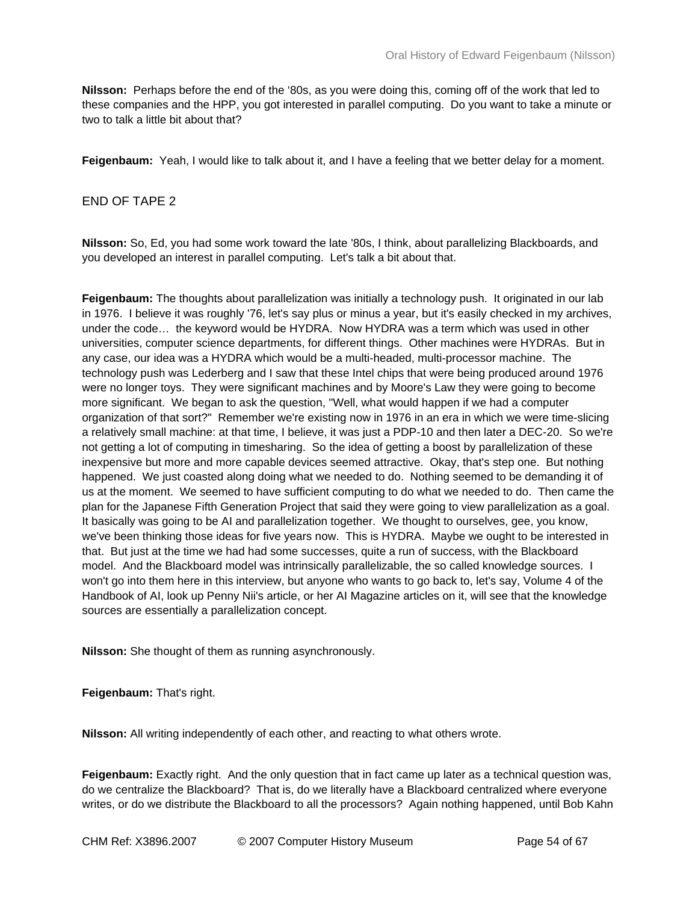**Nilsson:** Perhaps before the end of the '80s, as you were doing this, coming off of the work that led to these companies and the HPP, you got interested in parallel computing. Do you want to take a minute or two to talk a little bit about that?

**Feigenbaum:** Yeah, I would like to talk about it, and I have a feeling that we better delay for a moment.

END OF TAPE 2

**Nilsson:** So, Ed, you had some work toward the late '80s, I think, about parallelizing Blackboards, and you developed an interest in parallel computing. Let's talk a bit about that.

**Feigenbaum:** The thoughts about parallelization was initially a technology push. It originated in our lab in 1976. I believe it was roughly '76, let's say plus or minus a year, but it's easily checked in my archives, under the code… the keyword would be HYDRA. Now HYDRA was a term which was used in other universities, computer science departments, for different things. Other machines were HYDRAs. But in any case, our idea was a HYDRA which would be a multi-headed, multi-processor machine. The technology push was Lederberg and I saw that these Intel chips that were being produced around 1976 were no longer toys. They were significant machines and by Moore's Law they were going to become more significant. We began to ask the question, "Well, what would happen if we had a computer organization of that sort?" Remember we're existing now in 1976 in an era in which we were time-slicing a relatively small machine: at that time, I believe, it was just a PDP-10 and then later a DEC-20. So we're not getting a lot of computing in timesharing. So the idea of getting a boost by parallelization of these inexpensive but more and more capable devices seemed attractive. Okay, that's step one. But nothing happened. We just coasted along doing what we needed to do. Nothing seemed to be demanding it of us at the moment. We seemed to have sufficient computing to do what we needed to do. Then came the plan for the Japanese Fifth Generation Project that said they were going to view parallelization as a goal. It basically was going to be AI and parallelization together. We thought to ourselves, gee, you know, we've been thinking those ideas for five years now. This is HYDRA. Maybe we ought to be interested in that. But just at the time we had had some successes, quite a run of success, with the Blackboard model. And the Blackboard model was intrinsically parallelizable, the so called knowledge sources. I won't go into them here in this interview, but anyone who wants to go back to, let's say, Volume 4 of the Handbook of AI, look up Penny Nii's article, or her AI Magazine articles on it, will see that the knowledge sources are essentially a parallelization concept.

**Nilsson:** She thought of them as running asynchronously.

**Feigenbaum:** That's right.

**Nilsson:** All writing independently of each other, and reacting to what others wrote.

**Feigenbaum:** Exactly right. And the only question that in fact came up later as a technical question was, do we centralize the Blackboard? That is, do we literally have a Blackboard centralized where everyone writes, or do we distribute the Blackboard to all the processors? Again nothing happened, until Bob Kahn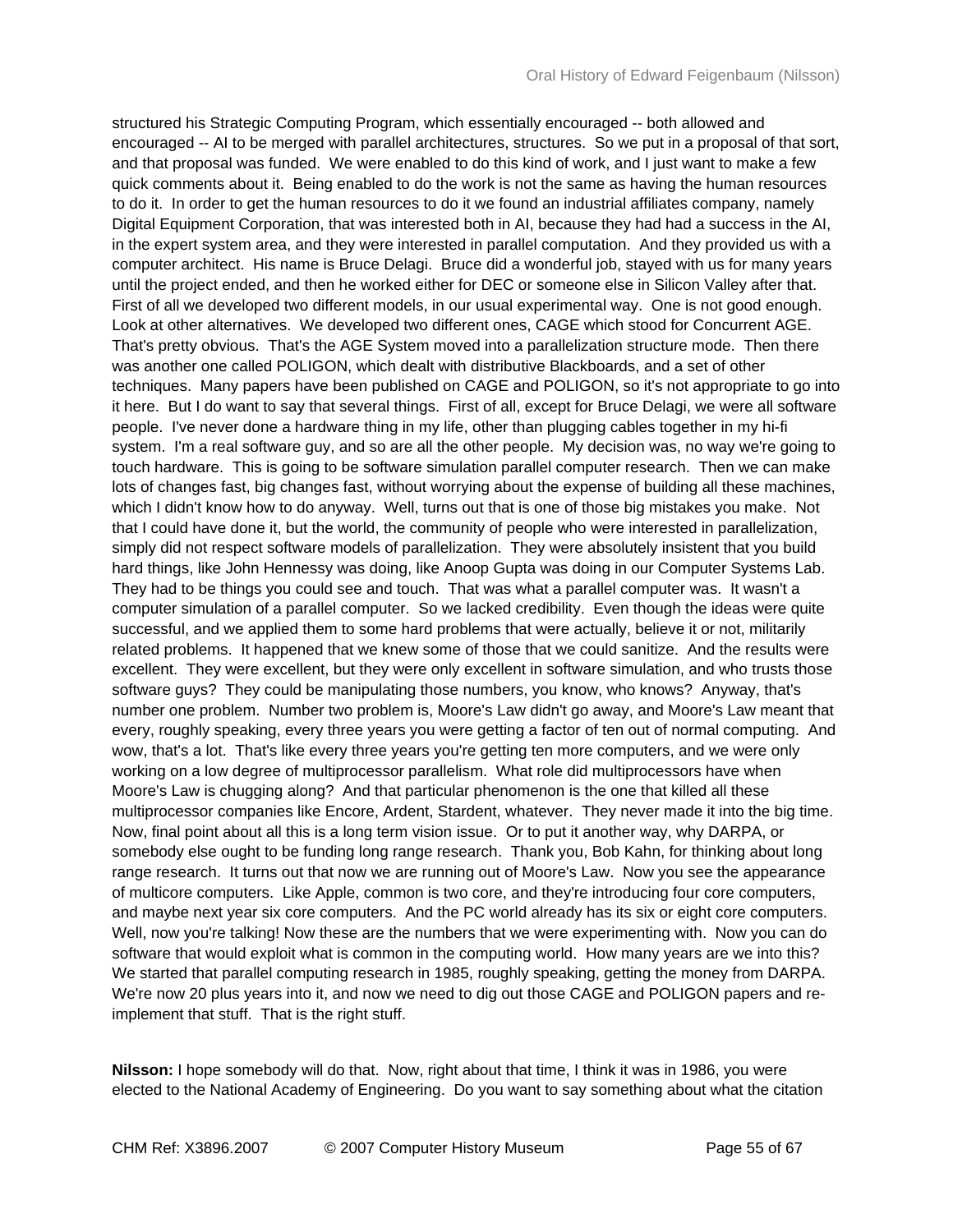structured his Strategic Computing Program, which essentially encouraged -- both allowed and encouraged -- AI to be merged with parallel architectures, structures. So we put in a proposal of that sort, and that proposal was funded. We were enabled to do this kind of work, and I just want to make a few quick comments about it. Being enabled to do the work is not the same as having the human resources to do it. In order to get the human resources to do it we found an industrial affiliates company, namely Digital Equipment Corporation, that was interested both in AI, because they had had a success in the AI, in the expert system area, and they were interested in parallel computation. And they provided us with a computer architect. His name is Bruce Delagi. Bruce did a wonderful job, stayed with us for many years until the project ended, and then he worked either for DEC or someone else in Silicon Valley after that. First of all we developed two different models, in our usual experimental way. One is not good enough. Look at other alternatives. We developed two different ones, CAGE which stood for Concurrent AGE. That's pretty obvious. That's the AGE System moved into a parallelization structure mode. Then there was another one called POLIGON, which dealt with distributive Blackboards, and a set of other techniques. Many papers have been published on CAGE and POLIGON, so it's not appropriate to go into it here. But I do want to say that several things. First of all, except for Bruce Delagi, we were all software people. I've never done a hardware thing in my life, other than plugging cables together in my hi-fi system. I'm a real software guy, and so are all the other people. My decision was, no way we're going to touch hardware. This is going to be software simulation parallel computer research. Then we can make lots of changes fast, big changes fast, without worrying about the expense of building all these machines, which I didn't know how to do anyway. Well, turns out that is one of those big mistakes you make. Not that I could have done it, but the world, the community of people who were interested in parallelization, simply did not respect software models of parallelization. They were absolutely insistent that you build hard things, like John Hennessy was doing, like Anoop Gupta was doing in our Computer Systems Lab. They had to be things you could see and touch. That was what a parallel computer was. It wasn't a computer simulation of a parallel computer. So we lacked credibility. Even though the ideas were quite successful, and we applied them to some hard problems that were actually, believe it or not, militarily related problems. It happened that we knew some of those that we could sanitize. And the results were excellent. They were excellent, but they were only excellent in software simulation, and who trusts those software guys? They could be manipulating those numbers, you know, who knows? Anyway, that's number one problem. Number two problem is, Moore's Law didn't go away, and Moore's Law meant that every, roughly speaking, every three years you were getting a factor of ten out of normal computing. And wow, that's a lot. That's like every three years you're getting ten more computers, and we were only working on a low degree of multiprocessor parallelism. What role did multiprocessors have when Moore's Law is chugging along? And that particular phenomenon is the one that killed all these multiprocessor companies like Encore, Ardent, Stardent, whatever. They never made it into the big time. Now, final point about all this is a long term vision issue. Or to put it another way, why DARPA, or somebody else ought to be funding long range research. Thank you, Bob Kahn, for thinking about long range research. It turns out that now we are running out of Moore's Law. Now you see the appearance of multicore computers. Like Apple, common is two core, and they're introducing four core computers, and maybe next year six core computers. And the PC world already has its six or eight core computers. Well, now you're talking! Now these are the numbers that we were experimenting with. Now you can do software that would exploit what is common in the computing world. How many years are we into this? We started that parallel computing research in 1985, roughly speaking, getting the money from DARPA. We're now 20 plus years into it, and now we need to dig out those CAGE and POLIGON papers and re-implement that stuff. That is the right stuff.

**Nilsson:** I hope somebody will do that. Now, right about that time, I think it was in 1986, you were elected to the National Academy of Engineering. Do you want to say something about what the citation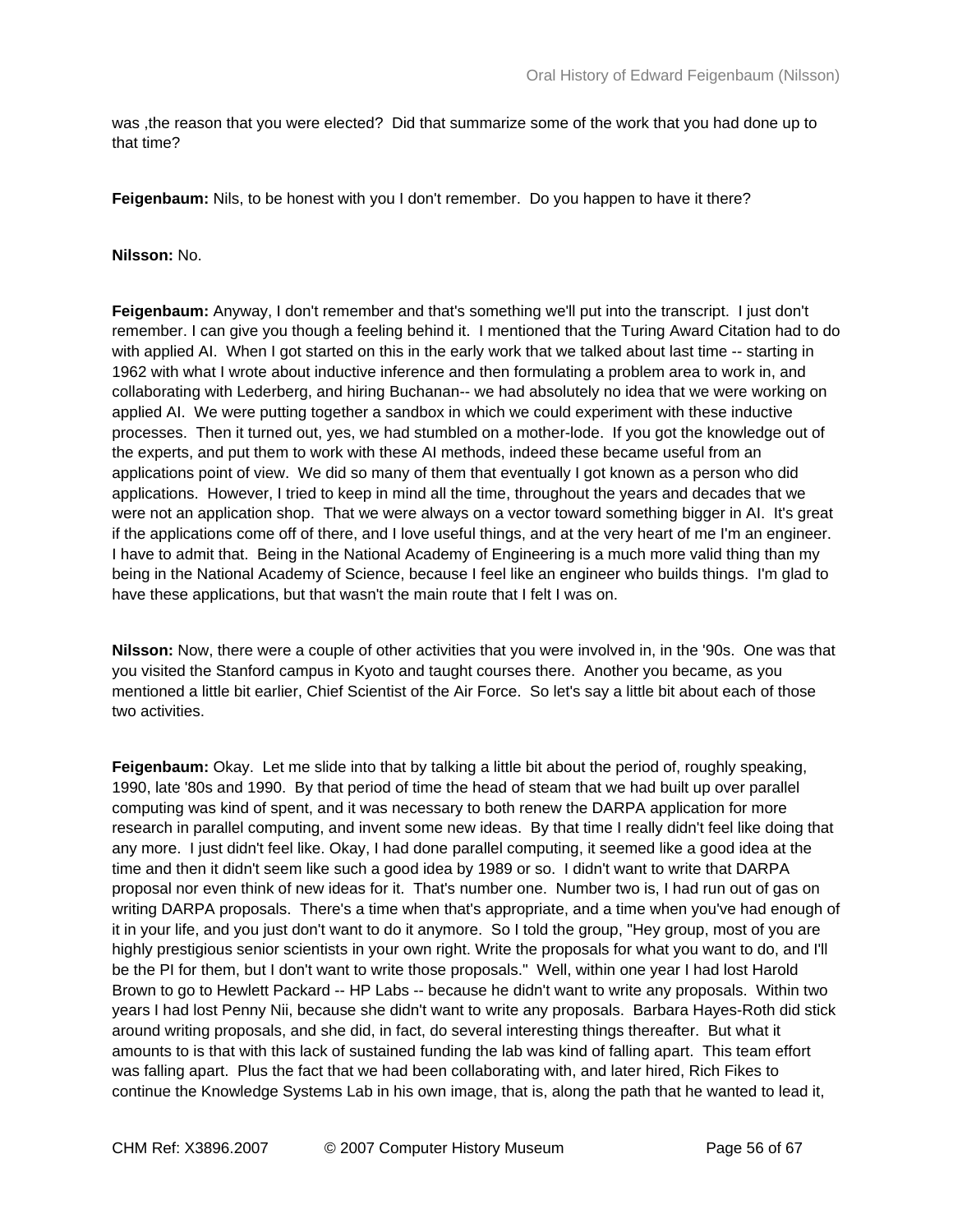was ,the reason that you were elected? Did that summarize some of the work that you had done up to that time?

**Feigenbaum:** Nils, to be honest with you I don't remember. Do you happen to have it there?

**Nilsson:** No.

**Feigenbaum:** Anyway, I don't remember and that's something we'll put into the transcript. I just don't remember. I can give you though a feeling behind it. I mentioned that the Turing Award Citation had to do with applied AI. When I got started on this in the early work that we talked about last time -- starting in 1962 with what I wrote about inductive inference and then formulating a problem area to work in, and collaborating with Lederberg, and hiring Buchanan-- we had absolutely no idea that we were working on applied AI. We were putting together a sandbox in which we could experiment with these inductive processes. Then it turned out, yes, we had stumbled on a mother-lode. If you got the knowledge out of the experts, and put them to work with these AI methods, indeed these became useful from an applications point of view. We did so many of them that eventually I got known as a person who did applications. However, I tried to keep in mind all the time, throughout the years and decades that we were not an application shop. That we were always on a vector toward something bigger in AI. It's great if the applications come off of there, and I love useful things, and at the very heart of me I'm an engineer. I have to admit that. Being in the National Academy of Engineering is a much more valid thing than my being in the National Academy of Science, because I feel like an engineer who builds things. I'm glad to have these applications, but that wasn't the main route that I felt I was on.

**Nilsson:** Now, there were a couple of other activities that you were involved in, in the '90s. One was that you visited the Stanford campus in Kyoto and taught courses there. Another you became, as you mentioned a little bit earlier, Chief Scientist of the Air Force. So let's say a little bit about each of those two activities.

**Feigenbaum:** Okay. Let me slide into that by talking a little bit about the period of, roughly speaking, 1990, late '80s and 1990. By that period of time the head of steam that we had built up over parallel computing was kind of spent, and it was necessary to both renew the DARPA application for more research in parallel computing, and invent some new ideas. By that time I really didn't feel like doing that any more. I just didn't feel like. Okay, I had done parallel computing, it seemed like a good idea at the time and then it didn't seem like such a good idea by 1989 or so. I didn't want to write that DARPA proposal nor even think of new ideas for it. That's number one. Number two is, I had run out of gas on writing DARPA proposals. There's a time when that's appropriate, and a time when you've had enough of it in your life, and you just don't want to do it anymore. So I told the group, "Hey group, most of you are highly prestigious senior scientists in your own right. Write the proposals for what you want to do, and I'll be the PI for them, but I don't want to write those proposals." Well, within one year I had lost Harold Brown to go to Hewlett Packard -- HP Labs -- because he didn't want to write any proposals. Within two years I had lost Penny Nii, because she didn't want to write any proposals. Barbara Hayes-Roth did stick around writing proposals, and she did, in fact, do several interesting things thereafter. But what it amounts to is that with this lack of sustained funding the lab was kind of falling apart. This team effort was falling apart. Plus the fact that we had been collaborating with, and later hired, Rich Fikes to continue the Knowledge Systems Lab in his own image, that is, along the path that he wanted to lead it,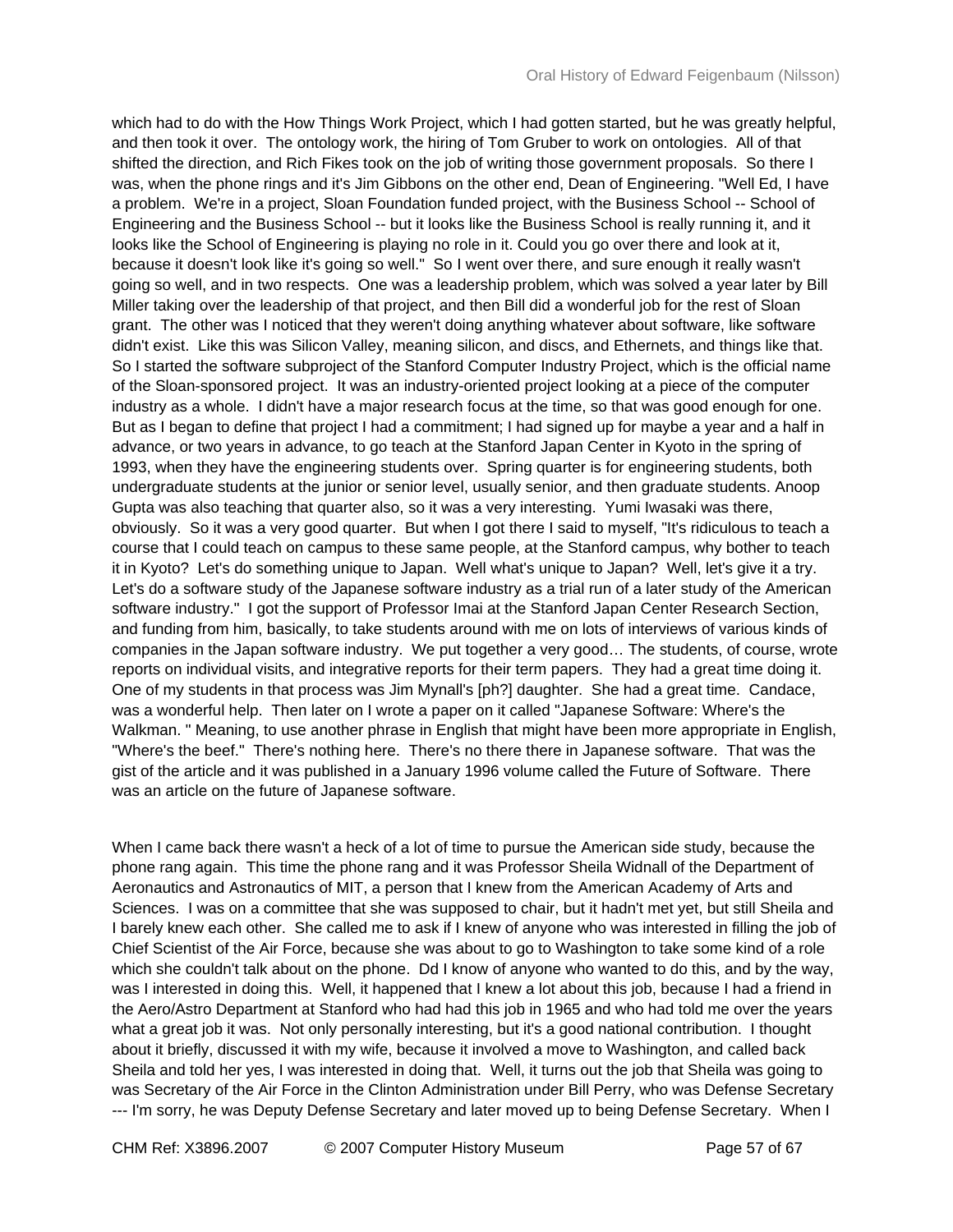which had to do with the How Things Work Project, which I had gotten started, but he was greatly helpful, and then took it over. The ontology work, the hiring of Tom Gruber to work on ontologies. All of that shifted the direction, and Rich Fikes took on the job of writing those government proposals. So there I was, when the phone rings and it's Jim Gibbons on the other end, Dean of Engineering. "Well Ed, I have a problem. We're in a project, Sloan Foundation funded project, with the Business School -- School of Engineering and the Business School -- but it looks like the Business School is really running it, and it looks like the School of Engineering is playing no role in it. Could you go over there and look at it, because it doesn't look like it's going so well." So I went over there, and sure enough it really wasn't going so well, and in two respects. One was a leadership problem, which was solved a year later by Bill Miller taking over the leadership of that project, and then Bill did a wonderful job for the rest of Sloan grant. The other was I noticed that they weren't doing anything whatever about software, like software didn't exist. Like this was Silicon Valley, meaning silicon, and discs, and Ethernets, and things like that. So I started the software subproject of the Stanford Computer Industry Project, which is the official name of the Sloan-sponsored project. It was an industry-oriented project looking at a piece of the computer industry as a whole. I didn't have a major research focus at the time, so that was good enough for one. But as I began to define that project I had a commitment; I had signed up for maybe a year and a half in advance, or two years in advance, to go teach at the Stanford Japan Center in Kyoto in the spring of 1993, when they have the engineering students over. Spring quarter is for engineering students, both undergraduate students at the junior or senior level, usually senior, and then graduate students. Anoop Gupta was also teaching that quarter also, so it was a very interesting. Yumi Iwasaki was there, obviously. So it was a very good quarter. But when I got there I said to myself, "It's ridiculous to teach a course that I could teach on campus to these same people, at the Stanford campus, why bother to teach it in Kyoto? Let's do something unique to Japan. Well what's unique to Japan? Well, let's give it a try. Let's do a software study of the Japanese software industry as a trial run of a later study of the American software industry." I got the support of Professor Imai at the Stanford Japan Center Research Section, and funding from him, basically, to take students around with me on lots of interviews of various kinds of companies in the Japan software industry. We put together a very good… The students, of course, wrote reports on individual visits, and integrative reports for their term papers. They had a great time doing it. One of my students in that process was Jim Mynall's [ph?] daughter. She had a great time. Candace, was a wonderful help. Then later on I wrote a paper on it called "Japanese Software: Where's the Walkman. " Meaning, to use another phrase in English that might have been more appropriate in English, "Where's the beef." There's nothing here. There's no there there in Japanese software. That was the gist of the article and it was published in a January 1996 volume called the Future of Software. There was an article on the future of Japanese software.

When I came back there wasn't a heck of a lot of time to pursue the American side study, because the phone rang again. This time the phone rang and it was Professor Sheila Widnall of the Department of Aeronautics and Astronautics of MIT, a person that I knew from the American Academy of Arts and Sciences. I was on a committee that she was supposed to chair, but it hadn't met yet, but still Sheila and I barely knew each other. She called me to ask if I knew of anyone who was interested in filling the job of Chief Scientist of the Air Force, because she was about to go to Washington to take some kind of a role which she couldn't talk about on the phone. Dd I know of anyone who wanted to do this, and by the way, was I interested in doing this. Well, it happened that I knew a lot about this job, because I had a friend in the Aero/Astro Department at Stanford who had had this job in 1965 and who had told me over the years what a great job it was. Not only personally interesting, but it's a good national contribution. I thought about it briefly, discussed it with my wife, because it involved a move to Washington, and called back Sheila and told her yes, I was interested in doing that. Well, it turns out the job that Sheila was going to was Secretary of the Air Force in the Clinton Administration under Bill Perry, who was Defense Secretary --- I'm sorry, he was Deputy Defense Secretary and later moved up to being Defense Secretary. When I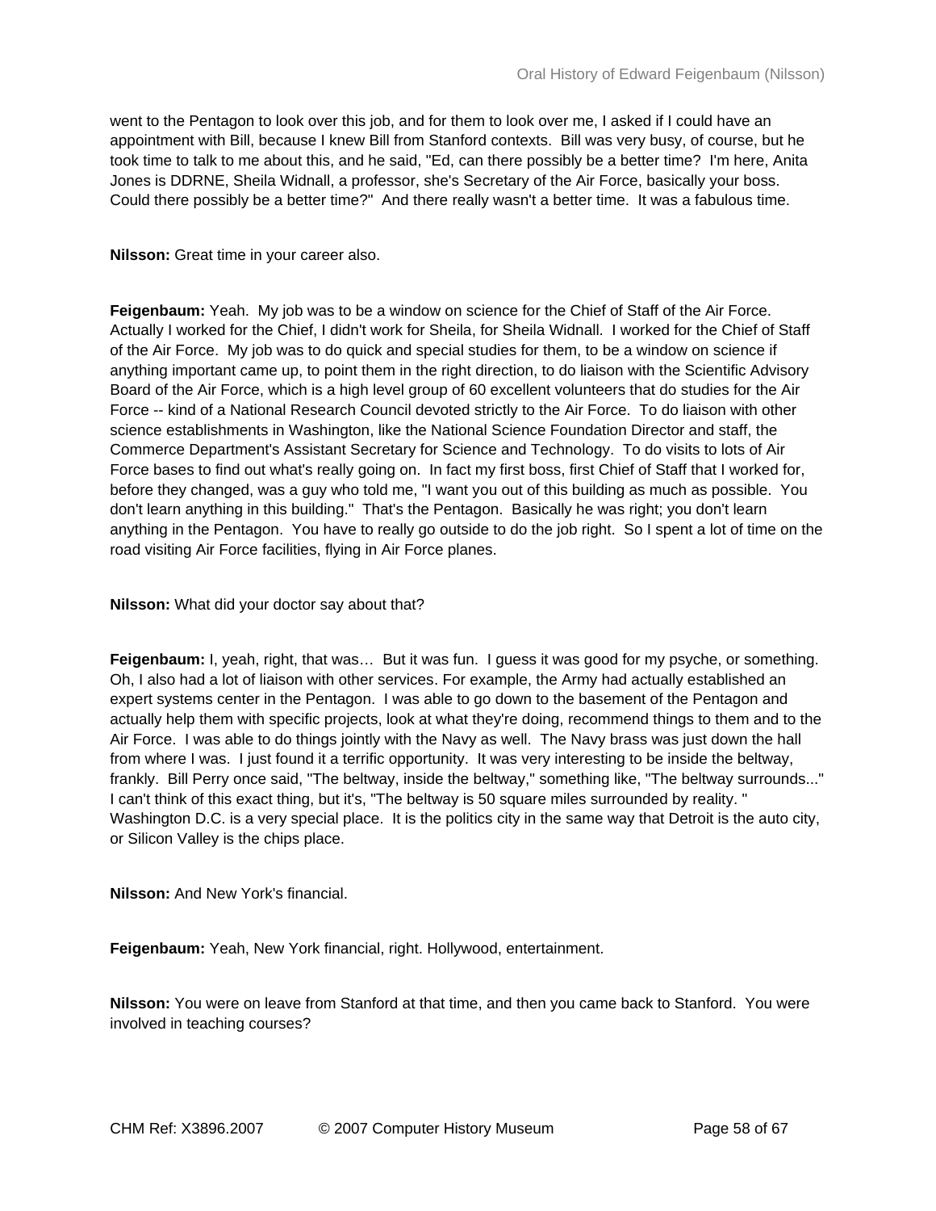went to the Pentagon to look over this job, and for them to look over me, I asked if I could have an appointment with Bill, because I knew Bill from Stanford contexts. Bill was very busy, of course, but he took time to talk to me about this, and he said, "Ed, can there possibly be a better time? I'm here, Anita Jones is DDRNE, Sheila Widnall, a professor, she's Secretary of the Air Force, basically your boss. Could there possibly be a better time?" And there really wasn't a better time. It was a fabulous time.

**Nilsson:** Great time in your career also.

**Feigenbaum:** Yeah. My job was to be a window on science for the Chief of Staff of the Air Force. Actually I worked for the Chief, I didn't work for Sheila, for Sheila Widnall. I worked for the Chief of Staff of the Air Force. My job was to do quick and special studies for them, to be a window on science if anything important came up, to point them in the right direction, to do liaison with the Scientific Advisory Board of the Air Force, which is a high level group of 60 excellent volunteers that do studies for the Air Force -- kind of a National Research Council devoted strictly to the Air Force. To do liaison with other science establishments in Washington, like the National Science Foundation Director and staff, the Commerce Department's Assistant Secretary for Science and Technology. To do visits to lots of Air Force bases to find out what's really going on. In fact my first boss, first Chief of Staff that I worked for, before they changed, was a guy who told me, "I want you out of this building as much as possible. You don't learn anything in this building." That's the Pentagon. Basically he was right; you don't learn anything in the Pentagon. You have to really go outside to do the job right. So I spent a lot of time on the road visiting Air Force facilities, flying in Air Force planes.

**Nilsson:** What did your doctor say about that?

**Feigenbaum:** I, yeah, right, that was… But it was fun. I guess it was good for my psyche, or something. Oh, I also had a lot of liaison with other services. For example, the Army had actually established an expert systems center in the Pentagon. I was able to go down to the basement of the Pentagon and actually help them with specific projects, look at what they're doing, recommend things to them and to the Air Force. I was able to do things jointly with the Navy as well. The Navy brass was just down the hall from where I was. I just found it a terrific opportunity. It was very interesting to be inside the beltway, frankly. Bill Perry once said, "The beltway, inside the beltway," something like, "The beltway surrounds..." I can't think of this exact thing, but it's, "The beltway is 50 square miles surrounded by reality. " Washington D.C. is a very special place. It is the politics city in the same way that Detroit is the auto city, or Silicon Valley is the chips place.

**Nilsson:** And New York's financial.

**Feigenbaum:** Yeah, New York financial, right. Hollywood, entertainment.

**Nilsson:** You were on leave from Stanford at that time, and then you came back to Stanford. You were involved in teaching courses?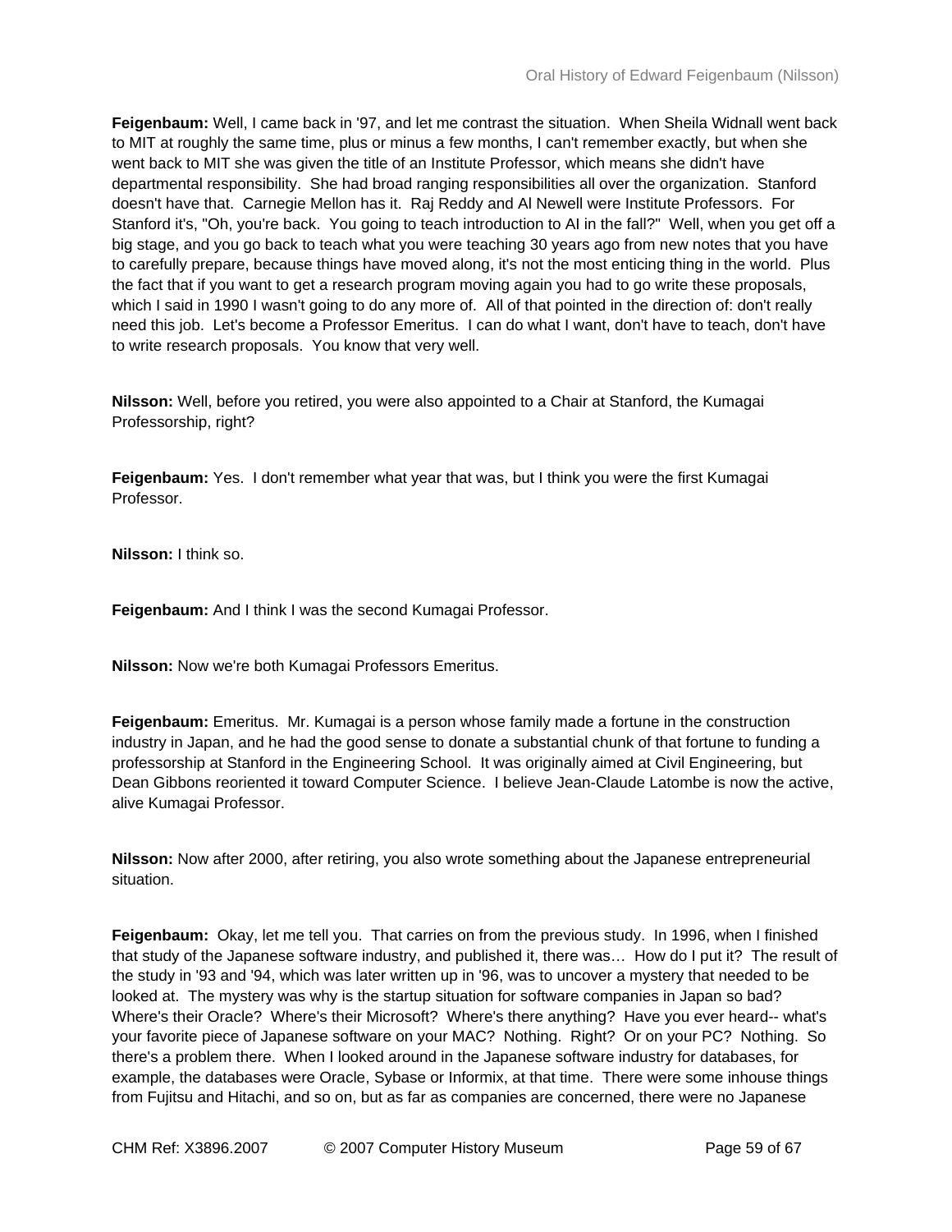**Feigenbaum:** Well, I came back in '97, and let me contrast the situation. When Sheila Widnall went back to MIT at roughly the same time, plus or minus a few months, I can't remember exactly, but when she went back to MIT she was given the title of an Institute Professor, which means she didn't have departmental responsibility. She had broad ranging responsibilities all over the organization. Stanford doesn't have that. Carnegie Mellon has it. Raj Reddy and Al Newell were Institute Professors. For Stanford it's, "Oh, you're back. You going to teach introduction to AI in the fall?" Well, when you get off a big stage, and you go back to teach what you were teaching 30 years ago from new notes that you have to carefully prepare, because things have moved along, it's not the most enticing thing in the world. Plus the fact that if you want to get a research program moving again you had to go write these proposals, which I said in 1990 I wasn't going to do any more of. All of that pointed in the direction of: don't really need this job. Let's become a Professor Emeritus. I can do what I want, don't have to teach, don't have to write research proposals. You know that very well.

**Nilsson:** Well, before you retired, you were also appointed to a Chair at Stanford, the Kumagai Professorship, right?

**Feigenbaum:** Yes. I don't remember what year that was, but I think you were the first Kumagai Professor.

**Nilsson:** I think so.

**Feigenbaum:** And I think I was the second Kumagai Professor.

**Nilsson:** Now we're both Kumagai Professors Emeritus.

**Feigenbaum:** Emeritus. Mr. Kumagai is a person whose family made a fortune in the construction industry in Japan, and he had the good sense to donate a substantial chunk of that fortune to funding a professorship at Stanford in the Engineering School. It was originally aimed at Civil Engineering, but Dean Gibbons reoriented it toward Computer Science. I believe Jean-Claude Latombe is now the active, alive Kumagai Professor.

**Nilsson:** Now after 2000, after retiring, you also wrote something about the Japanese entrepreneurial situation.

**Feigenbaum:** Okay, let me tell you. That carries on from the previous study. In 1996, when I finished that study of the Japanese software industry, and published it, there was… How do I put it? The result of the study in '93 and '94, which was later written up in '96, was to uncover a mystery that needed to be looked at. The mystery was why is the startup situation for software companies in Japan so bad? Where's their Oracle? Where's their Microsoft? Where's there anything? Have you ever heard-- what's your favorite piece of Japanese software on your MAC? Nothing. Right? Or on your PC? Nothing. So there's a problem there. When I looked around in the Japanese software industry for databases, for example, the databases were Oracle, Sybase or Informix, at that time. There were some inhouse things from Fujitsu and Hitachi, and so on, but as far as companies are concerned, there were no Japanese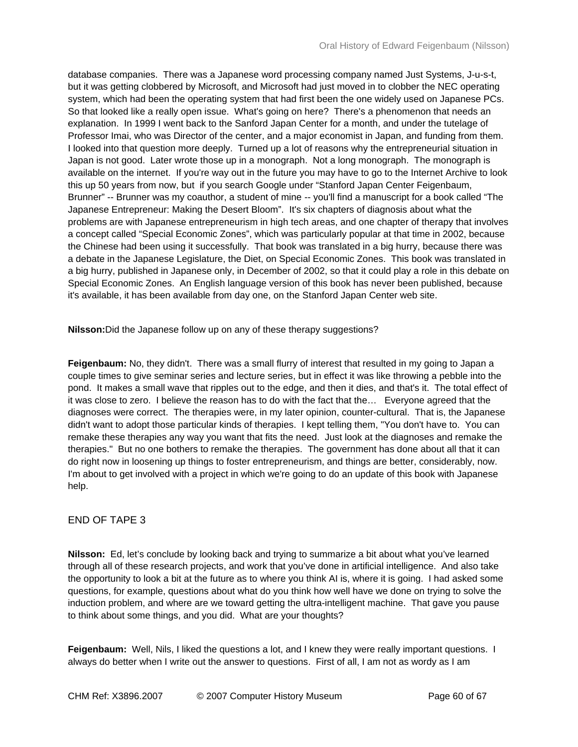database companies. There was a Japanese word processing company named Just Systems, J-u-s-t, but it was getting clobbered by Microsoft, and Microsoft had just moved in to clobber the NEC operating system, which had been the operating system that had first been the one widely used on Japanese PCs. So that looked like a really open issue. What's going on here? There's a phenomenon that needs an explanation. In 1999 I went back to the Sanford Japan Center for a month, and under the tutelage of Professor Imai, who was Director of the center, and a major economist in Japan, and funding from them. I looked into that question more deeply. Turned up a lot of reasons why the entrepreneurial situation in Japan is not good. Later wrote those up in a monograph. Not a long monograph. The monograph is available on the internet. If you're way out in the future you may have to go to the Internet Archive to look this up 50 years from now, but if you search Google under "Stanford Japan Center Feigenbaum, Brunner" -- Brunner was my coauthor, a student of mine -- you'll find a manuscript for a book called "The Japanese Entrepreneur: Making the Desert Bloom". It's six chapters of diagnosis about what the problems are with Japanese entrepreneurism in high tech areas, and one chapter of therapy that involves a concept called "Special Economic Zones", which was particularly popular at that time in 2002, because the Chinese had been using it successfully. That book was translated in a big hurry, because there was a debate in the Japanese Legislature, the Diet, on Special Economic Zones. This book was translated in a big hurry, published in Japanese only, in December of 2002, so that it could play a role in this debate on Special Economic Zones. An English language version of this book has never been published, because it's available, it has been available from day one, on the Stanford Japan Center web site.

**Nilsson:** Did the Japanese follow up on any of these therapy suggestions?

**Feigenbaum:** No, they didn't. There was a small flurry of interest that resulted in my going to Japan a couple times to give seminar series and lecture series, but in effect it was like throwing a pebble into the pond. It makes a small wave that ripples out to the edge, and then it dies, and that's it. The total effect of it was close to zero. I believe the reason has to do with the fact that the… Everyone agreed that the diagnoses were correct. The therapies were, in my later opinion, counter-cultural. That is, the Japanese didn't want to adopt those particular kinds of therapies. I kept telling them, "You don't have to. You can remake these therapies any way you want that fits the need. Just look at the diagnoses and remake the therapies." But no one bothers to remake the therapies. The government has done about all that it can do right now in loosening up things to foster entrepreneurism, and things are better, considerably, now. I'm about to get involved with a project in which we're going to do an update of this book with Japanese help.

END OF TAPE 3

**Nilsson:** Ed, let's conclude by looking back and trying to summarize a bit about what you've learned through all of these research projects, and work that you've done in artificial intelligence. And also take the opportunity to look a bit at the future as to where you think AI is, where it is going. I had asked some questions, for example, questions about what do you think how well have we done on trying to solve the induction problem, and where are we toward getting the ultra-intelligent machine. That gave you pause to think about some things, and you did. What are your thoughts?

**Feigenbaum:** Well, Nils, I liked the questions a lot, and I knew they were really important questions. I always do better when I write out the answer to questions. First of all, I am not as wordy as I am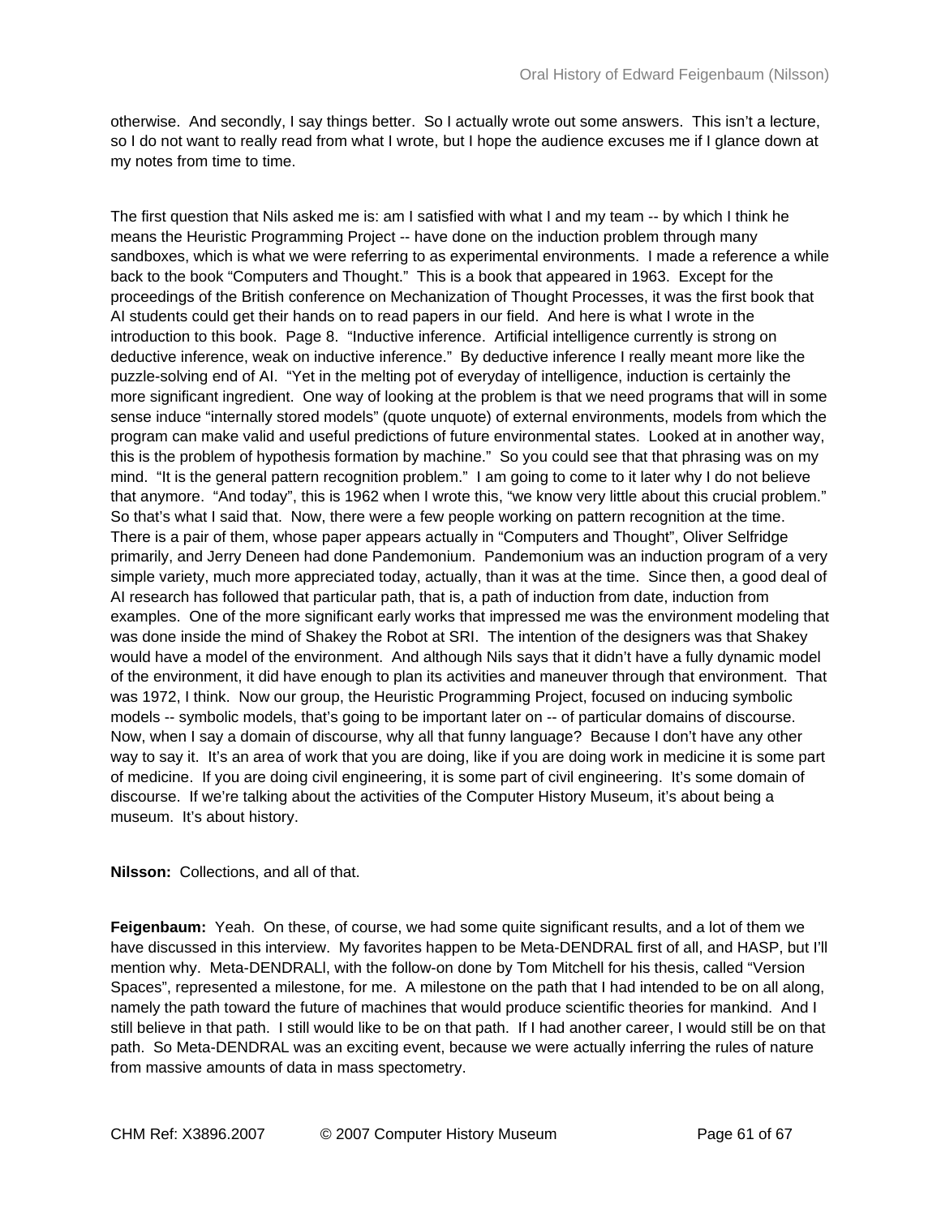otherwise. And secondly, I say things better. So I actually wrote out some answers. This isn't a lecture, so I do not want to really read from what I wrote, but I hope the audience excuses me if I glance down at my notes from time to time.

The first question that Nils asked me is: am I satisfied with what I and my team -- by which I think he means the Heuristic Programming Project -- have done on the induction problem through many sandboxes, which is what we were referring to as experimental environments. I made a reference a while back to the book "Computers and Thought." This is a book that appeared in 1963. Except for the proceedings of the British conference on Mechanization of Thought Processes, it was the first book that AI students could get their hands on to read papers in our field. And here is what I wrote in the introduction to this book. Page 8. "Inductive inference. Artificial intelligence currently is strong on deductive inference, weak on inductive inference." By deductive inference I really meant more like the puzzle-solving end of AI. "Yet in the melting pot of everyday of intelligence, induction is certainly the more significant ingredient. One way of looking at the problem is that we need programs that will in some sense induce "internally stored models" (quote unquote) of external environments, models from which the program can make valid and useful predictions of future environmental states. Looked at in another way, this is the problem of hypothesis formation by machine." So you could see that that phrasing was on my mind. "It is the general pattern recognition problem." I am going to come to it later why I do not believe that anymore. "And today", this is 1962 when I wrote this, "we know very little about this crucial problem." So that's what I said that. Now, there were a few people working on pattern recognition at the time. There is a pair of them, whose paper appears actually in "Computers and Thought", Oliver Selfridge primarily, and Jerry Deneen had done Pandemonium. Pandemonium was an induction program of a very simple variety, much more appreciated today, actually, than it was at the time. Since then, a good deal of AI research has followed that particular path, that is, a path of induction from date, induction from examples. One of the more significant early works that impressed me was the environment modeling that was done inside the mind of Shakey the Robot at SRI. The intention of the designers was that Shakey would have a model of the environment. And although Nils says that it didn't have a fully dynamic model of the environment, it did have enough to plan its activities and maneuver through that environment. That was 1972, I think. Now our group, the Heuristic Programming Project, focused on inducing symbolic models -- symbolic models, that's going to be important later on -- of particular domains of discourse. Now, when I say a domain of discourse, why all that funny language? Because I don't have any other way to say it. It's an area of work that you are doing, like if you are doing work in medicine it is some part of medicine. If you are doing civil engineering, it is some part of civil engineering. It's some domain of discourse. If we're talking about the activities of the Computer History Museum, it's about being a museum. It's about history.

**Nilsson:** Collections, and all of that.

**Feigenbaum:** Yeah. On these, of course, we had some quite significant results, and a lot of them we have discussed in this interview. My favorites happen to be Meta-DENDRAL first of all, and HASP, but I'll mention why. Meta-DENDRALl, with the follow-on done by Tom Mitchell for his thesis, called "Version Spaces", represented a milestone, for me. A milestone on the path that I had intended to be on all along, namely the path toward the future of machines that would produce scientific theories for mankind. And I still believe in that path. I still would like to be on that path. If I had another career, I would still be on that path. So Meta-DENDRAL was an exciting event, because we were actually inferring the rules of nature from massive amounts of data in mass spectometry.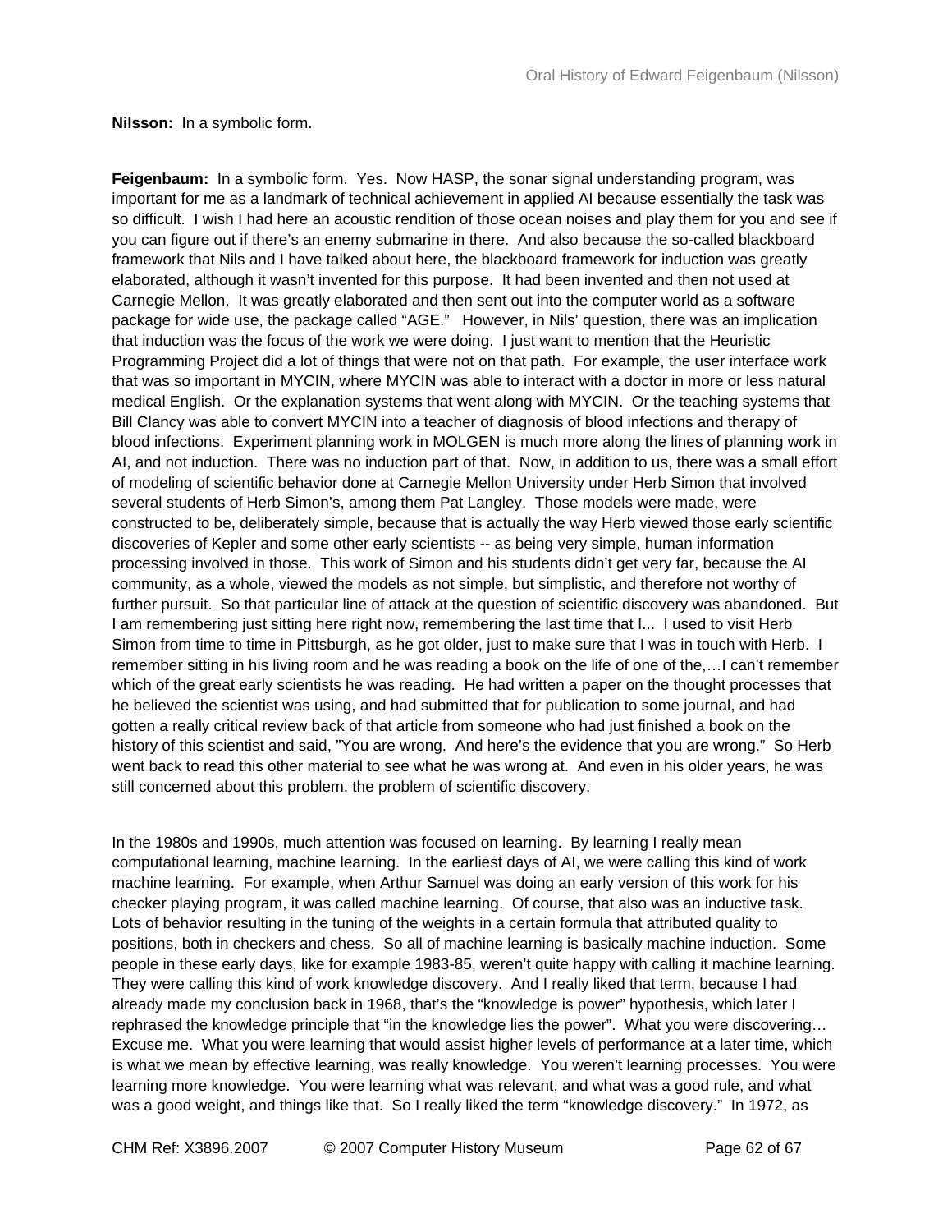**Nilsson:** In a symbolic form.

**Feigenbaum:** In a symbolic form. Yes. Now HASP, the sonar signal understanding program, was important for me as a landmark of technical achievement in applied AI because essentially the task was so difficult. I wish I had here an acoustic rendition of those ocean noises and play them for you and see if you can figure out if there's an enemy submarine in there. And also because the so-called blackboard framework that Nils and I have talked about here, the blackboard framework for induction was greatly elaborated, although it wasn't invented for this purpose. It had been invented and then not used at Carnegie Mellon. It was greatly elaborated and then sent out into the computer world as a software package for wide use, the package called "AGE." However, in Nils' question, there was an implication that induction was the focus of the work we were doing. I just want to mention that the Heuristic Programming Project did a lot of things that were not on that path. For example, the user interface work that was so important in MYCIN, where MYCIN was able to interact with a doctor in more or less natural medical English. Or the explanation systems that went along with MYCIN. Or the teaching systems that Bill Clancy was able to convert MYCIN into a teacher of diagnosis of blood infections and therapy of blood infections. Experiment planning work in MOLGEN is much more along the lines of planning work in AI, and not induction. There was no induction part of that. Now, in addition to us, there was a small effort of modeling of scientific behavior done at Carnegie Mellon University under Herb Simon that involved several students of Herb Simon's, among them Pat Langley. Those models were made, were constructed to be, deliberately simple, because that is actually the way Herb viewed those early scientific discoveries of Kepler and some other early scientists -- as being very simple, human information processing involved in those. This work of Simon and his students didn't get very far, because the AI community, as a whole, viewed the models as not simple, but simplistic, and therefore not worthy of further pursuit. So that particular line of attack at the question of scientific discovery was abandoned. But I am remembering just sitting here right now, remembering the last time that I... I used to visit Herb Simon from time to time in Pittsburgh, as he got older, just to make sure that I was in touch with Herb. I remember sitting in his living room and he was reading a book on the life of one of the,…I can't remember which of the great early scientists he was reading. He had written a paper on the thought processes that he believed the scientist was using, and had submitted that for publication to some journal, and had gotten a really critical review back of that article from someone who had just finished a book on the history of this scientist and said, "You are wrong. And here's the evidence that you are wrong." So Herb went back to read this other material to see what he was wrong at. And even in his older years, he was still concerned about this problem, the problem of scientific discovery.

In the 1980s and 1990s, much attention was focused on learning. By learning I really mean computational learning, machine learning. In the earliest days of AI, we were calling this kind of work machine learning. For example, when Arthur Samuel was doing an early version of this work for his checker playing program, it was called machine learning. Of course, that also was an inductive task. Lots of behavior resulting in the tuning of the weights in a certain formula that attributed quality to positions, both in checkers and chess. So all of machine learning is basically machine induction. Some people in these early days, like for example 1983-85, weren't quite happy with calling it machine learning. They were calling this kind of work knowledge discovery. And I really liked that term, because I had already made my conclusion back in 1968, that's the "knowledge is power" hypothesis, which later I rephrased the knowledge principle that "in the knowledge lies the power". What you were discovering… Excuse me. What you were learning that would assist higher levels of performance at a later time, which is what we mean by effective learning, was really knowledge. You weren't learning processes. You were learning more knowledge. You were learning what was relevant, and what was a good rule, and what was a good weight, and things like that. So I really liked the term "knowledge discovery." In 1972, as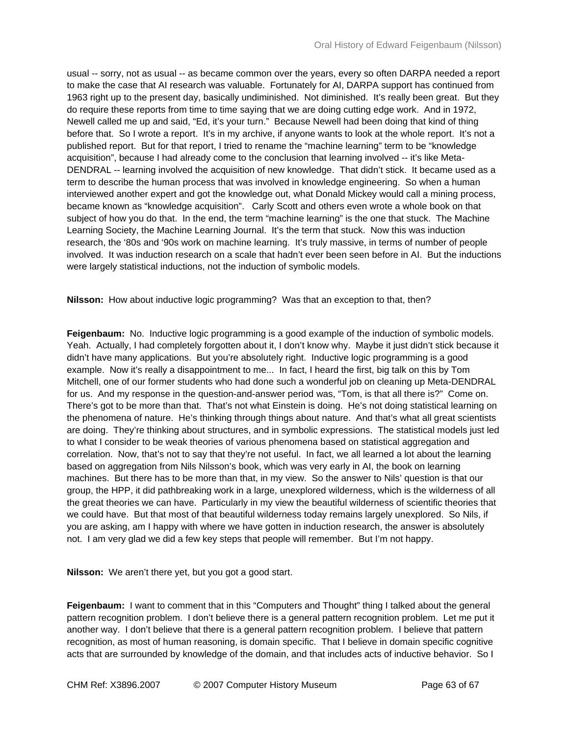usual -- sorry, not as usual -- as became common over the years, every so often DARPA needed a report to make the case that AI research was valuable. Fortunately for AI, DARPA support has continued from 1963 right up to the present day, basically undiminished. Not diminished. It's really been great. But they do require these reports from time to time saying that we are doing cutting edge work. And in 1972, Newell called me up and said, "Ed, it's your turn." Because Newell had been doing that kind of thing before that. So I wrote a report. It's in my archive, if anyone wants to look at the whole report. It's not a published report. But for that report, I tried to rename the "machine learning" term to be "knowledge acquisition", because I had already come to the conclusion that learning involved -- it's like Meta-DENDRAL -- learning involved the acquisition of new knowledge. That didn't stick. It became used as a term to describe the human process that was involved in knowledge engineering. So when a human interviewed another expert and got the knowledge out, what Donald Mickey would call a mining process, became known as "knowledge acquisition". Carly Scott and others even wrote a whole book on that subject of how you do that. In the end, the term "machine learning" is the one that stuck. The Machine Learning Society, the Machine Learning Journal. It's the term that stuck. Now this was induction research, the '80s and '90s work on machine learning. It's truly massive, in terms of number of people involved. It was induction research on a scale that hadn't ever been seen before in AI. But the inductions were largely statistical inductions, not the induction of symbolic models.

**Nilsson:** How about inductive logic programming? Was that an exception to that, then?

**Feigenbaum:** No. Inductive logic programming is a good example of the induction of symbolic models. Yeah. Actually, I had completely forgotten about it, I don't know why. Maybe it just didn't stick because it didn't have many applications. But you're absolutely right. Inductive logic programming is a good example. Now it's really a disappointment to me... In fact, I heard the first, big talk on this by Tom Mitchell, one of our former students who had done such a wonderful job on cleaning up Meta-DENDRAL for us. And my response in the question-and-answer period was, "Tom, is that all there is?" Come on. There's got to be more than that. That's not what Einstein is doing. He's not doing statistical learning on the phenomena of nature. He's thinking through things about nature. And that's what all great scientists are doing. They're thinking about structures, and in symbolic expressions. The statistical models just led to what I consider to be weak theories of various phenomena based on statistical aggregation and correlation. Now, that's not to say that they're not useful. In fact, we all learned a lot about the learning based on aggregation from Nils Nilsson's book, which was very early in AI, the book on learning machines. But there has to be more than that, in my view. So the answer to Nils' question is that our group, the HPP, it did pathbreaking work in a large, unexplored wilderness, which is the wilderness of all the great theories we can have. Particularly in my view the beautiful wilderness of scientific theories that we could have. But that most of that beautiful wilderness today remains largely unexplored. So Nils, if you are asking, am I happy with where we have gotten in induction research, the answer is absolutely not. I am very glad we did a few key steps that people will remember. But I'm not happy.

**Nilsson:** We aren't there yet, but you got a good start.

**Feigenbaum:** I want to comment that in this "Computers and Thought" thing I talked about the general pattern recognition problem. I don't believe there is a general pattern recognition problem. Let me put it another way. I don't believe that there is a general pattern recognition problem. I believe that pattern recognition, as most of human reasoning, is domain specific. That I believe in domain specific cognitive acts that are surrounded by knowledge of the domain, and that includes acts of inductive behavior. So I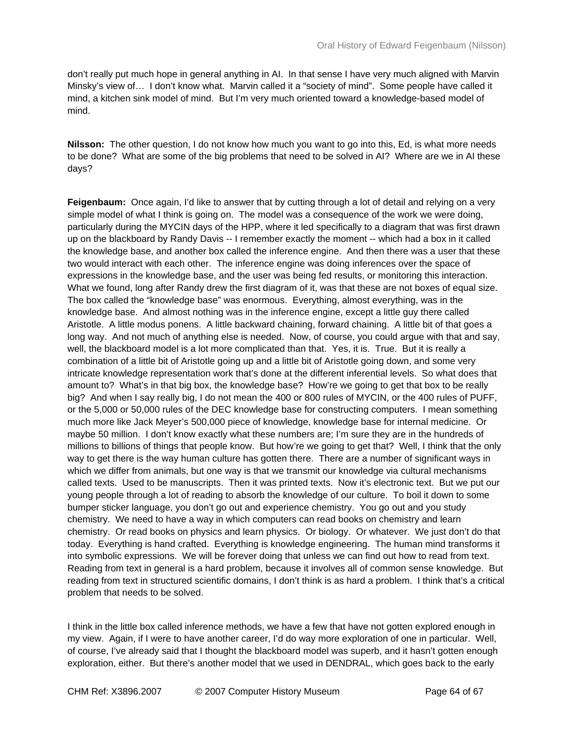don't really put much hope in general anything in AI. In that sense I have very much aligned with Marvin Minsky's view of… I don't know what. Marvin called it a "society of mind". Some people have called it mind, a kitchen sink model of mind. But I'm very much oriented toward a knowledge-based model of mind.

**Nilsson:** The other question, I do not know how much you want to go into this, Ed, is what more needs to be done? What are some of the big problems that need to be solved in AI? Where are we in AI these days?

**Feigenbaum:** Once again, I'd like to answer that by cutting through a lot of detail and relying on a very simple model of what I think is going on. The model was a consequence of the work we were doing, particularly during the MYCIN days of the HPP, where it led specifically to a diagram that was first drawn up on the blackboard by Randy Davis -- I remember exactly the moment -- which had a box in it called the knowledge base, and another box called the inference engine. And then there was a user that these two would interact with each other. The inference engine was doing inferences over the space of expressions in the knowledge base, and the user was being fed results, or monitoring this interaction. What we found, long after Randy drew the first diagram of it, was that these are not boxes of equal size. The box called the "knowledge base" was enormous. Everything, almost everything, was in the knowledge base. And almost nothing was in the inference engine, except a little guy there called Aristotle. A little modus ponens. A little backward chaining, forward chaining. A little bit of that goes a long way. And not much of anything else is needed. Now, of course, you could argue with that and say, well, the blackboard model is a lot more complicated than that. Yes, it is. True. But it is really a combination of a little bit of Aristotle going up and a little bit of Aristotle going down, and some very intricate knowledge representation work that's done at the different inferential levels. So what does that amount to? What's in that big box, the knowledge base? How're we going to get that box to be really big? And when I say really big, I do not mean the 400 or 800 rules of MYCIN, or the 400 rules of PUFF, or the 5,000 or 50,000 rules of the DEC knowledge base for constructing computers. I mean something much more like Jack Meyer's 500,000 piece of knowledge, knowledge base for internal medicine. Or maybe 50 million. I don't know exactly what these numbers are; I'm sure they are in the hundreds of millions to billions of things that people know. But how're we going to get that? Well, I think that the only way to get there is the way human culture has gotten there. There are a number of significant ways in which we differ from animals, but one way is that we transmit our knowledge via cultural mechanisms called texts. Used to be manuscripts. Then it was printed texts. Now it's electronic text. But we put our young people through a lot of reading to absorb the knowledge of our culture. To boil it down to some bumper sticker language, you don't go out and experience chemistry. You go out and you study chemistry. We need to have a way in which computers can read books on chemistry and learn chemistry. Or read books on physics and learn physics. Or biology. Or whatever. We just don't do that today. Everything is hand crafted. Everything is knowledge engineering. The human mind transforms it into symbolic expressions. We will be forever doing that unless we can find out how to read from text. Reading from text in general is a hard problem, because it involves all of common sense knowledge. But reading from text in structured scientific domains, I don't think is as hard a problem. I think that's a critical problem that needs to be solved.

I think in the little box called inference methods, we have a few that have not gotten explored enough in my view. Again, if I were to have another career, I'd do way more exploration of one in particular. Well, of course, I've already said that I thought the blackboard model was superb, and it hasn't gotten enough exploration, either. But there's another model that we used in DENDRAL, which goes back to the early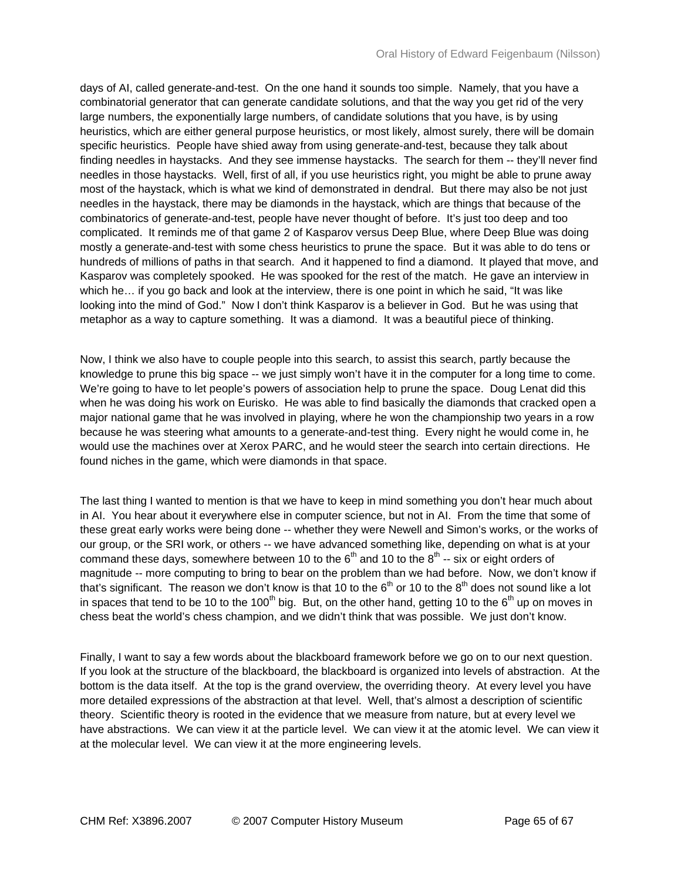days of AI, called generate-and-test. On the one hand it sounds too simple. Namely, that you have a combinatorial generator that can generate candidate solutions, and that the way you get rid of the very large numbers, the exponentially large numbers, of candidate solutions that you have, is by using heuristics, which are either general purpose heuristics, or most likely, almost surely, there will be domain specific heuristics. People have shied away from using generate-and-test, because they talk about finding needles in haystacks. And they see immense haystacks. The search for them -- they'll never find needles in those haystacks. Well, first of all, if you use heuristics right, you might be able to prune away most of the haystack, which is what we kind of demonstrated in dendral. But there may also be not just needles in the haystack, there may be diamonds in the haystack, which are things that because of the combinatorics of generate-and-test, people have never thought of before. It's just too deep and too complicated. It reminds me of that game 2 of Kasparov versus Deep Blue, where Deep Blue was doing mostly a generate-and-test with some chess heuristics to prune the space. But it was able to do tens or hundreds of millions of paths in that search. And it happened to find a diamond. It played that move, and Kasparov was completely spooked. He was spooked for the rest of the match. He gave an interview in which he… if you go back and look at the interview, there is one point in which he said, "It was like looking into the mind of God." Now I don't think Kasparov is a believer in God. But he was using that metaphor as a way to capture something. It was a diamond. It was a beautiful piece of thinking.

Now, I think we also have to couple people into this search, to assist this search, partly because the knowledge to prune this big space -- we just simply won't have it in the computer for a long time to come. We're going to have to let people's powers of association help to prune the space. Doug Lenat did this when he was doing his work on Eurisko. He was able to find basically the diamonds that cracked open a major national game that he was involved in playing, where he won the championship two years in a row because he was steering what amounts to a generate-and-test thing. Every night he would come in, he would use the machines over at Xerox PARC, and he would steer the search into certain directions. He found niches in the game, which were diamonds in that space.

The last thing I wanted to mention is that we have to keep in mind something you don't hear much about in AI. You hear about it everywhere else in computer science, but not in AI. From the time that some of these great early works were being done -- whether they were Newell and Simon's works, or the works of our group, or the SRI work, or others -- we have advanced something like, depending on what is at your command these days, somewhere between 10 to the 6th and 10 to the 8th -- six or eight orders of magnitude -- more computing to bring to bear on the problem than we had before. Now, we don't know if that's significant. The reason we don't know is that 10 to the 6th or 10 to the 8th does not sound like a lot in spaces that tend to be 10 to the 100th big. But, on the other hand, getting 10 to the 6th up on moves in chess beat the world's chess champion, and we didn't think that was possible. We just don't know.

Finally, I want to say a few words about the blackboard framework before we go on to our next question. If you look at the structure of the blackboard, the blackboard is organized into levels of abstraction. At the bottom is the data itself. At the top is the grand overview, the overriding theory. At every level you have more detailed expressions of the abstraction at that level. Well, that's almost a description of scientific theory. Scientific theory is rooted in the evidence that we measure from nature, but at every level we have abstractions. We can view it at the particle level. We can view it at the atomic level. We can view it at the molecular level. We can view it at the more engineering levels.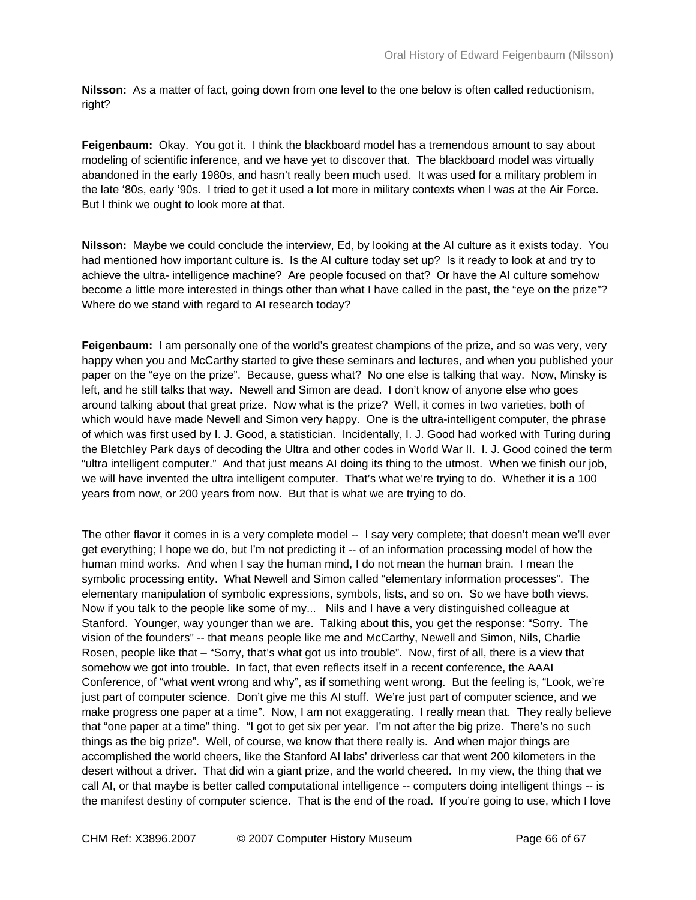**Nilsson:** As a matter of fact, going down from one level to the one below is often called reductionism, right?

**Feigenbaum:** Okay. You got it. I think the blackboard model has a tremendous amount to say about modeling of scientific inference, and we have yet to discover that. The blackboard model was virtually abandoned in the early 1980s, and hasn't really been much used. It was used for a military problem in the late '80s, early '90s. I tried to get it used a lot more in military contexts when I was at the Air Force. But I think we ought to look more at that.

**Nilsson:** Maybe we could conclude the interview, Ed, by looking at the AI culture as it exists today. You had mentioned how important culture is. Is the AI culture today set up? Is it ready to look at and try to achieve the ultra- intelligence machine? Are people focused on that? Or have the AI culture somehow become a little more interested in things other than what I have called in the past, the "eye on the prize"? Where do we stand with regard to AI research today?

**Feigenbaum:** I am personally one of the world's greatest champions of the prize, and so was very, very happy when you and McCarthy started to give these seminars and lectures, and when you published your paper on the "eye on the prize". Because, guess what? No one else is talking that way. Now, Minsky is left, and he still talks that way. Newell and Simon are dead. I don't know of anyone else who goes around talking about that great prize. Now what is the prize? Well, it comes in two varieties, both of which would have made Newell and Simon very happy. One is the ultra-intelligent computer, the phrase of which was first used by I. J. Good, a statistician. Incidentally, I. J. Good had worked with Turing during the Bletchley Park days of decoding the Ultra and other codes in World War II. I. J. Good coined the term "ultra intelligent computer." And that just means AI doing its thing to the utmost. When we finish our job, we will have invented the ultra intelligent computer. That's what we're trying to do. Whether it is a 100 years from now, or 200 years from now. But that is what we are trying to do.

The other flavor it comes in is a very complete model -- I say very complete; that doesn't mean we'll ever get everything; I hope we do, but I'm not predicting it -- of an information processing model of how the human mind works. And when I say the human mind, I do not mean the human brain. I mean the symbolic processing entity. What Newell and Simon called "elementary information processes". The elementary manipulation of symbolic expressions, symbols, lists, and so on. So we have both views. Now if you talk to the people like some of my... Nils and I have a very distinguished colleague at Stanford. Younger, way younger than we are. Talking about this, you get the response: "Sorry. The vision of the founders" -- that means people like me and McCarthy, Newell and Simon, Nils, Charlie Rosen, people like that – "Sorry, that's what got us into trouble". Now, first of all, there is a view that somehow we got into trouble. In fact, that even reflects itself in a recent conference, the AAAI Conference, of "what went wrong and why", as if something went wrong. But the feeling is, "Look, we're just part of computer science. Don't give me this AI stuff. We're just part of computer science, and we make progress one paper at a time". Now, I am not exaggerating. I really mean that. They really believe that "one paper at a time" thing. "I got to get six per year. I'm not after the big prize. There's no such things as the big prize". Well, of course, we know that there really is. And when major things are accomplished the world cheers, like the Stanford AI labs' driverless car that went 200 kilometers in the desert without a driver. That did win a giant prize, and the world cheered. In my view, the thing that we call AI, or that maybe is better called computational intelligence -- computers doing intelligent things -- is the manifest destiny of computer science. That is the end of the road. If you're going to use, which I love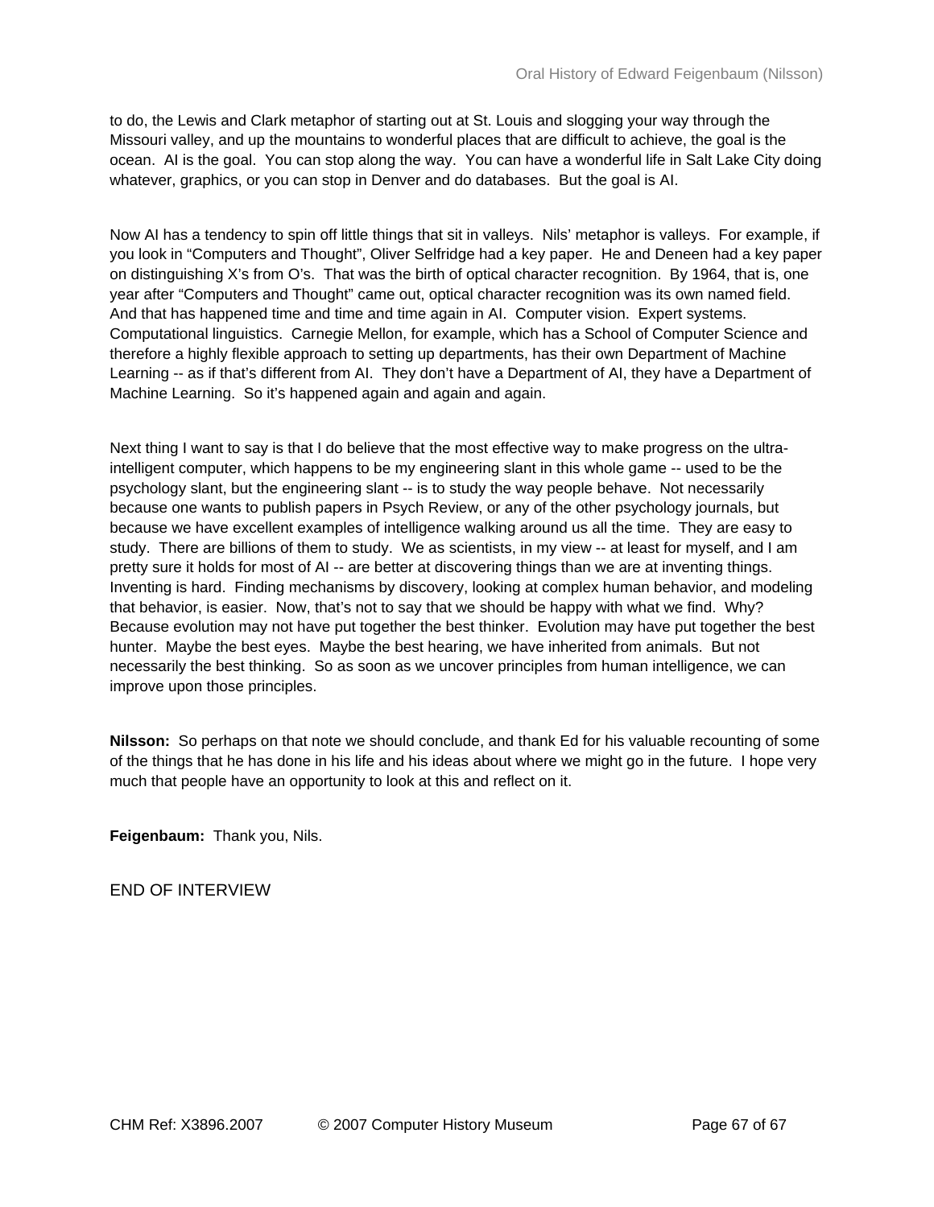to do, the Lewis and Clark metaphor of starting out at St. Louis and slogging your way through the Missouri valley, and up the mountains to wonderful places that are difficult to achieve, the goal is the ocean. AI is the goal. You can stop along the way. You can have a wonderful life in Salt Lake City doing whatever, graphics, or you can stop in Denver and do databases. But the goal is AI.

Now AI has a tendency to spin off little things that sit in valleys. Nils' metaphor is valleys. For example, if you look in "Computers and Thought", Oliver Selfridge had a key paper. He and Deneen had a key paper on distinguishing X's from O's. That was the birth of optical character recognition. By 1964, that is, one year after "Computers and Thought" came out, optical character recognition was its own named field. And that has happened time and time and time again in AI. Computer vision. Expert systems. Computational linguistics. Carnegie Mellon, for example, which has a School of Computer Science and therefore a highly flexible approach to setting up departments, has their own Department of Machine Learning -- as if that's different from AI. They don't have a Department of AI, they have a Department of Machine Learning. So it's happened again and again and again.

Next thing I want to say is that I do believe that the most effective way to make progress on the ultra-intelligent computer, which happens to be my engineering slant in this whole game -- used to be the psychology slant, but the engineering slant -- is to study the way people behave. Not necessarily because one wants to publish papers in Psych Review, or any of the other psychology journals, but because we have excellent examples of intelligence walking around us all the time. They are easy to study. There are billions of them to study. We as scientists, in my view -- at least for myself, and I am pretty sure it holds for most of AI -- are better at discovering things than we are at inventing things. Inventing is hard. Finding mechanisms by discovery, looking at complex human behavior, and modeling that behavior, is easier. Now, that's not to say that we should be happy with what we find. Why? Because evolution may not have put together the best thinker. Evolution may have put together the best hunter. Maybe the best eyes. Maybe the best hearing, we have inherited from animals. But not necessarily the best thinking. So as soon as we uncover principles from human intelligence, we can improve upon those principles.

**Nilsson:** So perhaps on that note we should conclude, and thank Ed for his valuable recounting of some of the things that he has done in his life and his ideas about where we might go in the future. I hope very much that people have an opportunity to look at this and reflect on it.

**Feigenbaum:** Thank you, Nils.

END OF INTERVIEW